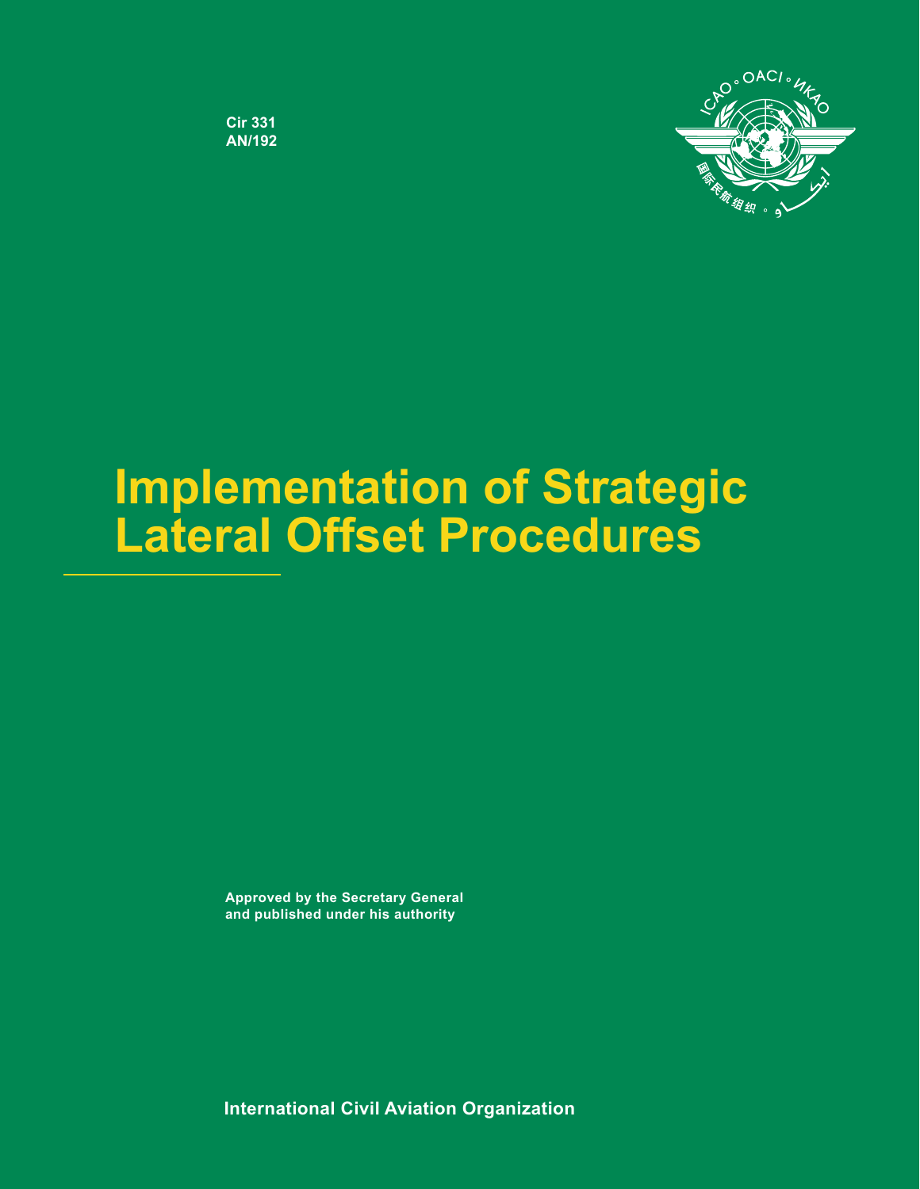Cir 331
AN/192

# Implementation of Strategic Lateral Offset Procedures

Approved by the Secretary General
and published under his authority

International Civil Aviation Organization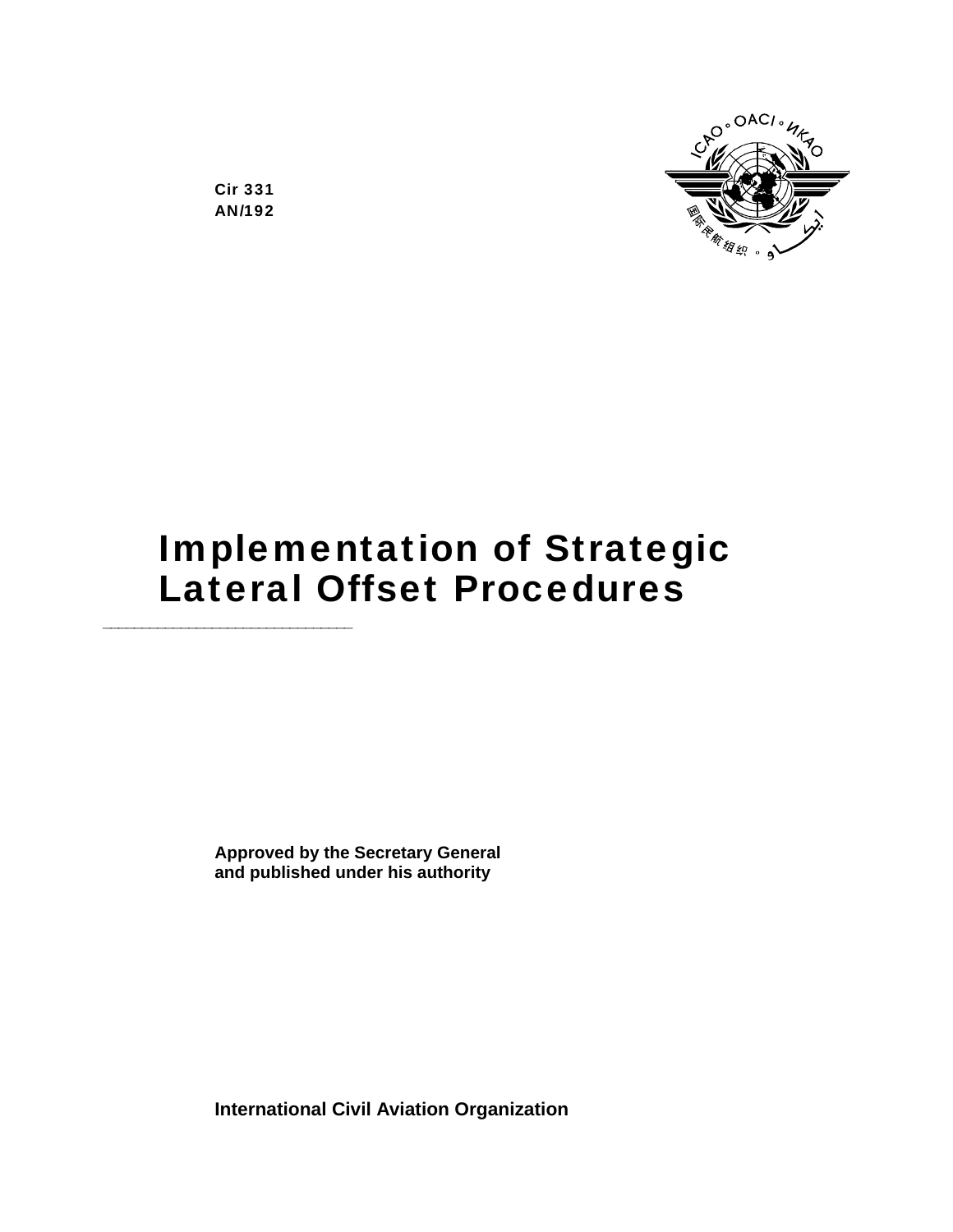Cir 331
AN/192

# Implementation of Strategic Lateral Offset Procedures

**Approved by the Secretary General and published under his authority**

**International Civil Aviation Organization**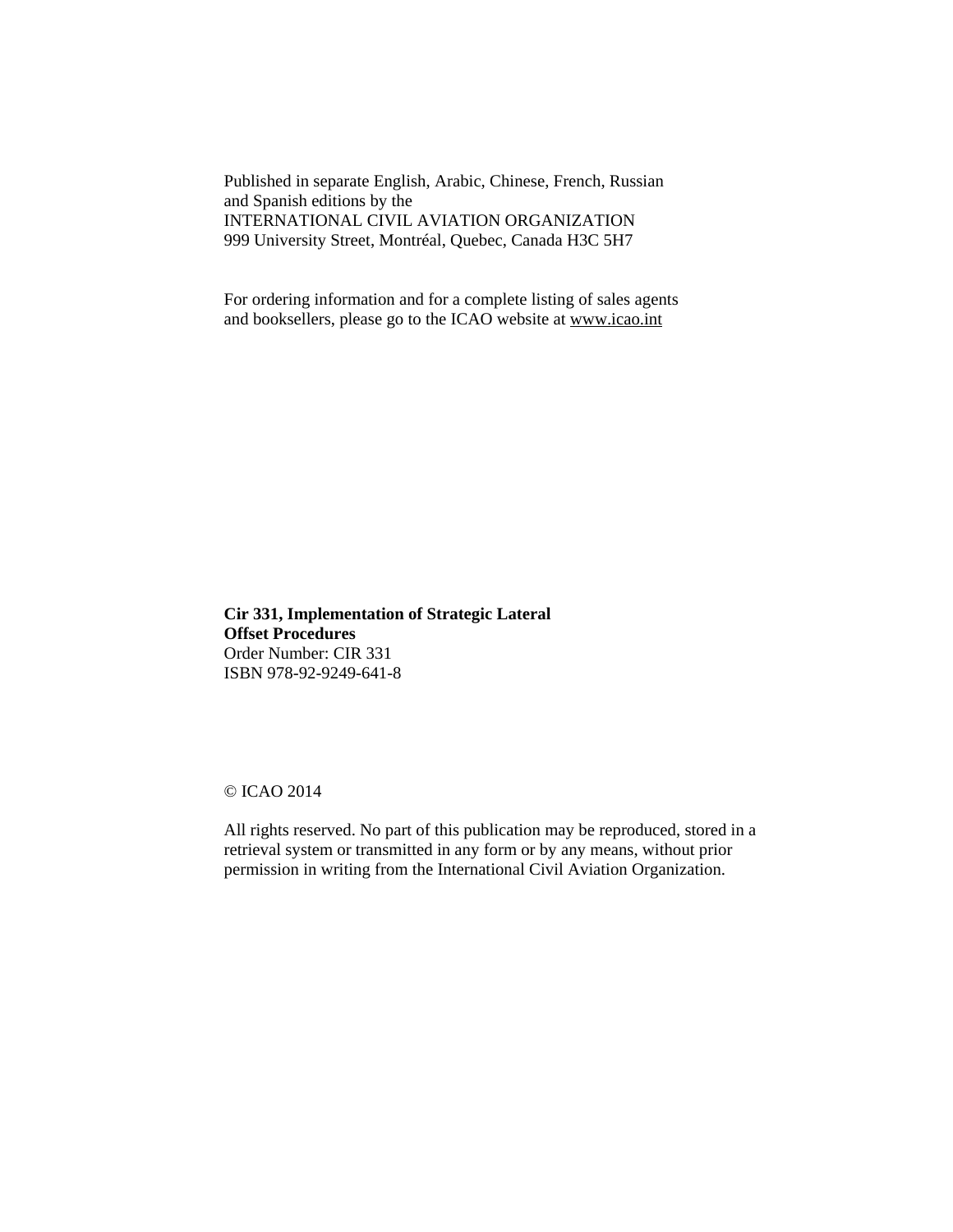Published in separate English, Arabic, Chinese, French, Russian and Spanish editions by the
INTERNATIONAL CIVIL AVIATION ORGANIZATION
999 University Street, Montréal, Quebec, Canada H3C 5H7

For ordering information and for a complete listing of sales agents and booksellers, please go to the ICAO website at www.icao.int

**Cir 331, Implementation of Strategic Lateral Offset Procedures**
Order Number: CIR 331
ISBN 978-92-9249-641-8

© ICAO 2014

All rights reserved. No part of this publication may be reproduced, stored in a retrieval system or transmitted in any form or by any means, without prior permission in writing from the International Civil Aviation Organization.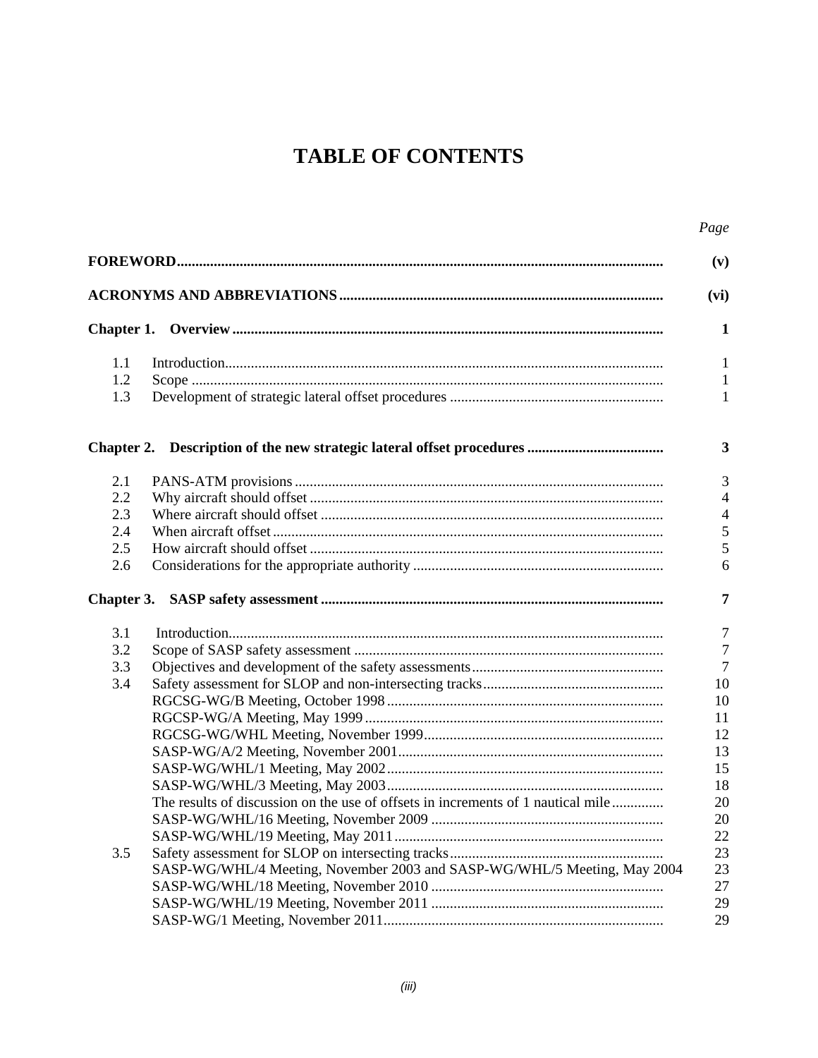# TABLE OF CONTENTS

| | | *Page* |
|---|---|---|
| **FOREWORD** | | **(v)** |
| **ACRONYMS AND ABBREVIATIONS** | | **(vi)** |
| **Chapter 1.** | **Overview** | **1** |
| 1.1 | Introduction | 1 |
| 1.2 | Scope | 1 |
| 1.3 | Development of strategic lateral offset procedures | 1 |
| **Chapter 2.** | **Description of the new strategic lateral offset procedures** | **3** |
| 2.1 | PANS-ATM provisions | 3 |
| 2.2 | Why aircraft should offset | 4 |
| 2.3 | Where aircraft should offset | 4 |
| 2.4 | When aircraft offset | 5 |
| 2.5 | How aircraft should offset | 5 |
| 2.6 | Considerations for the appropriate authority | 6 |
| **Chapter 3.** | **SASP safety assessment** | **7** |
| 3.1 | Introduction | 7 |
| 3.2 | Scope of SASP safety assessment | 7 |
| 3.3 | Objectives and development of the safety assessments | 7 |
| 3.4 | Safety assessment for SLOP and non-intersecting tracks | 10 |
| | RGCSG-WG/B Meeting, October 1998 | 10 |
| | RGCSP-WG/A Meeting, May 1999 | 11 |
| | RGCSG-WG/WHL Meeting, November 1999 | 12 |
| | SASP-WG/A/2 Meeting, November 2001 | 13 |
| | SASP-WG/WHL/1 Meeting, May 2002 | 15 |
| | SASP-WG/WHL/3 Meeting, May 2003 | 18 |
| | The results of discussion on the use of offsets in increments of 1 nautical mile | 20 |
| | SASP-WG/WHL/16 Meeting, November 2009 | 20 |
| | SASP-WG/WHL/19 Meeting, May 2011 | 22 |
| 3.5 | Safety assessment for SLOP on intersecting tracks | 23 |
| | SASP-WG/WHL/4 Meeting, November 2003 and SASP-WG/WHL/5 Meeting, May 2004 | 23 |
| | SASP-WG/WHL/18 Meeting, November 2010 | 27 |
| | SASP-WG/WHL/19 Meeting, November 2011 | 29 |
| | SASP-WG/1 Meeting, November 2011 | 29 |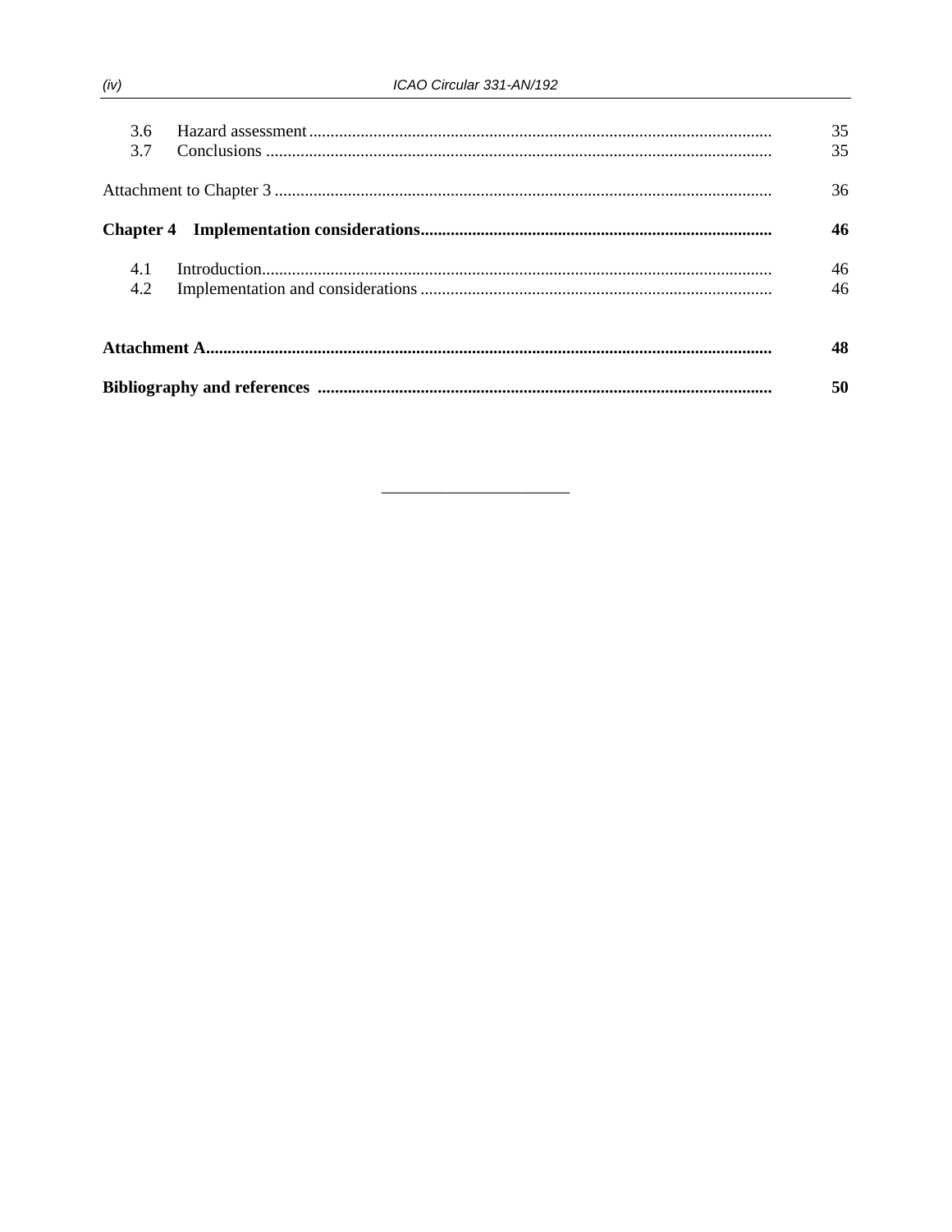| | | |
|---|---|---|
| 3.6 | Hazard assessment | 35 |
| 3.7 | Conclusions | 35 |
| Attachment to Chapter 3 | | 36 |
| **Chapter 4** | **Implementation considerations** | **46** |
| 4.1 | Introduction | 46 |
| 4.2 | Implementation and considerations | 46 |
| **Attachment A** | | **48** |
| **Bibliography and references** | | **50** |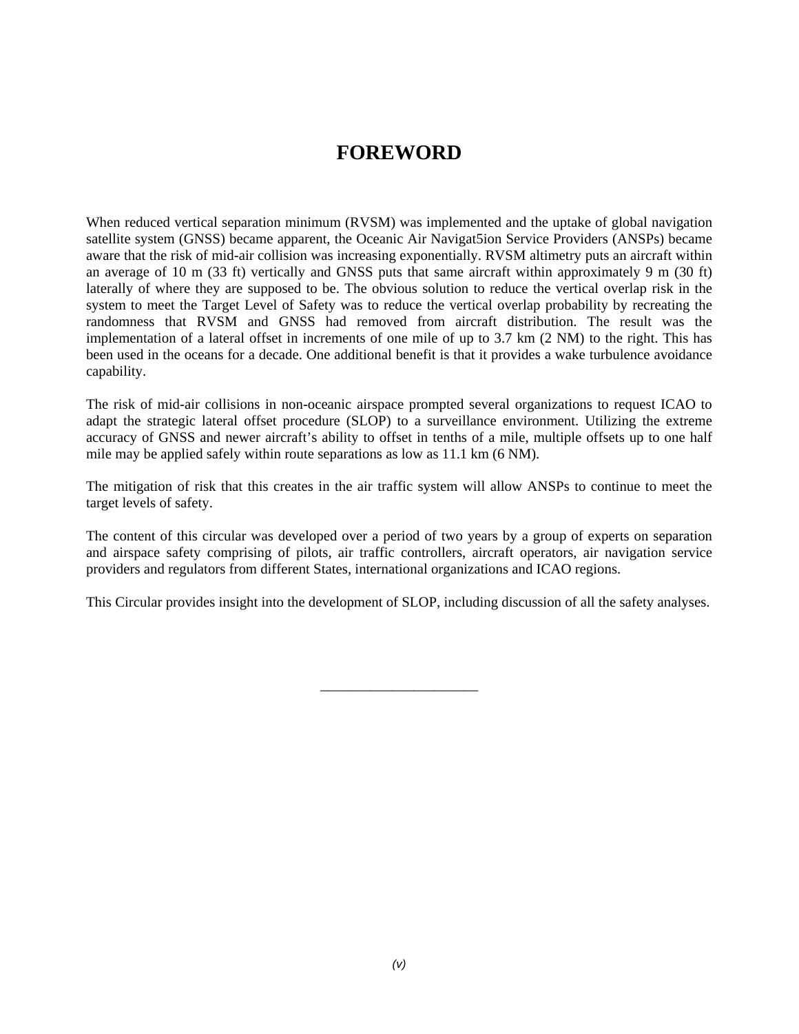# FOREWORD

When reduced vertical separation minimum (RVSM) was implemented and the uptake of global navigation satellite system (GNSS) became apparent, the Oceanic Air Navigat5ion Service Providers (ANSPs) became aware that the risk of mid-air collision was increasing exponentially. RVSM altimetry puts an aircraft within an average of 10 m (33 ft) vertically and GNSS puts that same aircraft within approximately 9 m (30 ft) laterally of where they are supposed to be. The obvious solution to reduce the vertical overlap risk in the system to meet the Target Level of Safety was to reduce the vertical overlap probability by recreating the randomness that RVSM and GNSS had removed from aircraft distribution. The result was the implementation of a lateral offset in increments of one mile of up to 3.7 km (2 NM) to the right. This has been used in the oceans for a decade. One additional benefit is that it provides a wake turbulence avoidance capability.

The risk of mid-air collisions in non-oceanic airspace prompted several organizations to request ICAO to adapt the strategic lateral offset procedure (SLOP) to a surveillance environment. Utilizing the extreme accuracy of GNSS and newer aircraft's ability to offset in tenths of a mile, multiple offsets up to one half mile may be applied safely within route separations as low as 11.1 km (6 NM).

The mitigation of risk that this creates in the air traffic system will allow ANSPs to continue to meet the target levels of safety.

The content of this circular was developed over a period of two years by a group of experts on separation and airspace safety comprising of pilots, air traffic controllers, aircraft operators, air navigation service providers and regulators from different States, international organizations and ICAO regions.

This Circular provides insight into the development of SLOP, including discussion of all the safety analyses.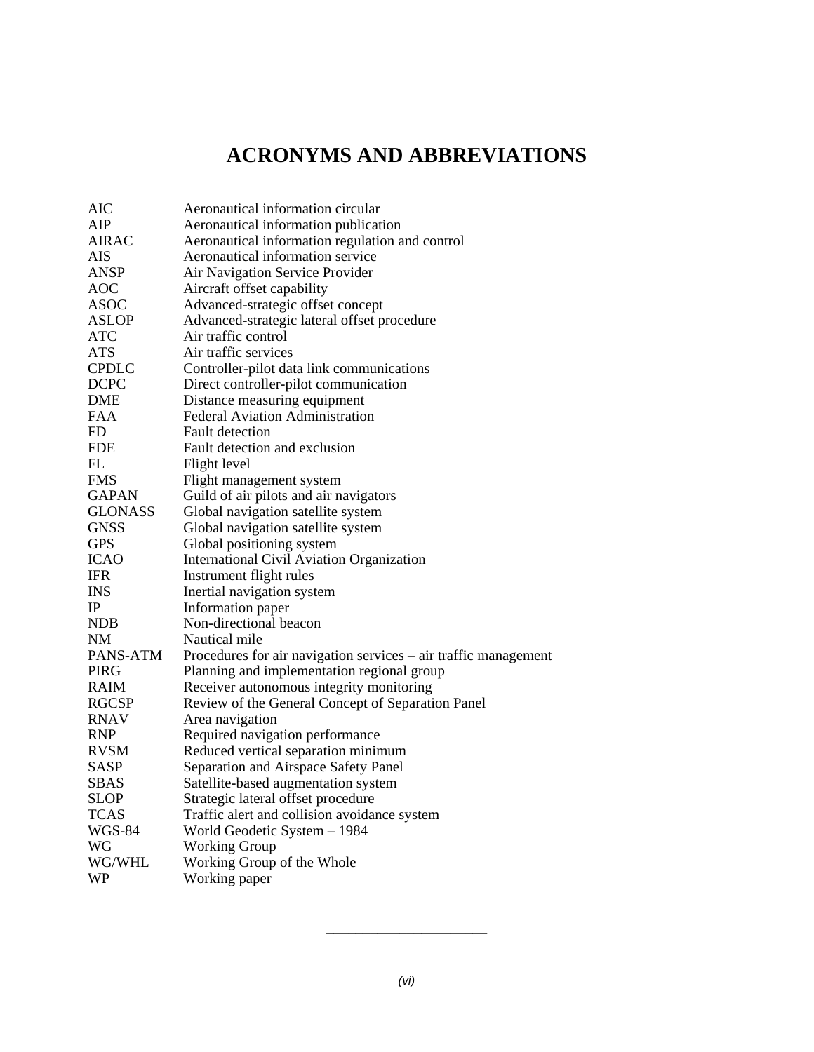# ACRONYMS AND ABBREVIATIONS

| | |
|---|---|
| AIC | Aeronautical information circular |
| AIP | Aeronautical information publication |
| AIRAC | Aeronautical information regulation and control |
| AIS | Aeronautical information service |
| ANSP | Air Navigation Service Provider |
| AOC | Aircraft offset capability |
| ASOC | Advanced-strategic offset concept |
| ASLOP | Advanced-strategic lateral offset procedure |
| ATC | Air traffic control |
| ATS | Air traffic services |
| CPDLC | Controller-pilot data link communications |
| DCPC | Direct controller-pilot communication |
| DME | Distance measuring equipment |
| FAA | Federal Aviation Administration |
| FD | Fault detection |
| FDE | Fault detection and exclusion |
| FL | Flight level |
| FMS | Flight management system |
| GAPAN | Guild of air pilots and air navigators |
| GLONASS | Global navigation satellite system |
| GNSS | Global navigation satellite system |
| GPS | Global positioning system |
| ICAO | International Civil Aviation Organization |
| IFR | Instrument flight rules |
| INS | Inertial navigation system |
| IP | Information paper |
| NDB | Non-directional beacon |
| NM | Nautical mile |
| PANS-ATM | Procedures for air navigation services – air traffic management |
| PIRG | Planning and implementation regional group |
| RAIM | Receiver autonomous integrity monitoring |
| RGCSP | Review of the General Concept of Separation Panel |
| RNAV | Area navigation |
| RNP | Required navigation performance |
| RVSM | Reduced vertical separation minimum |
| SASP | Separation and Airspace Safety Panel |
| SBAS | Satellite-based augmentation system |
| SLOP | Strategic lateral offset procedure |
| TCAS | Traffic alert and collision avoidance system |
| WGS-84 | World Geodetic System – 1984 |
| WG | Working Group |
| WG/WHL | Working Group of the Whole |
| WP | Working paper |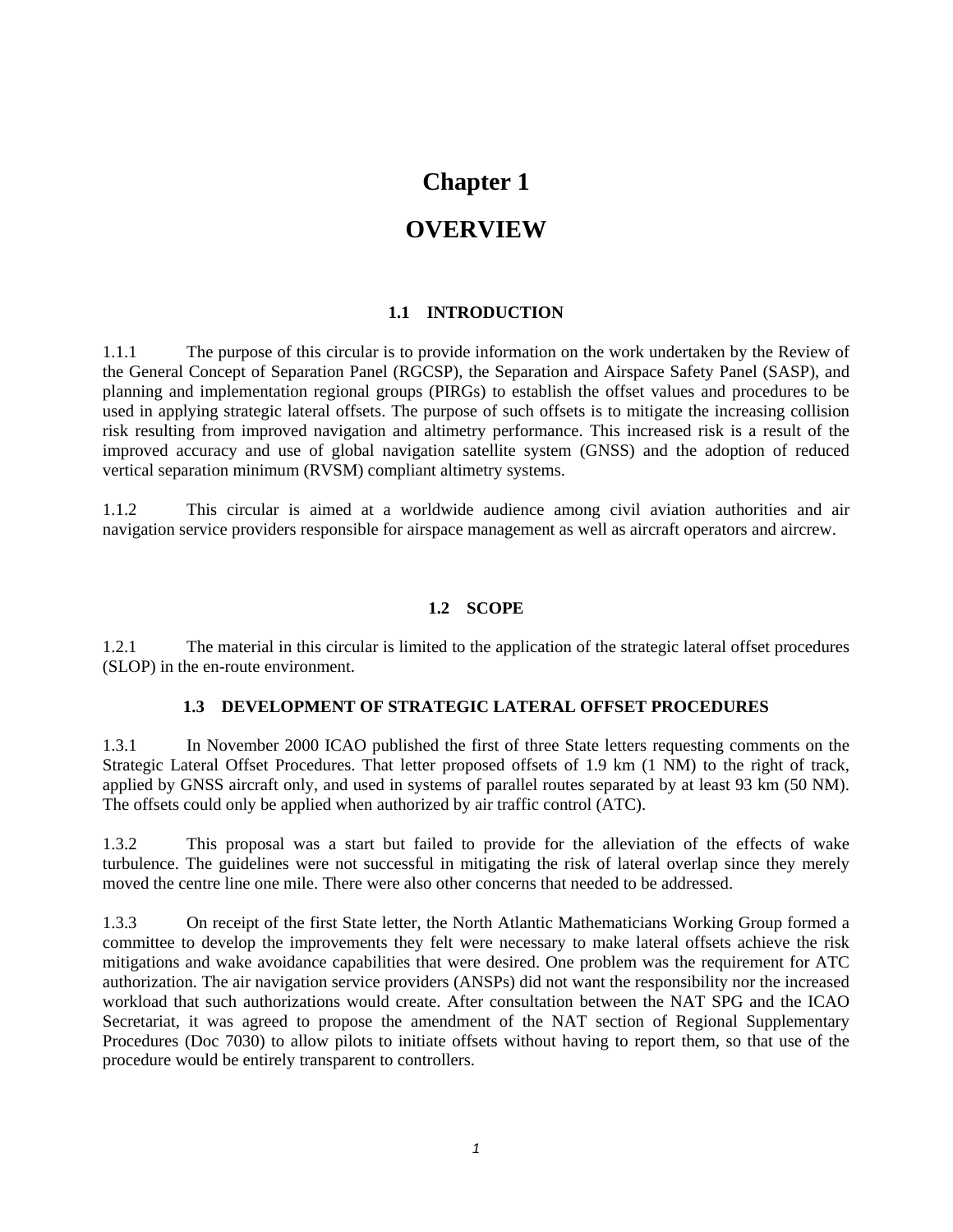# Chapter 1

# OVERVIEW

## 1.1 INTRODUCTION

1.1.1 The purpose of this circular is to provide information on the work undertaken by the Review of the General Concept of Separation Panel (RGCSP), the Separation and Airspace Safety Panel (SASP), and planning and implementation regional groups (PIRGs) to establish the offset values and procedures to be used in applying strategic lateral offsets. The purpose of such offsets is to mitigate the increasing collision risk resulting from improved navigation and altimetry performance. This increased risk is a result of the improved accuracy and use of global navigation satellite system (GNSS) and the adoption of reduced vertical separation minimum (RVSM) compliant altimetry systems.

1.1.2 This circular is aimed at a worldwide audience among civil aviation authorities and air navigation service providers responsible for airspace management as well as aircraft operators and aircrew.

## 1.2 SCOPE

1.2.1 The material in this circular is limited to the application of the strategic lateral offset procedures (SLOP) in the en-route environment.

## 1.3 DEVELOPMENT OF STRATEGIC LATERAL OFFSET PROCEDURES

1.3.1 In November 2000 ICAO published the first of three State letters requesting comments on the Strategic Lateral Offset Procedures. That letter proposed offsets of 1.9 km (1 NM) to the right of track, applied by GNSS aircraft only, and used in systems of parallel routes separated by at least 93 km (50 NM). The offsets could only be applied when authorized by air traffic control (ATC).

1.3.2 This proposal was a start but failed to provide for the alleviation of the effects of wake turbulence. The guidelines were not successful in mitigating the risk of lateral overlap since they merely moved the centre line one mile. There were also other concerns that needed to be addressed.

1.3.3 On receipt of the first State letter, the North Atlantic Mathematicians Working Group formed a committee to develop the improvements they felt were necessary to make lateral offsets achieve the risk mitigations and wake avoidance capabilities that were desired. One problem was the requirement for ATC authorization. The air navigation service providers (ANSPs) did not want the responsibility nor the increased workload that such authorizations would create. After consultation between the NAT SPG and the ICAO Secretariat, it was agreed to propose the amendment of the NAT section of Regional Supplementary Procedures (Doc 7030) to allow pilots to initiate offsets without having to report them, so that use of the procedure would be entirely transparent to controllers.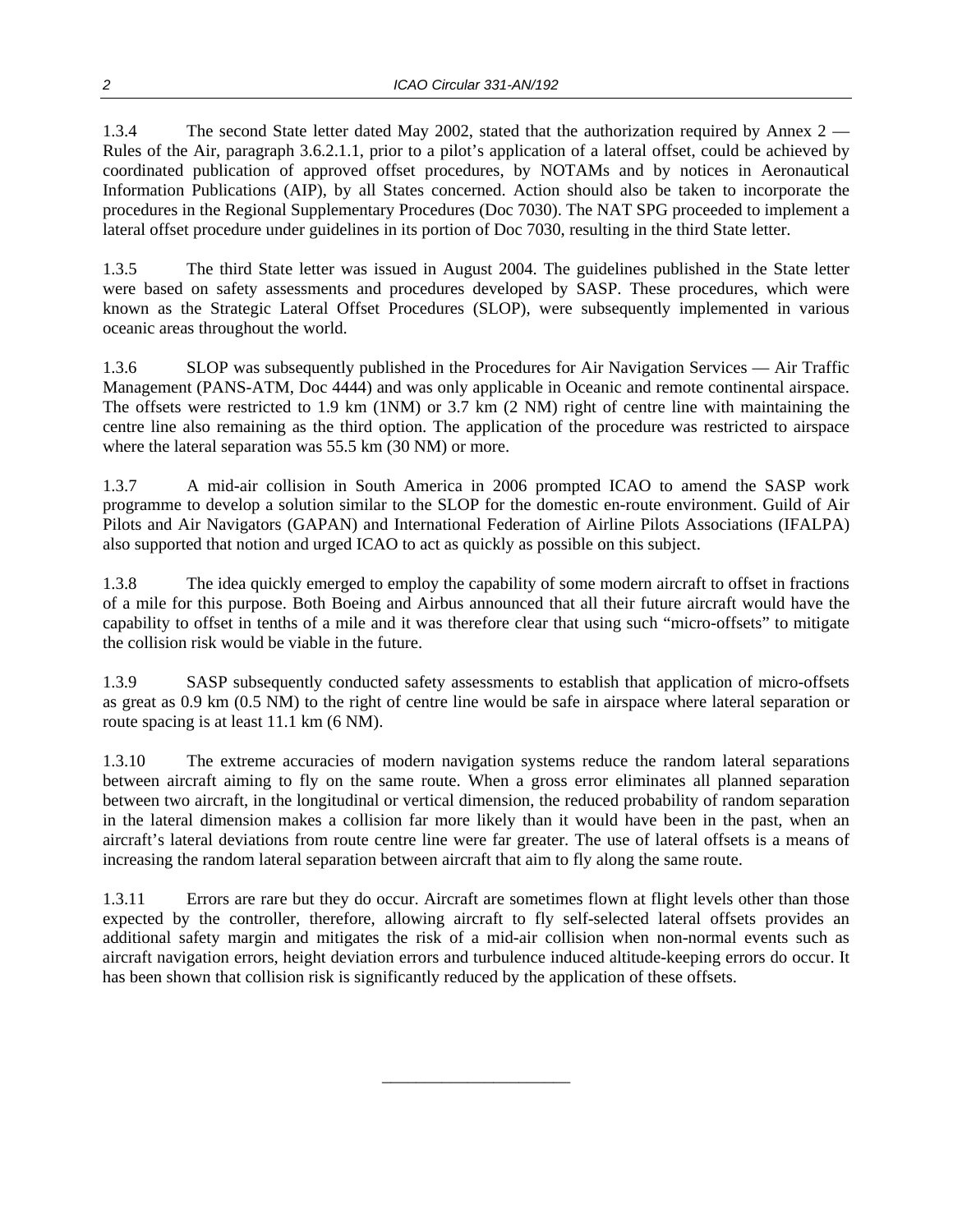1.3.4 The second State letter dated May 2002, stated that the authorization required by Annex 2 — Rules of the Air, paragraph 3.6.2.1.1, prior to a pilot's application of a lateral offset, could be achieved by coordinated publication of approved offset procedures, by NOTAMs and by notices in Aeronautical Information Publications (AIP), by all States concerned. Action should also be taken to incorporate the procedures in the Regional Supplementary Procedures (Doc 7030). The NAT SPG proceeded to implement a lateral offset procedure under guidelines in its portion of Doc 7030, resulting in the third State letter.

1.3.5 The third State letter was issued in August 2004. The guidelines published in the State letter were based on safety assessments and procedures developed by SASP. These procedures, which were known as the Strategic Lateral Offset Procedures (SLOP), were subsequently implemented in various oceanic areas throughout the world.

1.3.6 SLOP was subsequently published in the Procedures for Air Navigation Services — Air Traffic Management (PANS-ATM, Doc 4444) and was only applicable in Oceanic and remote continental airspace. The offsets were restricted to 1.9 km (1NM) or 3.7 km (2 NM) right of centre line with maintaining the centre line also remaining as the third option. The application of the procedure was restricted to airspace where the lateral separation was 55.5 km (30 NM) or more.

1.3.7 A mid-air collision in South America in 2006 prompted ICAO to amend the SASP work programme to develop a solution similar to the SLOP for the domestic en-route environment. Guild of Air Pilots and Air Navigators (GAPAN) and International Federation of Airline Pilots Associations (IFALPA) also supported that notion and urged ICAO to act as quickly as possible on this subject.

1.3.8 The idea quickly emerged to employ the capability of some modern aircraft to offset in fractions of a mile for this purpose. Both Boeing and Airbus announced that all their future aircraft would have the capability to offset in tenths of a mile and it was therefore clear that using such "micro-offsets" to mitigate the collision risk would be viable in the future.

1.3.9 SASP subsequently conducted safety assessments to establish that application of micro-offsets as great as 0.9 km (0.5 NM) to the right of centre line would be safe in airspace where lateral separation or route spacing is at least 11.1 km (6 NM).

1.3.10 The extreme accuracies of modern navigation systems reduce the random lateral separations between aircraft aiming to fly on the same route. When a gross error eliminates all planned separation between two aircraft, in the longitudinal or vertical dimension, the reduced probability of random separation in the lateral dimension makes a collision far more likely than it would have been in the past, when an aircraft's lateral deviations from route centre line were far greater. The use of lateral offsets is a means of increasing the random lateral separation between aircraft that aim to fly along the same route.

1.3.11 Errors are rare but they do occur. Aircraft are sometimes flown at flight levels other than those expected by the controller, therefore, allowing aircraft to fly self-selected lateral offsets provides an additional safety margin and mitigates the risk of a mid-air collision when non-normal events such as aircraft navigation errors, height deviation errors and turbulence induced altitude-keeping errors do occur. It has been shown that collision risk is significantly reduced by the application of these offsets.

———————————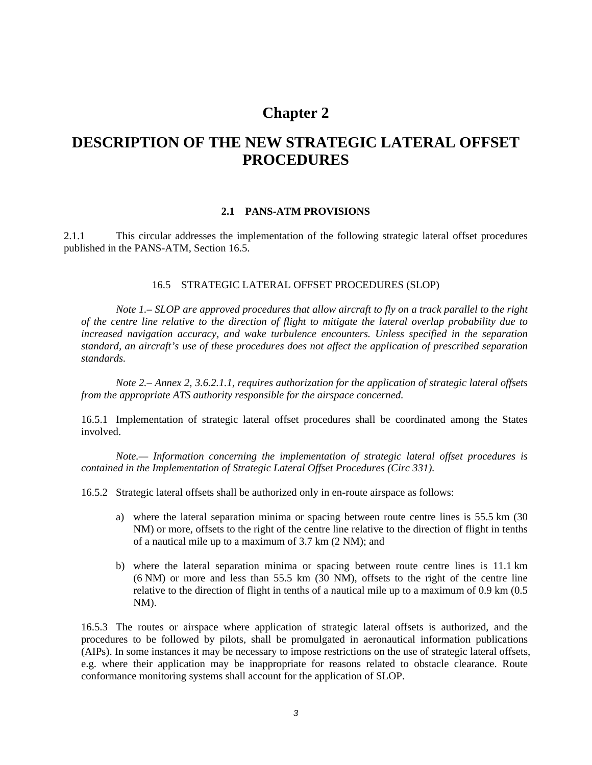# Chapter 2

# DESCRIPTION OF THE NEW STRATEGIC LATERAL OFFSET PROCEDURES

### 2.1 PANS-ATM PROVISIONS

2.1.1 This circular addresses the implementation of the following strategic lateral offset procedures published in the PANS-ATM, Section 16.5.

16.5 STRATEGIC LATERAL OFFSET PROCEDURES (SLOP)

*Note 1.– SLOP are approved procedures that allow aircraft to fly on a track parallel to the right of the centre line relative to the direction of flight to mitigate the lateral overlap probability due to increased navigation accuracy, and wake turbulence encounters. Unless specified in the separation standard, an aircraft's use of these procedures does not affect the application of prescribed separation standards.*

*Note 2.– Annex 2, 3.6.2.1.1, requires authorization for the application of strategic lateral offsets from the appropriate ATS authority responsible for the airspace concerned.*

16.5.1 Implementation of strategic lateral offset procedures shall be coordinated among the States involved.

*Note.— Information concerning the implementation of strategic lateral offset procedures is contained in the Implementation of Strategic Lateral Offset Procedures (Circ 331).*

16.5.2 Strategic lateral offsets shall be authorized only in en-route airspace as follows:

a) where the lateral separation minima or spacing between route centre lines is 55.5 km (30 NM) or more, offsets to the right of the centre line relative to the direction of flight in tenths of a nautical mile up to a maximum of 3.7 km (2 NM); and

b) where the lateral separation minima or spacing between route centre lines is 11.1 km (6 NM) or more and less than 55.5 km (30 NM), offsets to the right of the centre line relative to the direction of flight in tenths of a nautical mile up to a maximum of 0.9 km (0.5 NM).

16.5.3 The routes or airspace where application of strategic lateral offsets is authorized, and the procedures to be followed by pilots, shall be promulgated in aeronautical information publications (AIPs). In some instances it may be necessary to impose restrictions on the use of strategic lateral offsets, e.g. where their application may be inappropriate for reasons related to obstacle clearance. Route conformance monitoring systems shall account for the application of SLOP.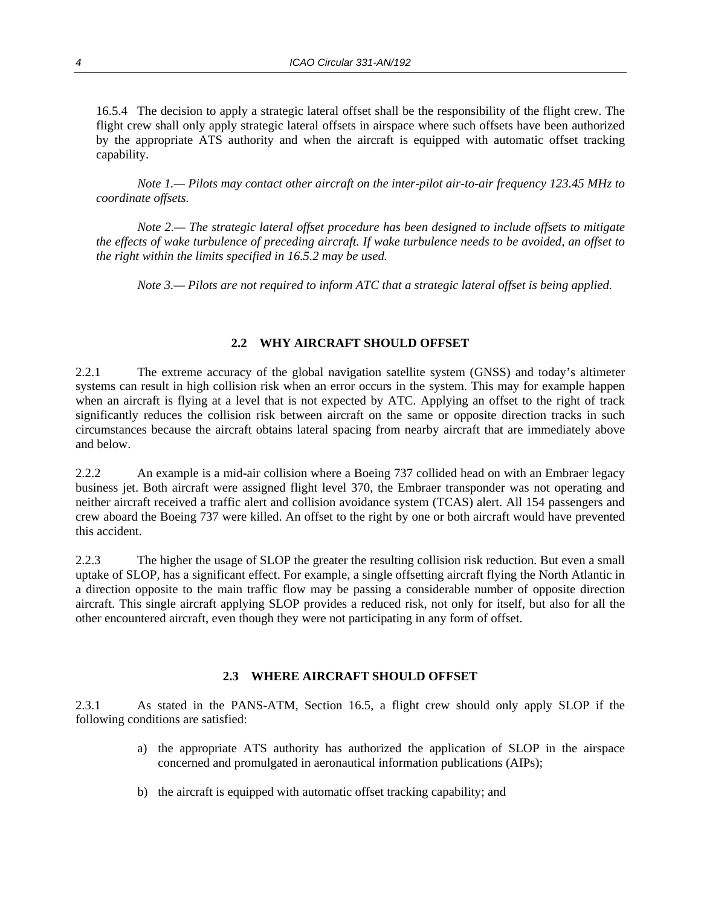16.5.4 The decision to apply a strategic lateral offset shall be the responsibility of the flight crew. The flight crew shall only apply strategic lateral offsets in airspace where such offsets have been authorized by the appropriate ATS authority and when the aircraft is equipped with automatic offset tracking capability.

*Note 1.— Pilots may contact other aircraft on the inter-pilot air-to-air frequency 123.45 MHz to coordinate offsets.*

*Note 2.— The strategic lateral offset procedure has been designed to include offsets to mitigate the effects of wake turbulence of preceding aircraft. If wake turbulence needs to be avoided, an offset to the right within the limits specified in 16.5.2 may be used.*

*Note 3.— Pilots are not required to inform ATC that a strategic lateral offset is being applied.*

## 2.2 WHY AIRCRAFT SHOULD OFFSET

2.2.1 The extreme accuracy of the global navigation satellite system (GNSS) and today's altimeter systems can result in high collision risk when an error occurs in the system. This may for example happen when an aircraft is flying at a level that is not expected by ATC. Applying an offset to the right of track significantly reduces the collision risk between aircraft on the same or opposite direction tracks in such circumstances because the aircraft obtains lateral spacing from nearby aircraft that are immediately above and below.

2.2.2 An example is a mid-air collision where a Boeing 737 collided head on with an Embraer legacy business jet. Both aircraft were assigned flight level 370, the Embraer transponder was not operating and neither aircraft received a traffic alert and collision avoidance system (TCAS) alert. All 154 passengers and crew aboard the Boeing 737 were killed. An offset to the right by one or both aircraft would have prevented this accident.

2.2.3 The higher the usage of SLOP the greater the resulting collision risk reduction. But even a small uptake of SLOP, has a significant effect. For example, a single offsetting aircraft flying the North Atlantic in a direction opposite to the main traffic flow may be passing a considerable number of opposite direction aircraft. This single aircraft applying SLOP provides a reduced risk, not only for itself, but also for all the other encountered aircraft, even though they were not participating in any form of offset.

## 2.3 WHERE AIRCRAFT SHOULD OFFSET

2.3.1 As stated in the PANS-ATM, Section 16.5, a flight crew should only apply SLOP if the following conditions are satisfied:

a) the appropriate ATS authority has authorized the application of SLOP in the airspace concerned and promulgated in aeronautical information publications (AIPs);

b) the aircraft is equipped with automatic offset tracking capability; and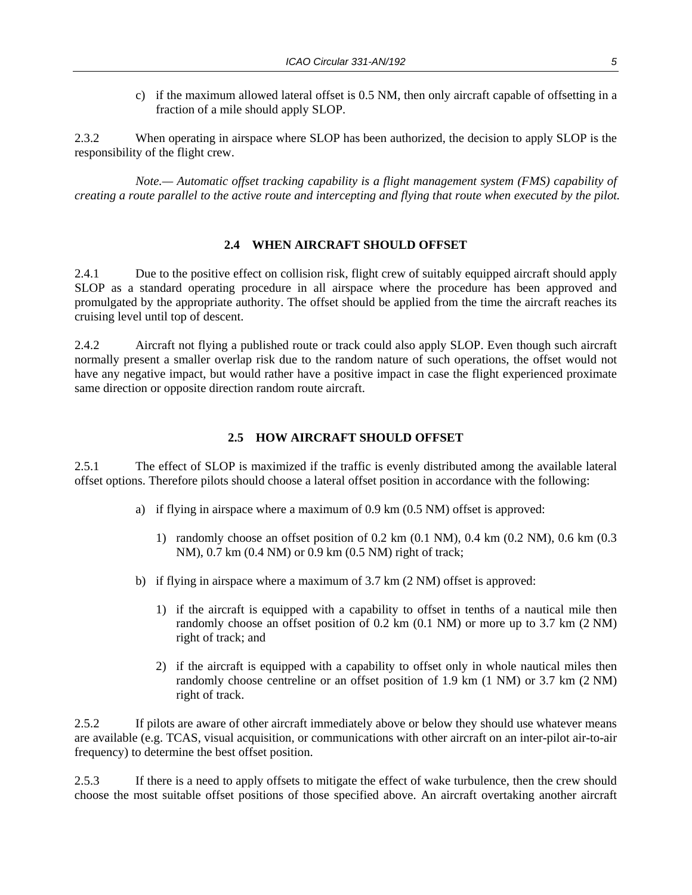c) if the maximum allowed lateral offset is 0.5 NM, then only aircraft capable of offsetting in a fraction of a mile should apply SLOP.

2.3.2 When operating in airspace where SLOP has been authorized, the decision to apply SLOP is the responsibility of the flight crew.

*Note.— Automatic offset tracking capability is a flight management system (FMS) capability of creating a route parallel to the active route and intercepting and flying that route when executed by the pilot.*

## 2.4 WHEN AIRCRAFT SHOULD OFFSET

2.4.1 Due to the positive effect on collision risk, flight crew of suitably equipped aircraft should apply SLOP as a standard operating procedure in all airspace where the procedure has been approved and promulgated by the appropriate authority. The offset should be applied from the time the aircraft reaches its cruising level until top of descent.

2.4.2 Aircraft not flying a published route or track could also apply SLOP. Even though such aircraft normally present a smaller overlap risk due to the random nature of such operations, the offset would not have any negative impact, but would rather have a positive impact in case the flight experienced proximate same direction or opposite direction random route aircraft.

## 2.5 HOW AIRCRAFT SHOULD OFFSET

2.5.1 The effect of SLOP is maximized if the traffic is evenly distributed among the available lateral offset options. Therefore pilots should choose a lateral offset position in accordance with the following:

a) if flying in airspace where a maximum of 0.9 km (0.5 NM) offset is approved:

   1) randomly choose an offset position of 0.2 km (0.1 NM), 0.4 km (0.2 NM), 0.6 km (0.3 NM), 0.7 km (0.4 NM) or 0.9 km (0.5 NM) right of track;

b) if flying in airspace where a maximum of 3.7 km (2 NM) offset is approved:

   1) if the aircraft is equipped with a capability to offset in tenths of a nautical mile then randomly choose an offset position of 0.2 km (0.1 NM) or more up to 3.7 km (2 NM) right of track; and

   2) if the aircraft is equipped with a capability to offset only in whole nautical miles then randomly choose centreline or an offset position of 1.9 km (1 NM) or 3.7 km (2 NM) right of track.

2.5.2 If pilots are aware of other aircraft immediately above or below they should use whatever means are available (e.g. TCAS, visual acquisition, or communications with other aircraft on an inter-pilot air-to-air frequency) to determine the best offset position.

2.5.3 If there is a need to apply offsets to mitigate the effect of wake turbulence, then the crew should choose the most suitable offset positions of those specified above. An aircraft overtaking another aircraft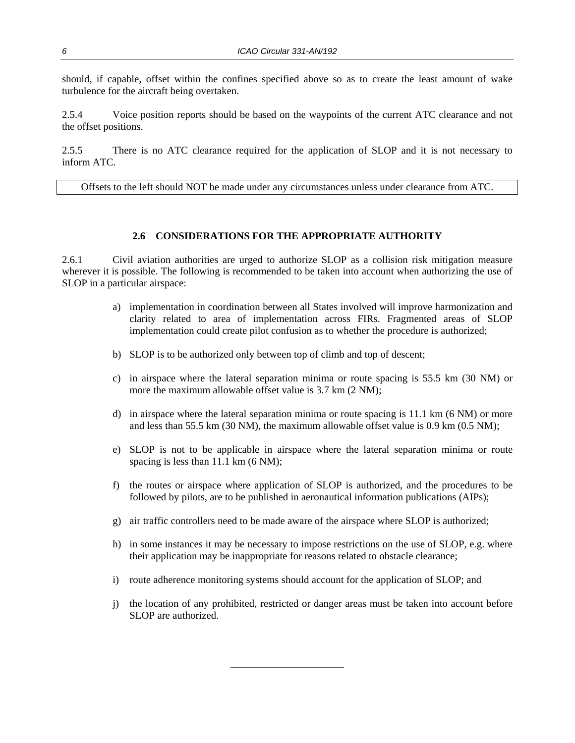should, if capable, offset within the confines specified above so as to create the least amount of wake turbulence for the aircraft being overtaken.

2.5.4 Voice position reports should be based on the waypoints of the current ATC clearance and not the offset positions.

2.5.5 There is no ATC clearance required for the application of SLOP and it is not necessary to inform ATC.

| Offsets to the left should NOT be made under any circumstances unless under clearance from ATC. |
| --- |

## 2.6 CONSIDERATIONS FOR THE APPROPRIATE AUTHORITY

2.6.1 Civil aviation authorities are urged to authorize SLOP as a collision risk mitigation measure wherever it is possible. The following is recommended to be taken into account when authorizing the use of SLOP in a particular airspace:

a) implementation in coordination between all States involved will improve harmonization and clarity related to area of implementation across FIRs. Fragmented areas of SLOP implementation could create pilot confusion as to whether the procedure is authorized;

b) SLOP is to be authorized only between top of climb and top of descent;

c) in airspace where the lateral separation minima or route spacing is 55.5 km (30 NM) or more the maximum allowable offset value is 3.7 km (2 NM);

d) in airspace where the lateral separation minima or route spacing is 11.1 km (6 NM) or more and less than 55.5 km (30 NM), the maximum allowable offset value is 0.9 km (0.5 NM);

e) SLOP is not to be applicable in airspace where the lateral separation minima or route spacing is less than 11.1 km (6 NM);

f) the routes or airspace where application of SLOP is authorized, and the procedures to be followed by pilots, are to be published in aeronautical information publications (AIPs);

g) air traffic controllers need to be made aware of the airspace where SLOP is authorized;

h) in some instances it may be necessary to impose restrictions on the use of SLOP, e.g. where their application may be inappropriate for reasons related to obstacle clearance;

i) route adherence monitoring systems should account for the application of SLOP; and

j) the location of any prohibited, restricted or danger areas must be taken into account before SLOP are authorized.

———————————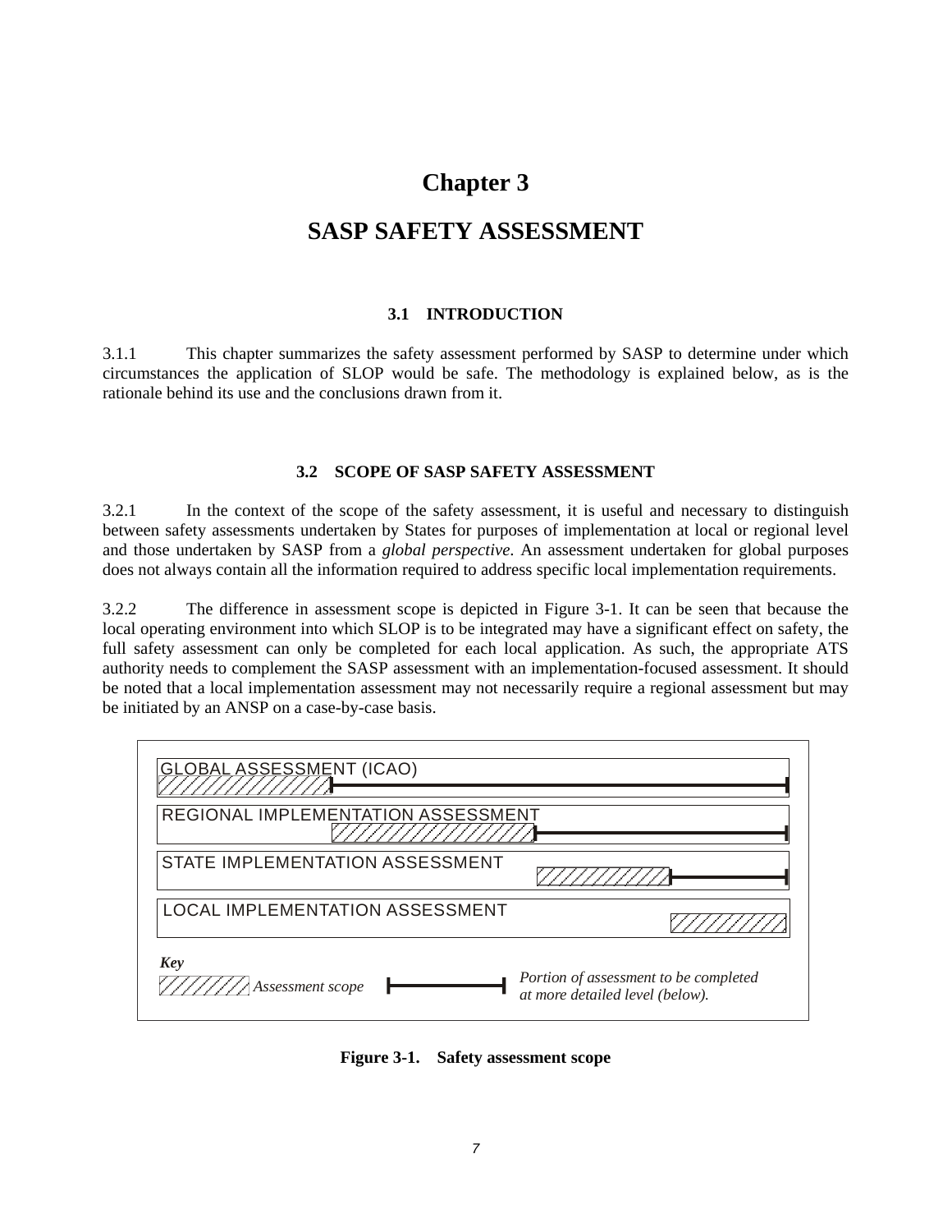# Chapter 3

# SASP SAFETY ASSESSMENT

### 3.1 INTRODUCTION

3.1.1 This chapter summarizes the safety assessment performed by SASP to determine under which circumstances the application of SLOP would be safe. The methodology is explained below, as is the rationale behind its use and the conclusions drawn from it.

### 3.2 SCOPE OF SASP SAFETY ASSESSMENT

3.2.1 In the context of the scope of the safety assessment, it is useful and necessary to distinguish between safety assessments undertaken by States for purposes of implementation at local or regional level and those undertaken by SASP from a *global perspective*. An assessment undertaken for global purposes does not always contain all the information required to address specific local implementation requirements.

3.2.2 The difference in assessment scope is depicted in Figure 3-1. It can be seen that because the local operating environment into which SLOP is to be integrated may have a significant effect on safety, the full safety assessment can only be completed for each local application. As such, the appropriate ATS authority needs to complement the SASP assessment with an implementation-focused assessment. It should be noted that a local implementation assessment may not necessarily require a regional assessment but may be initiated by an ANSP on a case-by-case basis.

GLOBAL ASSESSMENT (ICAO)

REGIONAL IMPLEMENTATION ASSESSMENT

STATE IMPLEMENTATION ASSESSMENT

LOCAL IMPLEMENTATION ASSESSMENT

***Key***

*Assessment scope*

*Portion of assessment to be completed at more detailed level (below).*

**Figure 3-1. Safety assessment scope**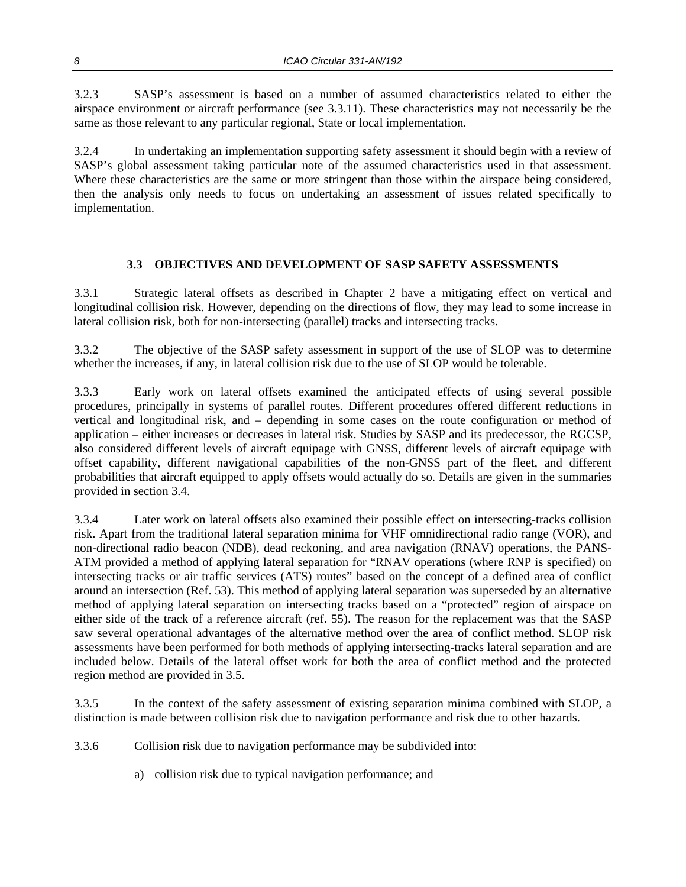3.2.3 SASP's assessment is based on a number of assumed characteristics related to either the airspace environment or aircraft performance (see 3.3.11). These characteristics may not necessarily be the same as those relevant to any particular regional, State or local implementation.

3.2.4 In undertaking an implementation supporting safety assessment it should begin with a review of SASP's global assessment taking particular note of the assumed characteristics used in that assessment. Where these characteristics are the same or more stringent than those within the airspace being considered, then the analysis only needs to focus on undertaking an assessment of issues related specifically to implementation.

## 3.3 OBJECTIVES AND DEVELOPMENT OF SASP SAFETY ASSESSMENTS

3.3.1 Strategic lateral offsets as described in Chapter 2 have a mitigating effect on vertical and longitudinal collision risk. However, depending on the directions of flow, they may lead to some increase in lateral collision risk, both for non-intersecting (parallel) tracks and intersecting tracks.

3.3.2 The objective of the SASP safety assessment in support of the use of SLOP was to determine whether the increases, if any, in lateral collision risk due to the use of SLOP would be tolerable.

3.3.3 Early work on lateral offsets examined the anticipated effects of using several possible procedures, principally in systems of parallel routes. Different procedures offered different reductions in vertical and longitudinal risk, and – depending in some cases on the route configuration or method of application – either increases or decreases in lateral risk. Studies by SASP and its predecessor, the RGCSP, also considered different levels of aircraft equipage with GNSS, different levels of aircraft equipage with offset capability, different navigational capabilities of the non-GNSS part of the fleet, and different probabilities that aircraft equipped to apply offsets would actually do so. Details are given in the summaries provided in section 3.4.

3.3.4 Later work on lateral offsets also examined their possible effect on intersecting-tracks collision risk. Apart from the traditional lateral separation minima for VHF omnidirectional radio range (VOR), and non-directional radio beacon (NDB), dead reckoning, and area navigation (RNAV) operations, the PANS-ATM provided a method of applying lateral separation for "RNAV operations (where RNP is specified) on intersecting tracks or air traffic services (ATS) routes" based on the concept of a defined area of conflict around an intersection (Ref. 53). This method of applying lateral separation was superseded by an alternative method of applying lateral separation on intersecting tracks based on a "protected" region of airspace on either side of the track of a reference aircraft (ref. 55). The reason for the replacement was that the SASP saw several operational advantages of the alternative method over the area of conflict method. SLOP risk assessments have been performed for both methods of applying intersecting-tracks lateral separation and are included below. Details of the lateral offset work for both the area of conflict method and the protected region method are provided in 3.5.

3.3.5 In the context of the safety assessment of existing separation minima combined with SLOP, a distinction is made between collision risk due to navigation performance and risk due to other hazards.

3.3.6 Collision risk due to navigation performance may be subdivided into:

a) collision risk due to typical navigation performance; and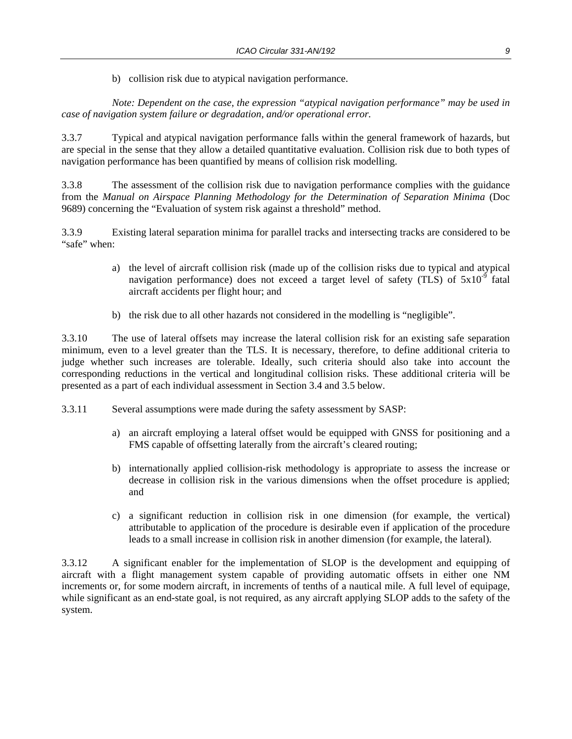b) collision risk due to atypical navigation performance.

*Note: Dependent on the case, the expression "atypical navigation performance" may be used in case of navigation system failure or degradation, and/or operational error.*

3.3.7 Typical and atypical navigation performance falls within the general framework of hazards, but are special in the sense that they allow a detailed quantitative evaluation. Collision risk due to both types of navigation performance has been quantified by means of collision risk modelling.

3.3.8 The assessment of the collision risk due to navigation performance complies with the guidance from the *Manual on Airspace Planning Methodology for the Determination of Separation Minima* (Doc 9689) concerning the "Evaluation of system risk against a threshold" method.

3.3.9 Existing lateral separation minima for parallel tracks and intersecting tracks are considered to be "safe" when:

a) the level of aircraft collision risk (made up of the collision risks due to typical and atypical navigation performance) does not exceed a target level of safety (TLS) of $5x10^{-9}$ fatal aircraft accidents per flight hour; and

b) the risk due to all other hazards not considered in the modelling is "negligible".

3.3.10 The use of lateral offsets may increase the lateral collision risk for an existing safe separation minimum, even to a level greater than the TLS. It is necessary, therefore, to define additional criteria to judge whether such increases are tolerable. Ideally, such criteria should also take into account the corresponding reductions in the vertical and longitudinal collision risks. These additional criteria will be presented as a part of each individual assessment in Section 3.4 and 3.5 below.

3.3.11 Several assumptions were made during the safety assessment by SASP:

a) an aircraft employing a lateral offset would be equipped with GNSS for positioning and a FMS capable of offsetting laterally from the aircraft's cleared routing;

b) internationally applied collision-risk methodology is appropriate to assess the increase or decrease in collision risk in the various dimensions when the offset procedure is applied; and

c) a significant reduction in collision risk in one dimension (for example, the vertical) attributable to application of the procedure is desirable even if application of the procedure leads to a small increase in collision risk in another dimension (for example, the lateral).

3.3.12 A significant enabler for the implementation of SLOP is the development and equipping of aircraft with a flight management system capable of providing automatic offsets in either one NM increments or, for some modern aircraft, in increments of tenths of a nautical mile. A full level of equipage, while significant as an end-state goal, is not required, as any aircraft applying SLOP adds to the safety of the system.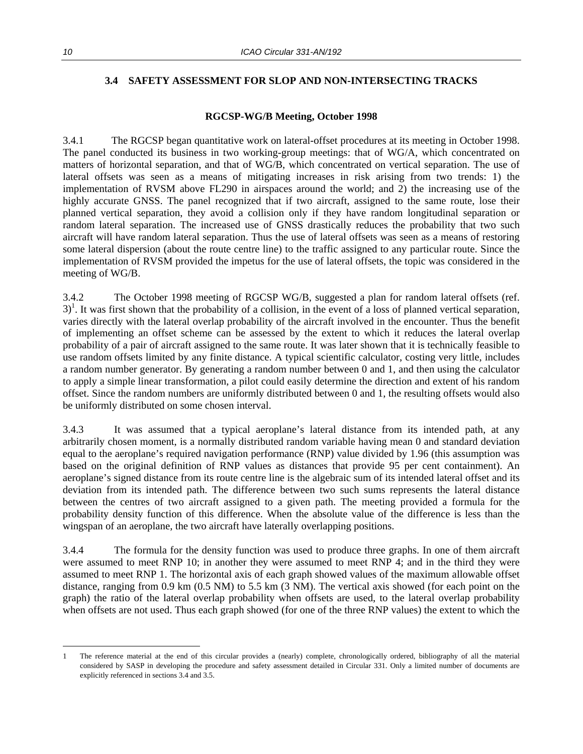### 3.4 SAFETY ASSESSMENT FOR SLOP AND NON-INTERSECTING TRACKS

**RGCSP-WG/B Meeting, October 1998**

3.4.1 The RGCSP began quantitative work on lateral-offset procedures at its meeting in October 1998. The panel conducted its business in two working-group meetings: that of WG/A, which concentrated on matters of horizontal separation, and that of WG/B, which concentrated on vertical separation. The use of lateral offsets was seen as a means of mitigating increases in risk arising from two trends: 1) the implementation of RVSM above FL290 in airspaces around the world; and 2) the increasing use of the highly accurate GNSS. The panel recognized that if two aircraft, assigned to the same route, lose their planned vertical separation, they avoid a collision only if they have random longitudinal separation or random lateral separation. The increased use of GNSS drastically reduces the probability that two such aircraft will have random lateral separation. Thus the use of lateral offsets was seen as a means of restoring some lateral dispersion (about the route centre line) to the traffic assigned to any particular route. Since the implementation of RVSM provided the impetus for the use of lateral offsets, the topic was considered in the meeting of WG/B.

3.4.2 The October 1998 meeting of RGCSP WG/B, suggested a plan for random lateral offsets (ref. 3)[1]. It was first shown that the probability of a collision, in the event of a loss of planned vertical separation, varies directly with the lateral overlap probability of the aircraft involved in the encounter. Thus the benefit of implementing an offset scheme can be assessed by the extent to which it reduces the lateral overlap probability of a pair of aircraft assigned to the same route. It was later shown that it is technically feasible to use random offsets limited by any finite distance. A typical scientific calculator, costing very little, includes a random number generator. By generating a random number between 0 and 1, and then using the calculator to apply a simple linear transformation, a pilot could easily determine the direction and extent of his random offset. Since the random numbers are uniformly distributed between 0 and 1, the resulting offsets would also be uniformly distributed on some chosen interval.

3.4.3 It was assumed that a typical aeroplane's lateral distance from its intended path, at any arbitrarily chosen moment, is a normally distributed random variable having mean 0 and standard deviation equal to the aeroplane's required navigation performance (RNP) value divided by 1.96 (this assumption was based on the original definition of RNP values as distances that provide 95 per cent containment). An aeroplane's signed distance from its route centre line is the algebraic sum of its intended lateral offset and its deviation from its intended path. The difference between two such sums represents the lateral distance between the centres of two aircraft assigned to a given path. The meeting provided a formula for the probability density function of this difference. When the absolute value of the difference is less than the wingspan of an aeroplane, the two aircraft have laterally overlapping positions.

3.4.4 The formula for the density function was used to produce three graphs. In one of them aircraft were assumed to meet RNP 10; in another they were assumed to meet RNP 4; and in the third they were assumed to meet RNP 1. The horizontal axis of each graph showed values of the maximum allowable offset distance, ranging from 0.9 km (0.5 NM) to 5.5 km (3 NM). The vertical axis showed (for each point on the graph) the ratio of the lateral overlap probability when offsets are used, to the lateral overlap probability when offsets are not used. Thus each graph showed (for one of the three RNP values) the extent to which the

---

1 The reference material at the end of this circular provides a (nearly) complete, chronologically ordered, bibliography of all the material considered by SASP in developing the procedure and safety assessment detailed in Circular 331. Only a limited number of documents are explicitly referenced in sections 3.4 and 3.5.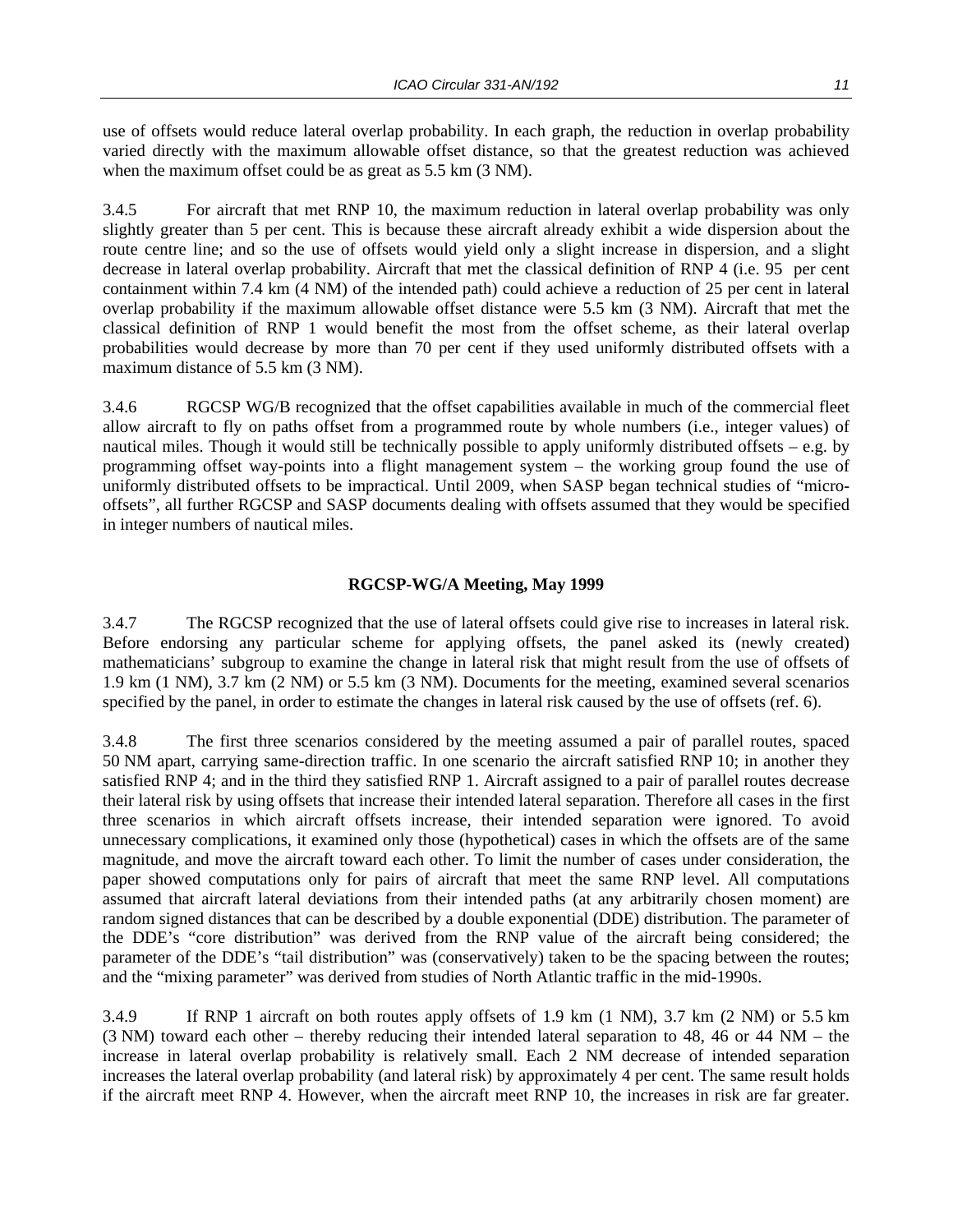use of offsets would reduce lateral overlap probability. In each graph, the reduction in overlap probability varied directly with the maximum allowable offset distance, so that the greatest reduction was achieved when the maximum offset could be as great as 5.5 km (3 NM).

3.4.5 For aircraft that met RNP 10, the maximum reduction in lateral overlap probability was only slightly greater than 5 per cent. This is because these aircraft already exhibit a wide dispersion about the route centre line; and so the use of offsets would yield only a slight increase in dispersion, and a slight decrease in lateral overlap probability. Aircraft that met the classical definition of RNP 4 (i.e. 95 per cent containment within 7.4 km (4 NM) of the intended path) could achieve a reduction of 25 per cent in lateral overlap probability if the maximum allowable offset distance were 5.5 km (3 NM). Aircraft that met the classical definition of RNP 1 would benefit the most from the offset scheme, as their lateral overlap probabilities would decrease by more than 70 per cent if they used uniformly distributed offsets with a maximum distance of 5.5 km (3 NM).

3.4.6 RGCSP WG/B recognized that the offset capabilities available in much of the commercial fleet allow aircraft to fly on paths offset from a programmed route by whole numbers (i.e., integer values) of nautical miles. Though it would still be technically possible to apply uniformly distributed offsets – e.g. by programming offset way-points into a flight management system – the working group found the use of uniformly distributed offsets to be impractical. Until 2009, when SASP began technical studies of "micro-offsets", all further RGCSP and SASP documents dealing with offsets assumed that they would be specified in integer numbers of nautical miles.

**RGCSP-WG/A Meeting, May 1999**

3.4.7 The RGCSP recognized that the use of lateral offsets could give rise to increases in lateral risk. Before endorsing any particular scheme for applying offsets, the panel asked its (newly created) mathematicians' subgroup to examine the change in lateral risk that might result from the use of offsets of 1.9 km (1 NM), 3.7 km (2 NM) or 5.5 km (3 NM). Documents for the meeting, examined several scenarios specified by the panel, in order to estimate the changes in lateral risk caused by the use of offsets (ref. 6).

3.4.8 The first three scenarios considered by the meeting assumed a pair of parallel routes, spaced 50 NM apart, carrying same-direction traffic. In one scenario the aircraft satisfied RNP 10; in another they satisfied RNP 4; and in the third they satisfied RNP 1. Aircraft assigned to a pair of parallel routes decrease their lateral risk by using offsets that increase their intended lateral separation. Therefore all cases in the first three scenarios in which aircraft offsets increase, their intended separation were ignored. To avoid unnecessary complications, it examined only those (hypothetical) cases in which the offsets are of the same magnitude, and move the aircraft toward each other. To limit the number of cases under consideration, the paper showed computations only for pairs of aircraft that meet the same RNP level. All computations assumed that aircraft lateral deviations from their intended paths (at any arbitrarily chosen moment) are random signed distances that can be described by a double exponential (DDE) distribution. The parameter of the DDE's "core distribution" was derived from the RNP value of the aircraft being considered; the parameter of the DDE's "tail distribution" was (conservatively) taken to be the spacing between the routes; and the "mixing parameter" was derived from studies of North Atlantic traffic in the mid-1990s.

3.4.9 If RNP 1 aircraft on both routes apply offsets of 1.9 km (1 NM), 3.7 km (2 NM) or 5.5 km (3 NM) toward each other – thereby reducing their intended lateral separation to 48, 46 or 44 NM – the increase in lateral overlap probability is relatively small. Each 2 NM decrease of intended separation increases the lateral overlap probability (and lateral risk) by approximately 4 per cent. The same result holds if the aircraft meet RNP 4. However, when the aircraft meet RNP 10, the increases in risk are far greater.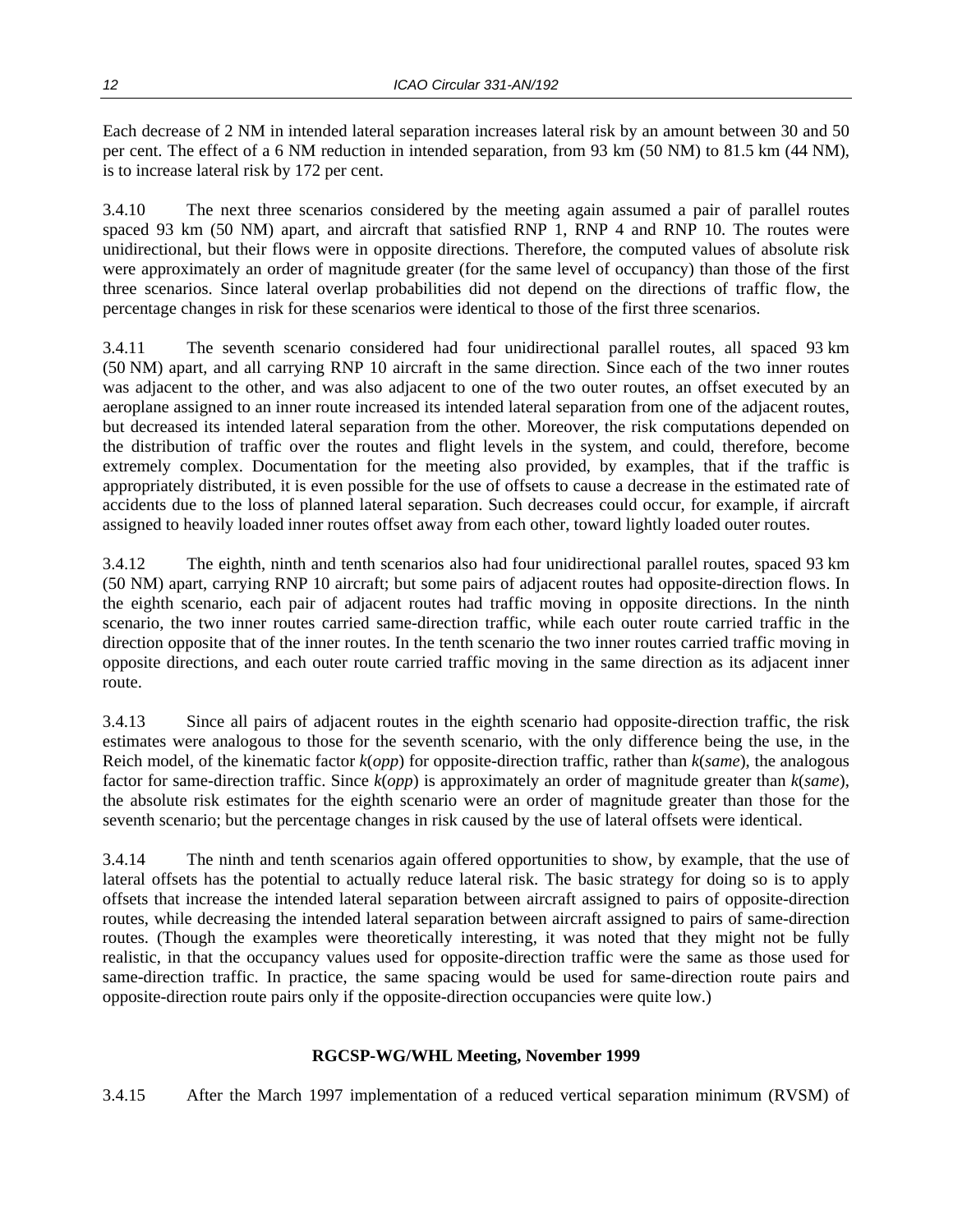Each decrease of 2 NM in intended lateral separation increases lateral risk by an amount between 30 and 50 per cent. The effect of a 6 NM reduction in intended separation, from 93 km (50 NM) to 81.5 km (44 NM), is to increase lateral risk by 172 per cent.

3.4.10 The next three scenarios considered by the meeting again assumed a pair of parallel routes spaced 93 km (50 NM) apart, and aircraft that satisfied RNP 1, RNP 4 and RNP 10. The routes were unidirectional, but their flows were in opposite directions. Therefore, the computed values of absolute risk were approximately an order of magnitude greater (for the same level of occupancy) than those of the first three scenarios. Since lateral overlap probabilities did not depend on the directions of traffic flow, the percentage changes in risk for these scenarios were identical to those of the first three scenarios.

3.4.11 The seventh scenario considered had four unidirectional parallel routes, all spaced 93 km (50 NM) apart, and all carrying RNP 10 aircraft in the same direction. Since each of the two inner routes was adjacent to the other, and was also adjacent to one of the two outer routes, an offset executed by an aeroplane assigned to an inner route increased its intended lateral separation from one of the adjacent routes, but decreased its intended lateral separation from the other. Moreover, the risk computations depended on the distribution of traffic over the routes and flight levels in the system, and could, therefore, become extremely complex. Documentation for the meeting also provided, by examples, that if the traffic is appropriately distributed, it is even possible for the use of offsets to cause a decrease in the estimated rate of accidents due to the loss of planned lateral separation. Such decreases could occur, for example, if aircraft assigned to heavily loaded inner routes offset away from each other, toward lightly loaded outer routes.

3.4.12 The eighth, ninth and tenth scenarios also had four unidirectional parallel routes, spaced 93 km (50 NM) apart, carrying RNP 10 aircraft; but some pairs of adjacent routes had opposite-direction flows. In the eighth scenario, each pair of adjacent routes had traffic moving in opposite directions. In the ninth scenario, the two inner routes carried same-direction traffic, while each outer route carried traffic in the direction opposite that of the inner routes. In the tenth scenario the two inner routes carried traffic moving in opposite directions, and each outer route carried traffic moving in the same direction as its adjacent inner route.

3.4.13 Since all pairs of adjacent routes in the eighth scenario had opposite-direction traffic, the risk estimates were analogous to those for the seventh scenario, with the only difference being the use, in the Reich model, of the kinematic factor $k(opp)$ for opposite-direction traffic, rather than $k(same)$, the analogous factor for same-direction traffic. Since $k(opp)$ is approximately an order of magnitude greater than $k(same)$, the absolute risk estimates for the eighth scenario were an order of magnitude greater than those for the seventh scenario; but the percentage changes in risk caused by the use of lateral offsets were identical.

3.4.14 The ninth and tenth scenarios again offered opportunities to show, by example, that the use of lateral offsets has the potential to actually reduce lateral risk. The basic strategy for doing so is to apply offsets that increase the intended lateral separation between aircraft assigned to pairs of opposite-direction routes, while decreasing the intended lateral separation between aircraft assigned to pairs of same-direction routes. (Though the examples were theoretically interesting, it was noted that they might not be fully realistic, in that the occupancy values used for opposite-direction traffic were the same as those used for same-direction traffic. In practice, the same spacing would be used for same-direction route pairs and opposite-direction route pairs only if the opposite-direction occupancies were quite low.)

#### RGCSP-WG/WHL Meeting, November 1999

3.4.15 After the March 1997 implementation of a reduced vertical separation minimum (RVSM) of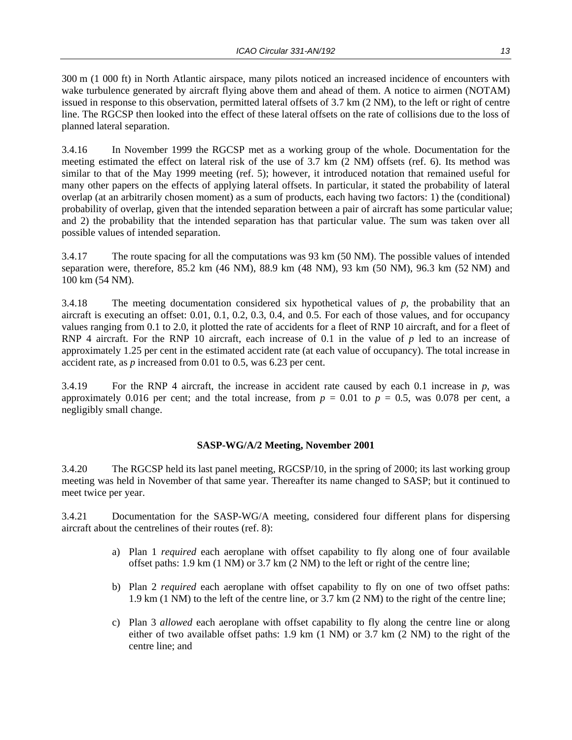300 m (1 000 ft) in North Atlantic airspace, many pilots noticed an increased incidence of encounters with wake turbulence generated by aircraft flying above them and ahead of them. A notice to airmen (NOTAM) issued in response to this observation, permitted lateral offsets of 3.7 km (2 NM), to the left or right of centre line. The RGCSP then looked into the effect of these lateral offsets on the rate of collisions due to the loss of planned lateral separation.

3.4.16 In November 1999 the RGCSP met as a working group of the whole. Documentation for the meeting estimated the effect on lateral risk of the use of 3.7 km (2 NM) offsets (ref. 6). Its method was similar to that of the May 1999 meeting (ref. 5); however, it introduced notation that remained useful for many other papers on the effects of applying lateral offsets. In particular, it stated the probability of lateral overlap (at an arbitrarily chosen moment) as a sum of products, each having two factors: 1) the (conditional) probability of overlap, given that the intended separation between a pair of aircraft has some particular value; and 2) the probability that the intended separation has that particular value. The sum was taken over all possible values of intended separation.

3.4.17 The route spacing for all the computations was 93 km (50 NM). The possible values of intended separation were, therefore, 85.2 km (46 NM), 88.9 km (48 NM), 93 km (50 NM), 96.3 km (52 NM) and 100 km (54 NM).

3.4.18 The meeting documentation considered six hypothetical values of $p$, the probability that an aircraft is executing an offset: 0.01, 0.1, 0.2, 0.3, 0.4, and 0.5. For each of those values, and for occupancy values ranging from 0.1 to 2.0, it plotted the rate of accidents for a fleet of RNP 10 aircraft, and for a fleet of RNP 4 aircraft. For the RNP 10 aircraft, each increase of 0.1 in the value of $p$ led to an increase of approximately 1.25 per cent in the estimated accident rate (at each value of occupancy). The total increase in accident rate, as $p$ increased from 0.01 to 0.5, was 6.23 per cent.

3.4.19 For the RNP 4 aircraft, the increase in accident rate caused by each 0.1 increase in $p$, was approximately 0.016 per cent; and the total increase, from $p = 0.01$ to $p = 0.5$, was 0.078 per cent, a negligibly small change.

**SASP-WG/A/2 Meeting, November 2001**

3.4.20 The RGCSP held its last panel meeting, RGCSP/10, in the spring of 2000; its last working group meeting was held in November of that same year. Thereafter its name changed to SASP; but it continued to meet twice per year.

3.4.21 Documentation for the SASP-WG/A meeting, considered four different plans for dispersing aircraft about the centrelines of their routes (ref. 8):

a) Plan 1 *required* each aeroplane with offset capability to fly along one of four available offset paths: 1.9 km (1 NM) or 3.7 km (2 NM) to the left or right of the centre line;

b) Plan 2 *required* each aeroplane with offset capability to fly on one of two offset paths: 1.9 km (1 NM) to the left of the centre line, or 3.7 km (2 NM) to the right of the centre line;

c) Plan 3 *allowed* each aeroplane with offset capability to fly along the centre line or along either of two available offset paths: 1.9 km (1 NM) or 3.7 km (2 NM) to the right of the centre line; and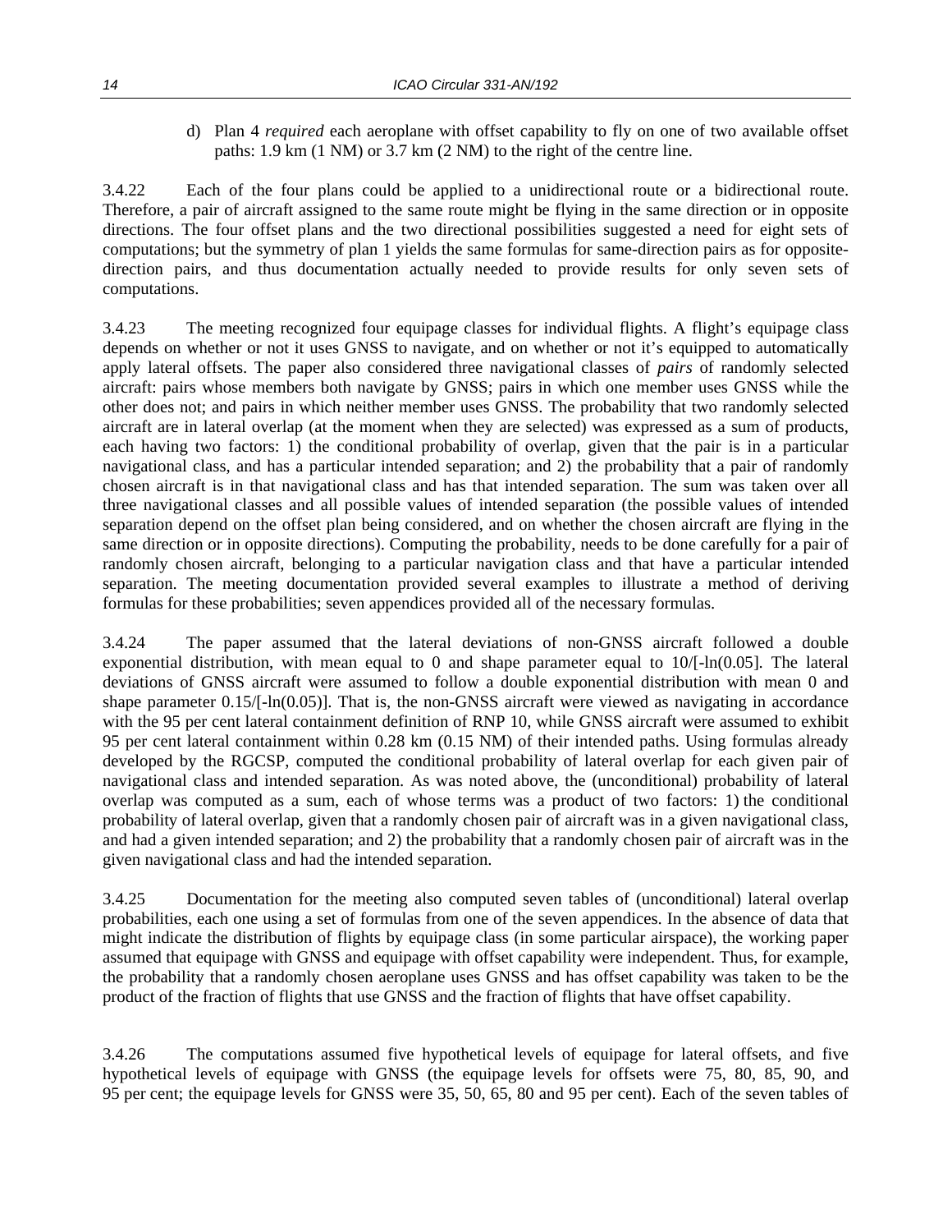d) Plan 4 *required* each aeroplane with offset capability to fly on one of two available offset paths: 1.9 km (1 NM) or 3.7 km (2 NM) to the right of the centre line.

3.4.22 Each of the four plans could be applied to a unidirectional route or a bidirectional route. Therefore, a pair of aircraft assigned to the same route might be flying in the same direction or in opposite directions. The four offset plans and the two directional possibilities suggested a need for eight sets of computations; but the symmetry of plan 1 yields the same formulas for same-direction pairs as for opposite-direction pairs, and thus documentation actually needed to provide results for only seven sets of computations.

3.4.23 The meeting recognized four equipage classes for individual flights. A flight's equipage class depends on whether or not it uses GNSS to navigate, and on whether or not it's equipped to automatically apply lateral offsets. The paper also considered three navigational classes of *pairs* of randomly selected aircraft: pairs whose members both navigate by GNSS; pairs in which one member uses GNSS while the other does not; and pairs in which neither member uses GNSS. The probability that two randomly selected aircraft are in lateral overlap (at the moment when they are selected) was expressed as a sum of products, each having two factors: 1) the conditional probability of overlap, given that the pair is in a particular navigational class, and has a particular intended separation; and 2) the probability that a pair of randomly chosen aircraft is in that navigational class and has that intended separation. The sum was taken over all three navigational classes and all possible values of intended separation (the possible values of intended separation depend on the offset plan being considered, and on whether the chosen aircraft are flying in the same direction or in opposite directions). Computing the probability, needs to be done carefully for a pair of randomly chosen aircraft, belonging to a particular navigation class and that have a particular intended separation. The meeting documentation provided several examples to illustrate a method of deriving formulas for these probabilities; seven appendices provided all of the necessary formulas.

3.4.24 The paper assumed that the lateral deviations of non-GNSS aircraft followed a double exponential distribution, with mean equal to 0 and shape parameter equal to $10/[-\ln(0.05]$. The lateral deviations of GNSS aircraft were assumed to follow a double exponential distribution with mean 0 and shape parameter $0.15/[-\ln(0.05)]$. That is, the non-GNSS aircraft were viewed as navigating in accordance with the 95 per cent lateral containment definition of RNP 10, while GNSS aircraft were assumed to exhibit 95 per cent lateral containment within 0.28 km (0.15 NM) of their intended paths. Using formulas already developed by the RGCSP, computed the conditional probability of lateral overlap for each given pair of navigational class and intended separation. As was noted above, the (unconditional) probability of lateral overlap was computed as a sum, each of whose terms was a product of two factors: 1) the conditional probability of lateral overlap, given that a randomly chosen pair of aircraft was in a given navigational class, and had a given intended separation; and 2) the probability that a randomly chosen pair of aircraft was in the given navigational class and had the intended separation.

3.4.25 Documentation for the meeting also computed seven tables of (unconditional) lateral overlap probabilities, each one using a set of formulas from one of the seven appendices. In the absence of data that might indicate the distribution of flights by equipage class (in some particular airspace), the working paper assumed that equipage with GNSS and equipage with offset capability were independent. Thus, for example, the probability that a randomly chosen aeroplane uses GNSS and has offset capability was taken to be the product of the fraction of flights that use GNSS and the fraction of flights that have offset capability.

3.4.26 The computations assumed five hypothetical levels of equipage for lateral offsets, and five hypothetical levels of equipage with GNSS (the equipage levels for offsets were 75, 80, 85, 90, and 95 per cent; the equipage levels for GNSS were 35, 50, 65, 80 and 95 per cent). Each of the seven tables of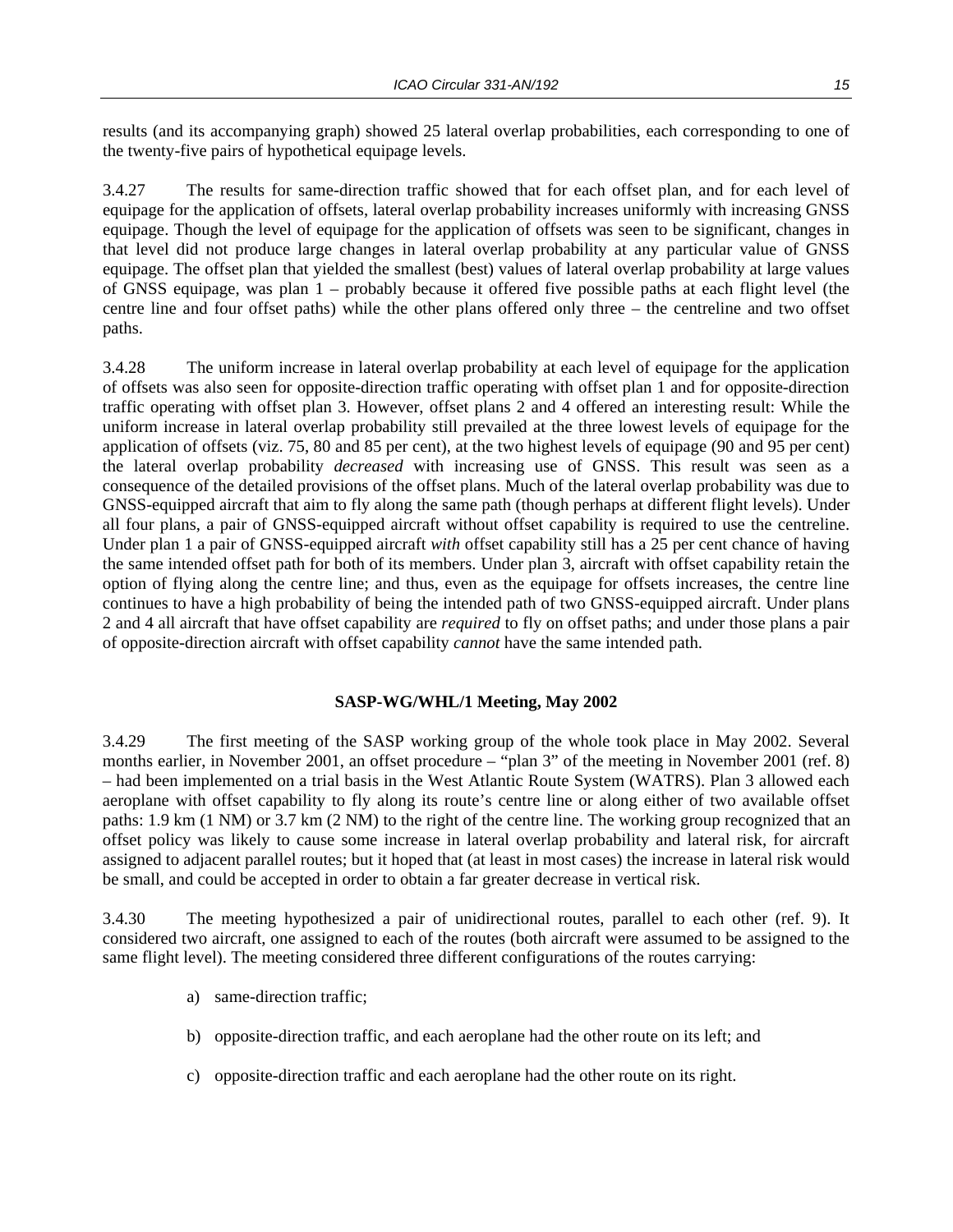results (and its accompanying graph) showed 25 lateral overlap probabilities, each corresponding to one of the twenty-five pairs of hypothetical equipage levels.

3.4.27 The results for same-direction traffic showed that for each offset plan, and for each level of equipage for the application of offsets, lateral overlap probability increases uniformly with increasing GNSS equipage. Though the level of equipage for the application of offsets was seen to be significant, changes in that level did not produce large changes in lateral overlap probability at any particular value of GNSS equipage. The offset plan that yielded the smallest (best) values of lateral overlap probability at large values of GNSS equipage, was plan 1 – probably because it offered five possible paths at each flight level (the centre line and four offset paths) while the other plans offered only three – the centreline and two offset paths.

3.4.28 The uniform increase in lateral overlap probability at each level of equipage for the application of offsets was also seen for opposite-direction traffic operating with offset plan 1 and for opposite-direction traffic operating with offset plan 3. However, offset plans 2 and 4 offered an interesting result: While the uniform increase in lateral overlap probability still prevailed at the three lowest levels of equipage for the application of offsets (viz. 75, 80 and 85 per cent), at the two highest levels of equipage (90 and 95 per cent) the lateral overlap probability *decreased* with increasing use of GNSS. This result was seen as a consequence of the detailed provisions of the offset plans. Much of the lateral overlap probability was due to GNSS-equipped aircraft that aim to fly along the same path (though perhaps at different flight levels). Under all four plans, a pair of GNSS-equipped aircraft without offset capability is required to use the centreline. Under plan 1 a pair of GNSS-equipped aircraft *with* offset capability still has a 25 per cent chance of having the same intended offset path for both of its members. Under plan 3, aircraft with offset capability retain the option of flying along the centre line; and thus, even as the equipage for offsets increases, the centre line continues to have a high probability of being the intended path of two GNSS-equipped aircraft. Under plans 2 and 4 all aircraft that have offset capability are *required* to fly on offset paths; and under those plans a pair of opposite-direction aircraft with offset capability *cannot* have the same intended path.

**SASP-WG/WHL/1 Meeting, May 2002**

3.4.29 The first meeting of the SASP working group of the whole took place in May 2002. Several months earlier, in November 2001, an offset procedure – "plan 3" of the meeting in November 2001 (ref. 8) – had been implemented on a trial basis in the West Atlantic Route System (WATRS). Plan 3 allowed each aeroplane with offset capability to fly along its route's centre line or along either of two available offset paths: 1.9 km (1 NM) or 3.7 km (2 NM) to the right of the centre line. The working group recognized that an offset policy was likely to cause some increase in lateral overlap probability and lateral risk, for aircraft assigned to adjacent parallel routes; but it hoped that (at least in most cases) the increase in lateral risk would be small, and could be accepted in order to obtain a far greater decrease in vertical risk.

3.4.30 The meeting hypothesized a pair of unidirectional routes, parallel to each other (ref. 9). It considered two aircraft, one assigned to each of the routes (both aircraft were assumed to be assigned to the same flight level). The meeting considered three different configurations of the routes carrying:

a) same-direction traffic;

b) opposite-direction traffic, and each aeroplane had the other route on its left; and

c) opposite-direction traffic and each aeroplane had the other route on its right.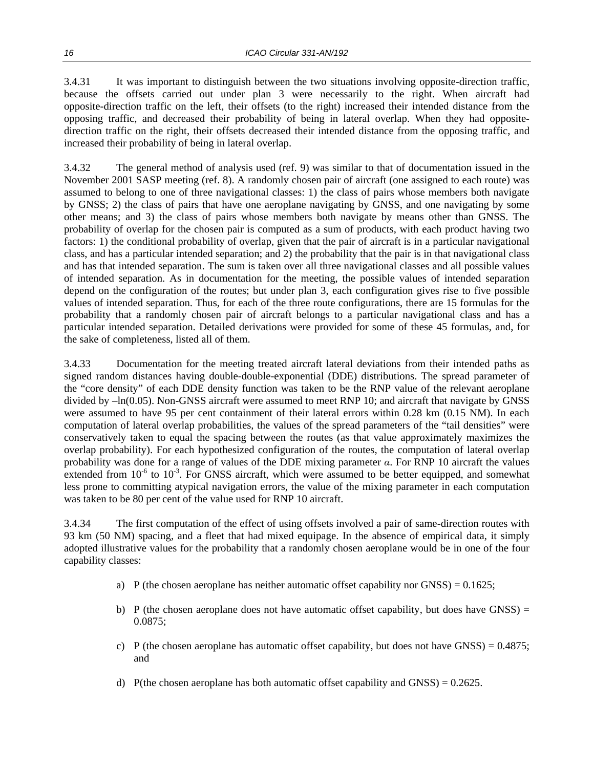3.4.31 It was important to distinguish between the two situations involving opposite-direction traffic, because the offsets carried out under plan 3 were necessarily to the right. When aircraft had opposite-direction traffic on the left, their offsets (to the right) increased their intended distance from the opposing traffic, and decreased their probability of being in lateral overlap. When they had opposite-direction traffic on the right, their offsets decreased their intended distance from the opposing traffic, and increased their probability of being in lateral overlap.

3.4.32 The general method of analysis used (ref. 9) was similar to that of documentation issued in the November 2001 SASP meeting (ref. 8). A randomly chosen pair of aircraft (one assigned to each route) was assumed to belong to one of three navigational classes: 1) the class of pairs whose members both navigate by GNSS; 2) the class of pairs that have one aeroplane navigating by GNSS, and one navigating by some other means; and 3) the class of pairs whose members both navigate by means other than GNSS. The probability of overlap for the chosen pair is computed as a sum of products, with each product having two factors: 1) the conditional probability of overlap, given that the pair of aircraft is in a particular navigational class, and has a particular intended separation; and 2) the probability that the pair is in that navigational class and has that intended separation. The sum is taken over all three navigational classes and all possible values of intended separation. As in documentation for the meeting, the possible values of intended separation depend on the configuration of the routes; but under plan 3, each configuration gives rise to five possible values of intended separation. Thus, for each of the three route configurations, there are 15 formulas for the probability that a randomly chosen pair of aircraft belongs to a particular navigational class and has a particular intended separation. Detailed derivations were provided for some of these 45 formulas, and, for the sake of completeness, listed all of them.

3.4.33 Documentation for the meeting treated aircraft lateral deviations from their intended paths as signed random distances having double-double-exponential (DDE) distributions. The spread parameter of the "core density" of each DDE density function was taken to be the RNP value of the relevant aeroplane divided by $-\ln(0.05)$. Non-GNSS aircraft were assumed to meet RNP 10; and aircraft that navigate by GNSS were assumed to have 95 per cent containment of their lateral errors within 0.28 km (0.15 NM). In each computation of lateral overlap probabilities, the values of the spread parameters of the "tail densities" were conservatively taken to equal the spacing between the routes (as that value approximately maximizes the overlap probability). For each hypothesized configuration of the routes, the computation of lateral overlap probability was done for a range of values of the DDE mixing parameter $\alpha$. For RNP 10 aircraft the values extended from $10^{-6}$ to $10^{-3}$. For GNSS aircraft, which were assumed to be better equipped, and somewhat less prone to committing atypical navigation errors, the value of the mixing parameter in each computation was taken to be 80 per cent of the value used for RNP 10 aircraft.

3.4.34 The first computation of the effect of using offsets involved a pair of same-direction routes with 93 km (50 NM) spacing, and a fleet that had mixed equipage. In the absence of empirical data, it simply adopted illustrative values for the probability that a randomly chosen aeroplane would be in one of the four capability classes:

a) P (the chosen aeroplane has neither automatic offset capability nor GNSS) = 0.1625;

b) P (the chosen aeroplane does not have automatic offset capability, but does have GNSS) = 0.0875;

c) P (the chosen aeroplane has automatic offset capability, but does not have GNSS) = 0.4875; and

d) P(the chosen aeroplane has both automatic offset capability and GNSS) = 0.2625.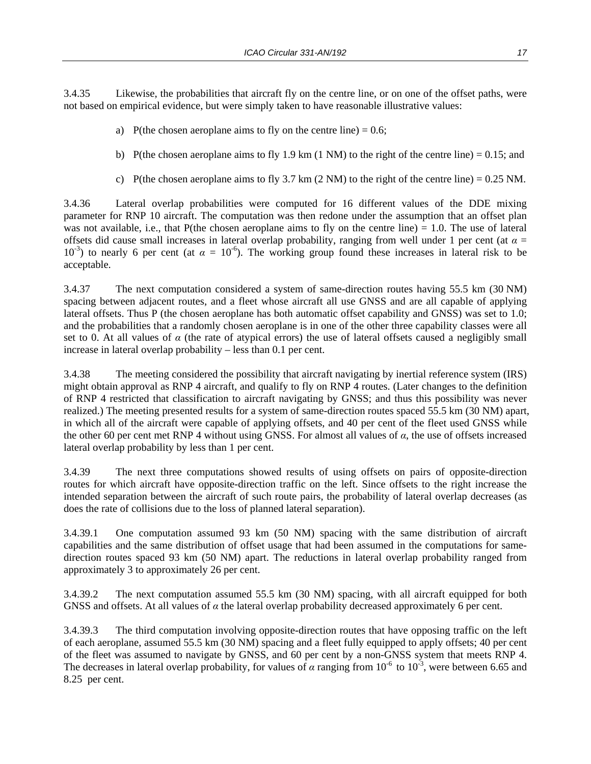3.4.35 Likewise, the probabilities that aircraft fly on the centre line, or on one of the offset paths, were not based on empirical evidence, but were simply taken to have reasonable illustrative values:

a) P(the chosen aeroplane aims to fly on the centre line) = 0.6;

b) P(the chosen aeroplane aims to fly 1.9 km (1 NM) to the right of the centre line) = 0.15; and

c) P(the chosen aeroplane aims to fly 3.7 km (2 NM) to the right of the centre line) = 0.25 NM.

3.4.36 Lateral overlap probabilities were computed for 16 different values of the DDE mixing parameter for RNP 10 aircraft. The computation was then redone under the assumption that an offset plan was not available, i.e., that P(the chosen aeroplane aims to fly on the centre line) = 1.0. The use of lateral offsets did cause small increases in lateral overlap probability, ranging from well under 1 per cent (at $\alpha = 10^{-3}$) to nearly 6 per cent (at $\alpha = 10^{-6}$). The working group found these increases in lateral risk to be acceptable.

3.4.37 The next computation considered a system of same-direction routes having 55.5 km (30 NM) spacing between adjacent routes, and a fleet whose aircraft all use GNSS and are all capable of applying lateral offsets. Thus P (the chosen aeroplane has both automatic offset capability and GNSS) was set to 1.0; and the probabilities that a randomly chosen aeroplane is in one of the other three capability classes were all set to 0. At all values of $\alpha$ (the rate of atypical errors) the use of lateral offsets caused a negligibly small increase in lateral overlap probability – less than 0.1 per cent.

3.4.38 The meeting considered the possibility that aircraft navigating by inertial reference system (IRS) might obtain approval as RNP 4 aircraft, and qualify to fly on RNP 4 routes. (Later changes to the definition of RNP 4 restricted that classification to aircraft navigating by GNSS; and thus this possibility was never realized.) The meeting presented results for a system of same-direction routes spaced 55.5 km (30 NM) apart, in which all of the aircraft were capable of applying offsets, and 40 per cent of the fleet used GNSS while the other 60 per cent met RNP 4 without using GNSS. For almost all values of $\alpha$, the use of offsets increased lateral overlap probability by less than 1 per cent.

3.4.39 The next three computations showed results of using offsets on pairs of opposite-direction routes for which aircraft have opposite-direction traffic on the left. Since offsets to the right increase the intended separation between the aircraft of such route pairs, the probability of lateral overlap decreases (as does the rate of collisions due to the loss of planned lateral separation).

3.4.39.1 One computation assumed 93 km (50 NM) spacing with the same distribution of aircraft capabilities and the same distribution of offset usage that had been assumed in the computations for same-direction routes spaced 93 km (50 NM) apart. The reductions in lateral overlap probability ranged from approximately 3 to approximately 26 per cent.

3.4.39.2 The next computation assumed 55.5 km (30 NM) spacing, with all aircraft equipped for both GNSS and offsets. At all values of $\alpha$ the lateral overlap probability decreased approximately 6 per cent.

3.4.39.3 The third computation involving opposite-direction routes that have opposing traffic on the left of each aeroplane, assumed 55.5 km (30 NM) spacing and a fleet fully equipped to apply offsets; 40 per cent of the fleet was assumed to navigate by GNSS, and 60 per cent by a non-GNSS system that meets RNP 4. The decreases in lateral overlap probability, for values of $\alpha$ ranging from $10^{-6}$ to $10^{-3}$, were between 6.65 and 8.25 per cent.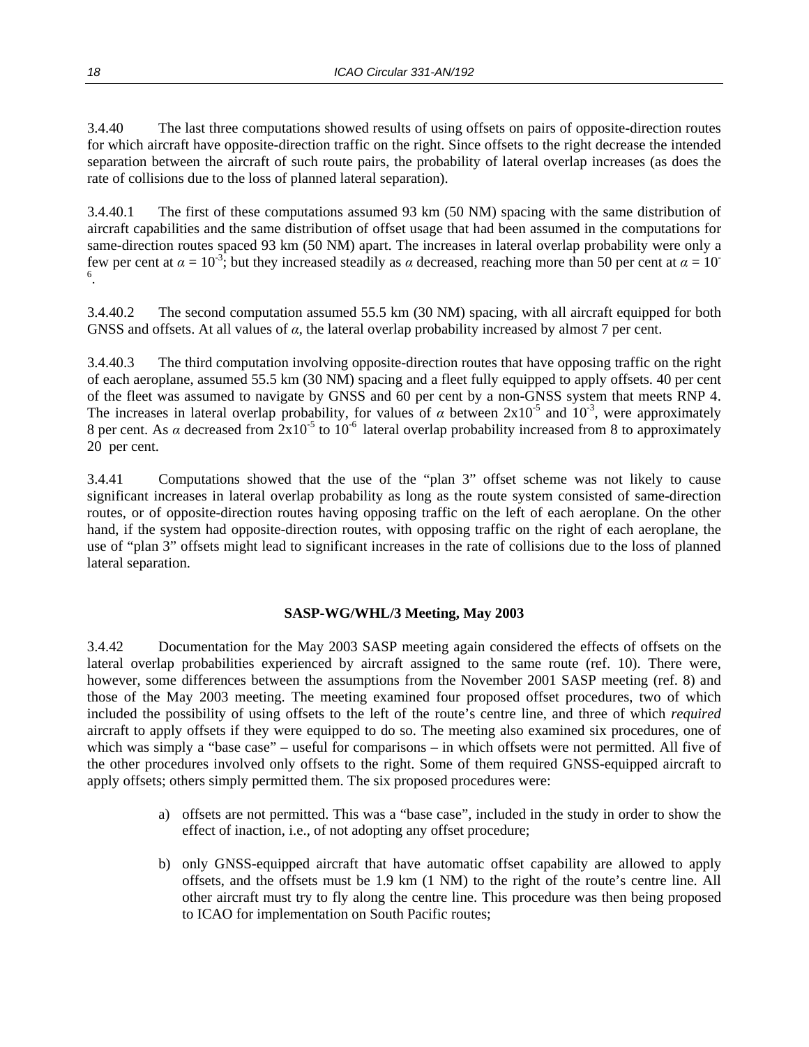3.4.40 The last three computations showed results of using offsets on pairs of opposite-direction routes for which aircraft have opposite-direction traffic on the right. Since offsets to the right decrease the intended separation between the aircraft of such route pairs, the probability of lateral overlap increases (as does the rate of collisions due to the loss of planned lateral separation).

3.4.40.1 The first of these computations assumed 93 km (50 NM) spacing with the same distribution of aircraft capabilities and the same distribution of offset usage that had been assumed in the computations for same-direction routes spaced 93 km (50 NM) apart. The increases in lateral overlap probability were only a few per cent at $\alpha = 10^{-3}$; but they increased steadily as $\alpha$ decreased, reaching more than 50 per cent at $\alpha = 10^{-6}$.

3.4.40.2 The second computation assumed 55.5 km (30 NM) spacing, with all aircraft equipped for both GNSS and offsets. At all values of $\alpha$, the lateral overlap probability increased by almost 7 per cent.

3.4.40.3 The third computation involving opposite-direction routes that have opposing traffic on the right of each aeroplane, assumed 55.5 km (30 NM) spacing and a fleet fully equipped to apply offsets. 40 per cent of the fleet was assumed to navigate by GNSS and 60 per cent by a non-GNSS system that meets RNP 4. The increases in lateral overlap probability, for values of $\alpha$ between $2 \times 10^{-5}$ and $10^{-3}$, were approximately 8 per cent. As $\alpha$ decreased from $2 \times 10^{-5}$ to $10^{-6}$ lateral overlap probability increased from 8 to approximately 20 per cent.

3.4.41 Computations showed that the use of the "plan 3" offset scheme was not likely to cause significant increases in lateral overlap probability as long as the route system consisted of same-direction routes, or of opposite-direction routes having opposing traffic on the left of each aeroplane. On the other hand, if the system had opposite-direction routes, with opposing traffic on the right of each aeroplane, the use of "plan 3" offsets might lead to significant increases in the rate of collisions due to the loss of planned lateral separation.

### SASP-WG/WHL/3 Meeting, May 2003

3.4.42 Documentation for the May 2003 SASP meeting again considered the effects of offsets on the lateral overlap probabilities experienced by aircraft assigned to the same route (ref. 10). There were, however, some differences between the assumptions from the November 2001 SASP meeting (ref. 8) and those of the May 2003 meeting. The meeting examined four proposed offset procedures, two of which included the possibility of using offsets to the left of the route's centre line, and three of which *required* aircraft to apply offsets if they were equipped to do so. The meeting also examined six procedures, one of which was simply a "base case" – useful for comparisons – in which offsets were not permitted. All five of the other procedures involved only offsets to the right. Some of them required GNSS-equipped aircraft to apply offsets; others simply permitted them. The six proposed procedures were:

a) offsets are not permitted. This was a "base case", included in the study in order to show the effect of inaction, i.e., of not adopting any offset procedure;

b) only GNSS-equipped aircraft that have automatic offset capability are allowed to apply offsets, and the offsets must be 1.9 km (1 NM) to the right of the route's centre line. All other aircraft must try to fly along the centre line. This procedure was then being proposed to ICAO for implementation on South Pacific routes;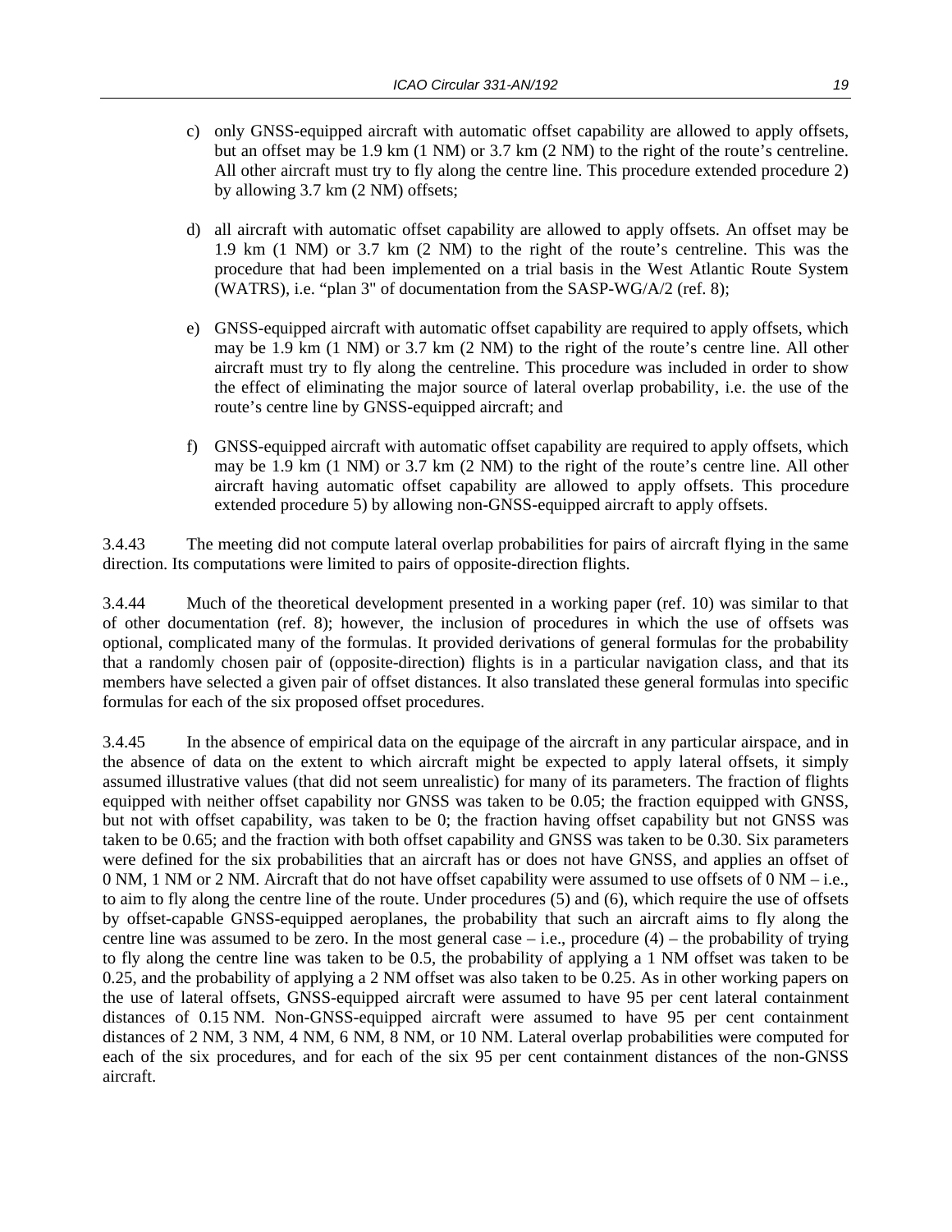c) only GNSS-equipped aircraft with automatic offset capability are allowed to apply offsets, but an offset may be 1.9 km (1 NM) or 3.7 km (2 NM) to the right of the route's centreline. All other aircraft must try to fly along the centre line. This procedure extended procedure 2) by allowing 3.7 km (2 NM) offsets;

d) all aircraft with automatic offset capability are allowed to apply offsets. An offset may be 1.9 km (1 NM) or 3.7 km (2 NM) to the right of the route's centreline. This was the procedure that had been implemented on a trial basis in the West Atlantic Route System (WATRS), i.e. "plan 3" of documentation from the SASP-WG/A/2 (ref. 8);

e) GNSS-equipped aircraft with automatic offset capability are required to apply offsets, which may be 1.9 km (1 NM) or 3.7 km (2 NM) to the right of the route's centre line. All other aircraft must try to fly along the centreline. This procedure was included in order to show the effect of eliminating the major source of lateral overlap probability, i.e. the use of the route's centre line by GNSS-equipped aircraft; and

f) GNSS-equipped aircraft with automatic offset capability are required to apply offsets, which may be 1.9 km (1 NM) or 3.7 km (2 NM) to the right of the route's centre line. All other aircraft having automatic offset capability are allowed to apply offsets. This procedure extended procedure 5) by allowing non-GNSS-equipped aircraft to apply offsets.

3.4.43 The meeting did not compute lateral overlap probabilities for pairs of aircraft flying in the same direction. Its computations were limited to pairs of opposite-direction flights.

3.4.44 Much of the theoretical development presented in a working paper (ref. 10) was similar to that of other documentation (ref. 8); however, the inclusion of procedures in which the use of offsets was optional, complicated many of the formulas. It provided derivations of general formulas for the probability that a randomly chosen pair of (opposite-direction) flights is in a particular navigation class, and that its members have selected a given pair of offset distances. It also translated these general formulas into specific formulas for each of the six proposed offset procedures.

3.4.45 In the absence of empirical data on the equipage of the aircraft in any particular airspace, and in the absence of data on the extent to which aircraft might be expected to apply lateral offsets, it simply assumed illustrative values (that did not seem unrealistic) for many of its parameters. The fraction of flights equipped with neither offset capability nor GNSS was taken to be 0.05; the fraction equipped with GNSS, but not with offset capability, was taken to be 0; the fraction having offset capability but not GNSS was taken to be 0.65; and the fraction with both offset capability and GNSS was taken to be 0.30. Six parameters were defined for the six probabilities that an aircraft has or does not have GNSS, and applies an offset of 0 NM, 1 NM or 2 NM. Aircraft that do not have offset capability were assumed to use offsets of 0 NM – i.e., to aim to fly along the centre line of the route. Under procedures (5) and (6), which require the use of offsets by offset-capable GNSS-equipped aeroplanes, the probability that such an aircraft aims to fly along the centre line was assumed to be zero. In the most general case – i.e., procedure (4) – the probability of trying to fly along the centre line was taken to be 0.5, the probability of applying a 1 NM offset was taken to be 0.25, and the probability of applying a 2 NM offset was also taken to be 0.25. As in other working papers on the use of lateral offsets, GNSS-equipped aircraft were assumed to have 95 per cent lateral containment distances of 0.15 NM. Non-GNSS-equipped aircraft were assumed to have 95 per cent containment distances of 2 NM, 3 NM, 4 NM, 6 NM, 8 NM, or 10 NM. Lateral overlap probabilities were computed for each of the six procedures, and for each of the six 95 per cent containment distances of the non-GNSS aircraft.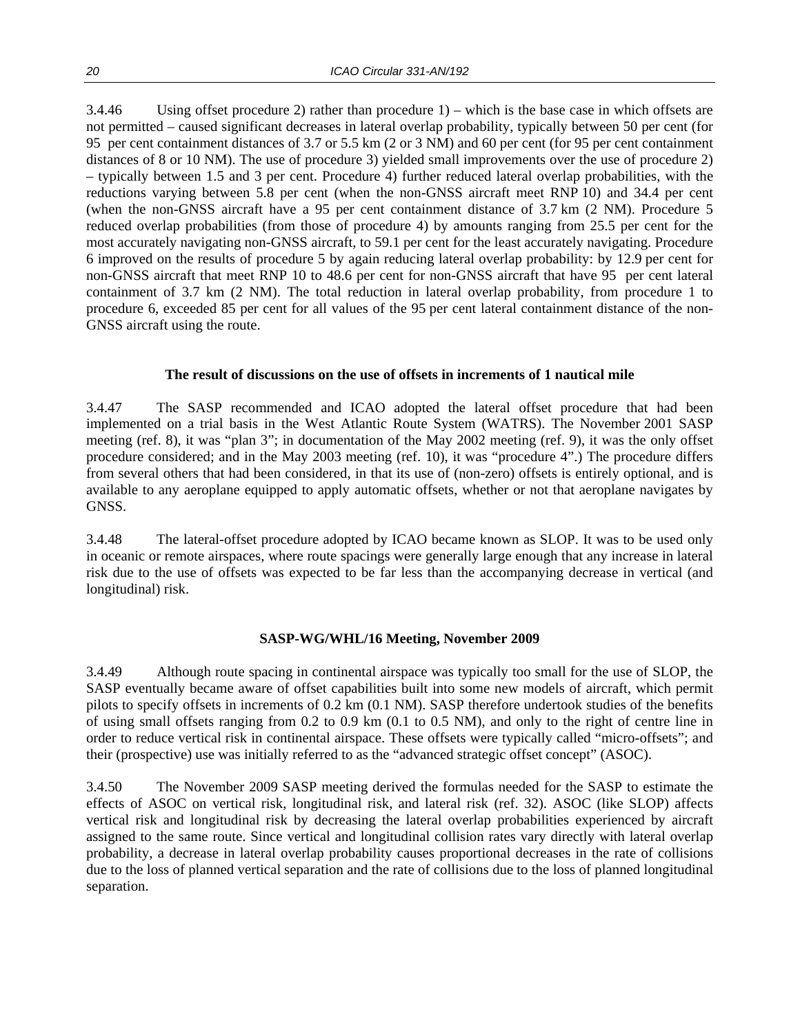3.4.46 Using offset procedure 2) rather than procedure 1) – which is the base case in which offsets are not permitted – caused significant decreases in lateral overlap probability, typically between 50 per cent (for 95 per cent containment distances of 3.7 or 5.5 km (2 or 3 NM) and 60 per cent (for 95 per cent containment distances of 8 or 10 NM). The use of procedure 3) yielded small improvements over the use of procedure 2) – typically between 1.5 and 3 per cent. Procedure 4) further reduced lateral overlap probabilities, with the reductions varying between 5.8 per cent (when the non-GNSS aircraft meet RNP 10) and 34.4 per cent (when the non-GNSS aircraft have a 95 per cent containment distance of 3.7 km (2 NM). Procedure 5 reduced overlap probabilities (from those of procedure 4) by amounts ranging from 25.5 per cent for the most accurately navigating non-GNSS aircraft, to 59.1 per cent for the least accurately navigating. Procedure 6 improved on the results of procedure 5 by again reducing lateral overlap probability: by 12.9 per cent for non-GNSS aircraft that meet RNP 10 to 48.6 per cent for non-GNSS aircraft that have 95 per cent lateral containment of 3.7 km (2 NM). The total reduction in lateral overlap probability, from procedure 1 to procedure 6, exceeded 85 per cent for all values of the 95 per cent lateral containment distance of the non-GNSS aircraft using the route.

**The result of discussions on the use of offsets in increments of 1 nautical mile**

3.4.47 The SASP recommended and ICAO adopted the lateral offset procedure that had been implemented on a trial basis in the West Atlantic Route System (WATRS). The November 2001 SASP meeting (ref. 8), it was "plan 3"; in documentation of the May 2002 meeting (ref. 9), it was the only offset procedure considered; and in the May 2003 meeting (ref. 10), it was "procedure 4".) The procedure differs from several others that had been considered, in that its use of (non-zero) offsets is entirely optional, and is available to any aeroplane equipped to apply automatic offsets, whether or not that aeroplane navigates by GNSS.

3.4.48 The lateral-offset procedure adopted by ICAO became known as SLOP. It was to be used only in oceanic or remote airspaces, where route spacings were generally large enough that any increase in lateral risk due to the use of offsets was expected to be far less than the accompanying decrease in vertical (and longitudinal) risk.

**SASP-WG/WHL/16 Meeting, November 2009**

3.4.49 Although route spacing in continental airspace was typically too small for the use of SLOP, the SASP eventually became aware of offset capabilities built into some new models of aircraft, which permit pilots to specify offsets in increments of 0.2 km (0.1 NM). SASP therefore undertook studies of the benefits of using small offsets ranging from 0.2 to 0.9 km (0.1 to 0.5 NM), and only to the right of centre line in order to reduce vertical risk in continental airspace. These offsets were typically called "micro-offsets"; and their (prospective) use was initially referred to as the "advanced strategic offset concept" (ASOC).

3.4.50 The November 2009 SASP meeting derived the formulas needed for the SASP to estimate the effects of ASOC on vertical risk, longitudinal risk, and lateral risk (ref. 32). ASOC (like SLOP) affects vertical risk and longitudinal risk by decreasing the lateral overlap probabilities experienced by aircraft assigned to the same route. Since vertical and longitudinal collision rates vary directly with lateral overlap probability, a decrease in lateral overlap probability causes proportional decreases in the rate of collisions due to the loss of planned vertical separation and the rate of collisions due to the loss of planned longitudinal separation.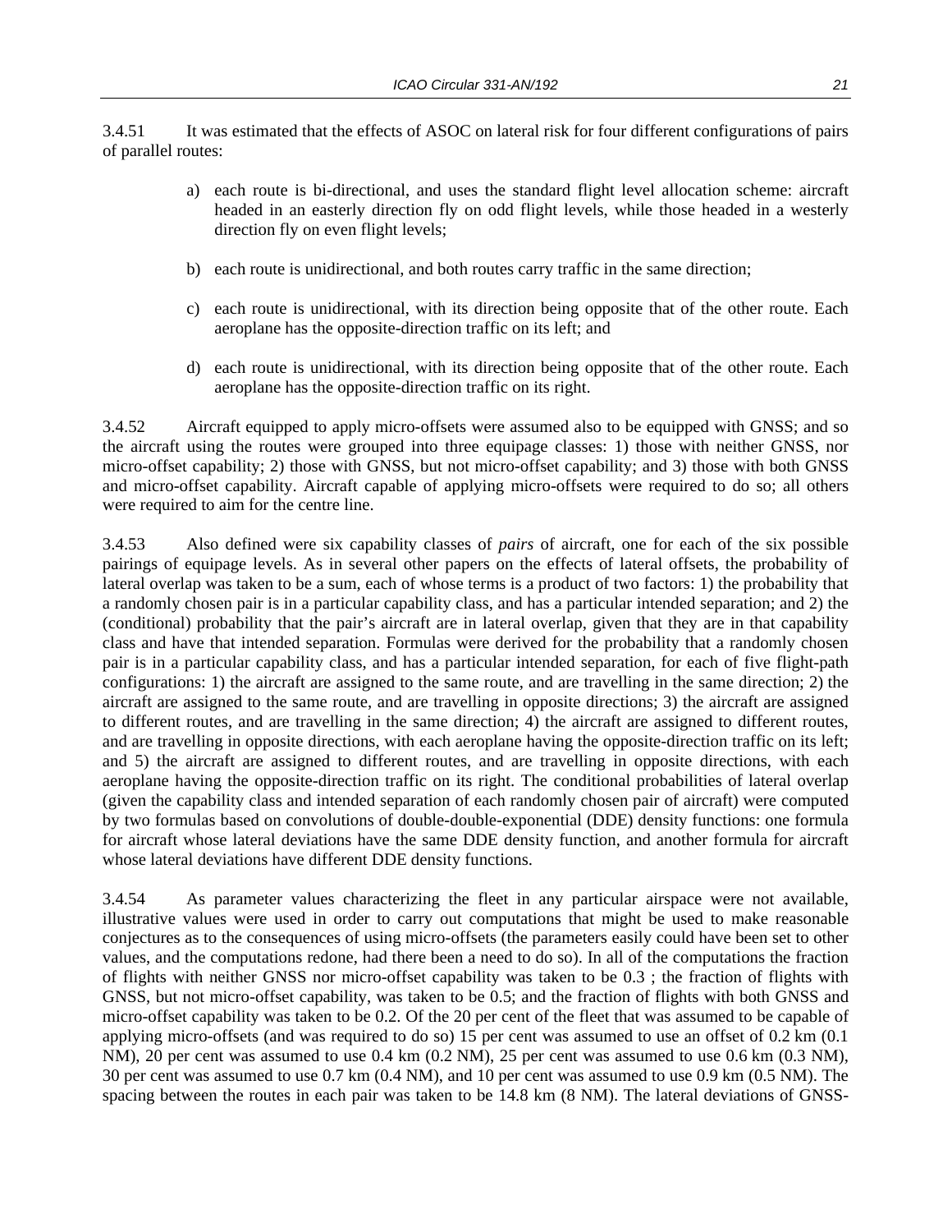3.4.51 It was estimated that the effects of ASOC on lateral risk for four different configurations of pairs of parallel routes:

a) each route is bi-directional, and uses the standard flight level allocation scheme: aircraft headed in an easterly direction fly on odd flight levels, while those headed in a westerly direction fly on even flight levels;

b) each route is unidirectional, and both routes carry traffic in the same direction;

c) each route is unidirectional, with its direction being opposite that of the other route. Each aeroplane has the opposite-direction traffic on its left; and

d) each route is unidirectional, with its direction being opposite that of the other route. Each aeroplane has the opposite-direction traffic on its right.

3.4.52 Aircraft equipped to apply micro-offsets were assumed also to be equipped with GNSS; and so the aircraft using the routes were grouped into three equipage classes: 1) those with neither GNSS, nor micro-offset capability; 2) those with GNSS, but not micro-offset capability; and 3) those with both GNSS and micro-offset capability. Aircraft capable of applying micro-offsets were required to do so; all others were required to aim for the centre line.

3.4.53 Also defined were six capability classes of *pairs* of aircraft, one for each of the six possible pairings of equipage levels. As in several other papers on the effects of lateral offsets, the probability of lateral overlap was taken to be a sum, each of whose terms is a product of two factors: 1) the probability that a randomly chosen pair is in a particular capability class, and has a particular intended separation; and 2) the (conditional) probability that the pair's aircraft are in lateral overlap, given that they are in that capability class and have that intended separation. Formulas were derived for the probability that a randomly chosen pair is in a particular capability class, and has a particular intended separation, for each of five flight-path configurations: 1) the aircraft are assigned to the same route, and are travelling in the same direction; 2) the aircraft are assigned to the same route, and are travelling in opposite directions; 3) the aircraft are assigned to different routes, and are travelling in the same direction; 4) the aircraft are assigned to different routes, and are travelling in opposite directions, with each aeroplane having the opposite-direction traffic on its left; and 5) the aircraft are assigned to different routes, and are travelling in opposite directions, with each aeroplane having the opposite-direction traffic on its right. The conditional probabilities of lateral overlap (given the capability class and intended separation of each randomly chosen pair of aircraft) were computed by two formulas based on convolutions of double-double-exponential (DDE) density functions: one formula for aircraft whose lateral deviations have the same DDE density function, and another formula for aircraft whose lateral deviations have different DDE density functions.

3.4.54 As parameter values characterizing the fleet in any particular airspace were not available, illustrative values were used in order to carry out computations that might be used to make reasonable conjectures as to the consequences of using micro-offsets (the parameters easily could have been set to other values, and the computations redone, had there been a need to do so). In all of the computations the fraction of flights with neither GNSS nor micro-offset capability was taken to be 0.3 ; the fraction of flights with GNSS, but not micro-offset capability, was taken to be 0.5; and the fraction of flights with both GNSS and micro-offset capability was taken to be 0.2. Of the 20 per cent of the fleet that was assumed to be capable of applying micro-offsets (and was required to do so) 15 per cent was assumed to use an offset of 0.2 km (0.1 NM), 20 per cent was assumed to use 0.4 km (0.2 NM), 25 per cent was assumed to use 0.6 km (0.3 NM), 30 per cent was assumed to use 0.7 km (0.4 NM), and 10 per cent was assumed to use 0.9 km (0.5 NM). The spacing between the routes in each pair was taken to be 14.8 km (8 NM). The lateral deviations of GNSS-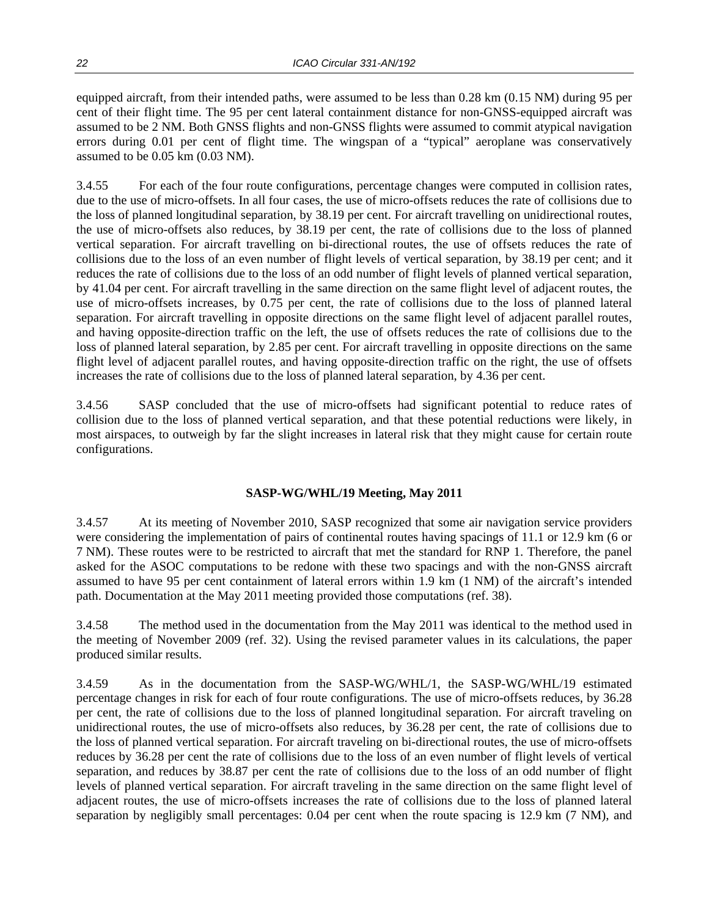equipped aircraft, from their intended paths, were assumed to be less than 0.28 km (0.15 NM) during 95 per cent of their flight time. The 95 per cent lateral containment distance for non-GNSS-equipped aircraft was assumed to be 2 NM. Both GNSS flights and non-GNSS flights were assumed to commit atypical navigation errors during 0.01 per cent of flight time. The wingspan of a "typical" aeroplane was conservatively assumed to be 0.05 km (0.03 NM).

3.4.55 For each of the four route configurations, percentage changes were computed in collision rates, due to the use of micro-offsets. In all four cases, the use of micro-offsets reduces the rate of collisions due to the loss of planned longitudinal separation, by 38.19 per cent. For aircraft travelling on unidirectional routes, the use of micro-offsets also reduces, by 38.19 per cent, the rate of collisions due to the loss of planned vertical separation. For aircraft travelling on bi-directional routes, the use of offsets reduces the rate of collisions due to the loss of an even number of flight levels of vertical separation, by 38.19 per cent; and it reduces the rate of collisions due to the loss of an odd number of flight levels of planned vertical separation, by 41.04 per cent. For aircraft travelling in the same direction on the same flight level of adjacent routes, the use of micro-offsets increases, by 0.75 per cent, the rate of collisions due to the loss of planned lateral separation. For aircraft travelling in opposite directions on the same flight level of adjacent parallel routes, and having opposite-direction traffic on the left, the use of offsets reduces the rate of collisions due to the loss of planned lateral separation, by 2.85 per cent. For aircraft travelling in opposite directions on the same flight level of adjacent parallel routes, and having opposite-direction traffic on the right, the use of offsets increases the rate of collisions due to the loss of planned lateral separation, by 4.36 per cent.

3.4.56 SASP concluded that the use of micro-offsets had significant potential to reduce rates of collision due to the loss of planned vertical separation, and that these potential reductions were likely, in most airspaces, to outweigh by far the slight increases in lateral risk that they might cause for certain route configurations.

**SASP-WG/WHL/19 Meeting, May 2011**

3.4.57 At its meeting of November 2010, SASP recognized that some air navigation service providers were considering the implementation of pairs of continental routes having spacings of 11.1 or 12.9 km (6 or 7 NM). These routes were to be restricted to aircraft that met the standard for RNP 1. Therefore, the panel asked for the ASOC computations to be redone with these two spacings and with the non-GNSS aircraft assumed to have 95 per cent containment of lateral errors within 1.9 km (1 NM) of the aircraft's intended path. Documentation at the May 2011 meeting provided those computations (ref. 38).

3.4.58 The method used in the documentation from the May 2011 was identical to the method used in the meeting of November 2009 (ref. 32). Using the revised parameter values in its calculations, the paper produced similar results.

3.4.59 As in the documentation from the SASP-WG/WHL/1, the SASP-WG/WHL/19 estimated percentage changes in risk for each of four route configurations. The use of micro-offsets reduces, by 36.28 per cent, the rate of collisions due to the loss of planned longitudinal separation. For aircraft traveling on unidirectional routes, the use of micro-offsets also reduces, by 36.28 per cent, the rate of collisions due to the loss of planned vertical separation. For aircraft traveling on bi-directional routes, the use of micro-offsets reduces by 36.28 per cent the rate of collisions due to the loss of an even number of flight levels of vertical separation, and reduces by 38.87 per cent the rate of collisions due to the loss of an odd number of flight levels of planned vertical separation. For aircraft traveling in the same direction on the same flight level of adjacent routes, the use of micro-offsets increases the rate of collisions due to the loss of planned lateral separation by negligibly small percentages: 0.04 per cent when the route spacing is 12.9 km (7 NM), and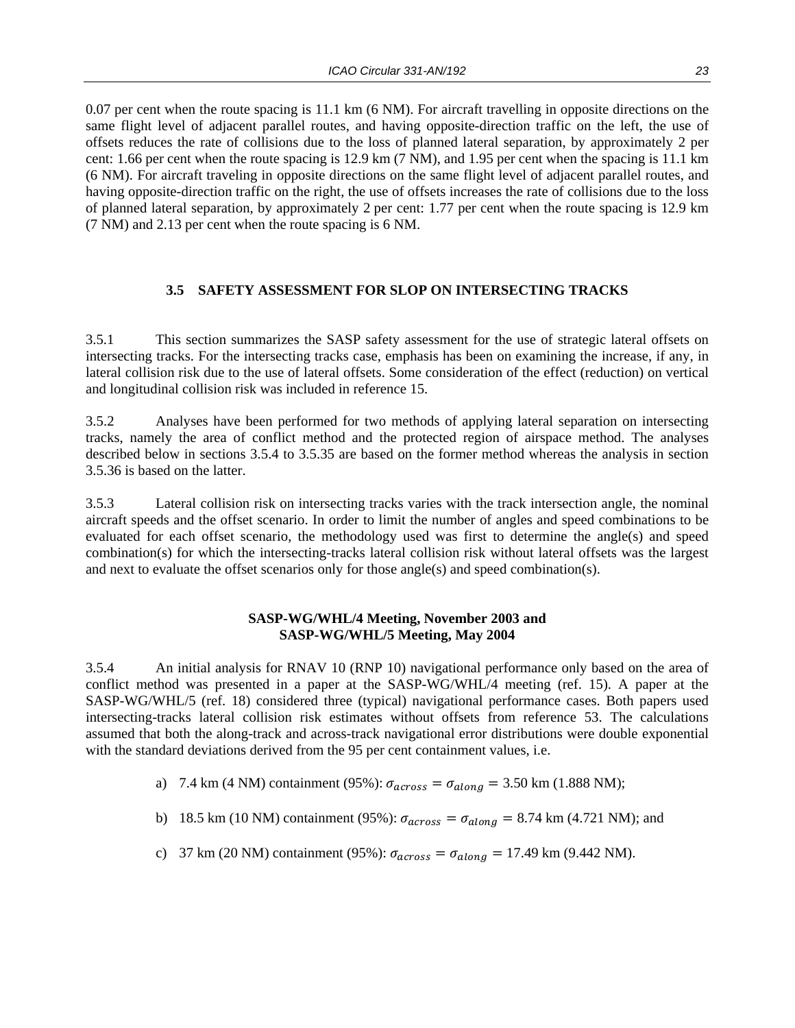0.07 per cent when the route spacing is 11.1 km (6 NM). For aircraft travelling in opposite directions on the same flight level of adjacent parallel routes, and having opposite-direction traffic on the left, the use of offsets reduces the rate of collisions due to the loss of planned lateral separation, by approximately 2 per cent: 1.66 per cent when the route spacing is 12.9 km (7 NM), and 1.95 per cent when the spacing is 11.1 km (6 NM). For aircraft traveling in opposite directions on the same flight level of adjacent parallel routes, and having opposite-direction traffic on the right, the use of offsets increases the rate of collisions due to the loss of planned lateral separation, by approximately 2 per cent: 1.77 per cent when the route spacing is 12.9 km (7 NM) and 2.13 per cent when the route spacing is 6 NM.

## 3.5 SAFETY ASSESSMENT FOR SLOP ON INTERSECTING TRACKS

3.5.1 This section summarizes the SASP safety assessment for the use of strategic lateral offsets on intersecting tracks. For the intersecting tracks case, emphasis has been on examining the increase, if any, in lateral collision risk due to the use of lateral offsets. Some consideration of the effect (reduction) on vertical and longitudinal collision risk was included in reference 15.

3.5.2 Analyses have been performed for two methods of applying lateral separation on intersecting tracks, namely the area of conflict method and the protected region of airspace method. The analyses described below in sections 3.5.4 to 3.5.35 are based on the former method whereas the analysis in section 3.5.36 is based on the latter.

3.5.3 Lateral collision risk on intersecting tracks varies with the track intersection angle, the nominal aircraft speeds and the offset scenario. In order to limit the number of angles and speed combinations to be evaluated for each offset scenario, the methodology used was first to determine the angle(s) and speed combination(s) for which the intersecting-tracks lateral collision risk without lateral offsets was the largest and next to evaluate the offset scenarios only for those angle(s) and speed combination(s).

### SASP-WG/WHL/4 Meeting, November 2003 and SASP-WG/WHL/5 Meeting, May 2004

3.5.4 An initial analysis for RNAV 10 (RNP 10) navigational performance only based on the area of conflict method was presented in a paper at the SASP-WG/WHL/4 meeting (ref. 15). A paper at the SASP-WG/WHL/5 (ref. 18) considered three (typical) navigational performance cases. Both papers used intersecting-tracks lateral collision risk estimates without offsets from reference 53. The calculations assumed that both the along-track and across-track navigational error distributions were double exponential with the standard deviations derived from the 95 per cent containment values, i.e.

a) 7.4 km (4 NM) containment (95%): $\sigma_{across} = \sigma_{along} = 3.50$ km (1.888 NM);

b) 18.5 km (10 NM) containment (95%): $\sigma_{across} = \sigma_{along} = 8.74$ km (4.721 NM); and

c) 37 km (20 NM) containment (95%): $\sigma_{across} = \sigma_{along} = 17.49$ km (9.442 NM).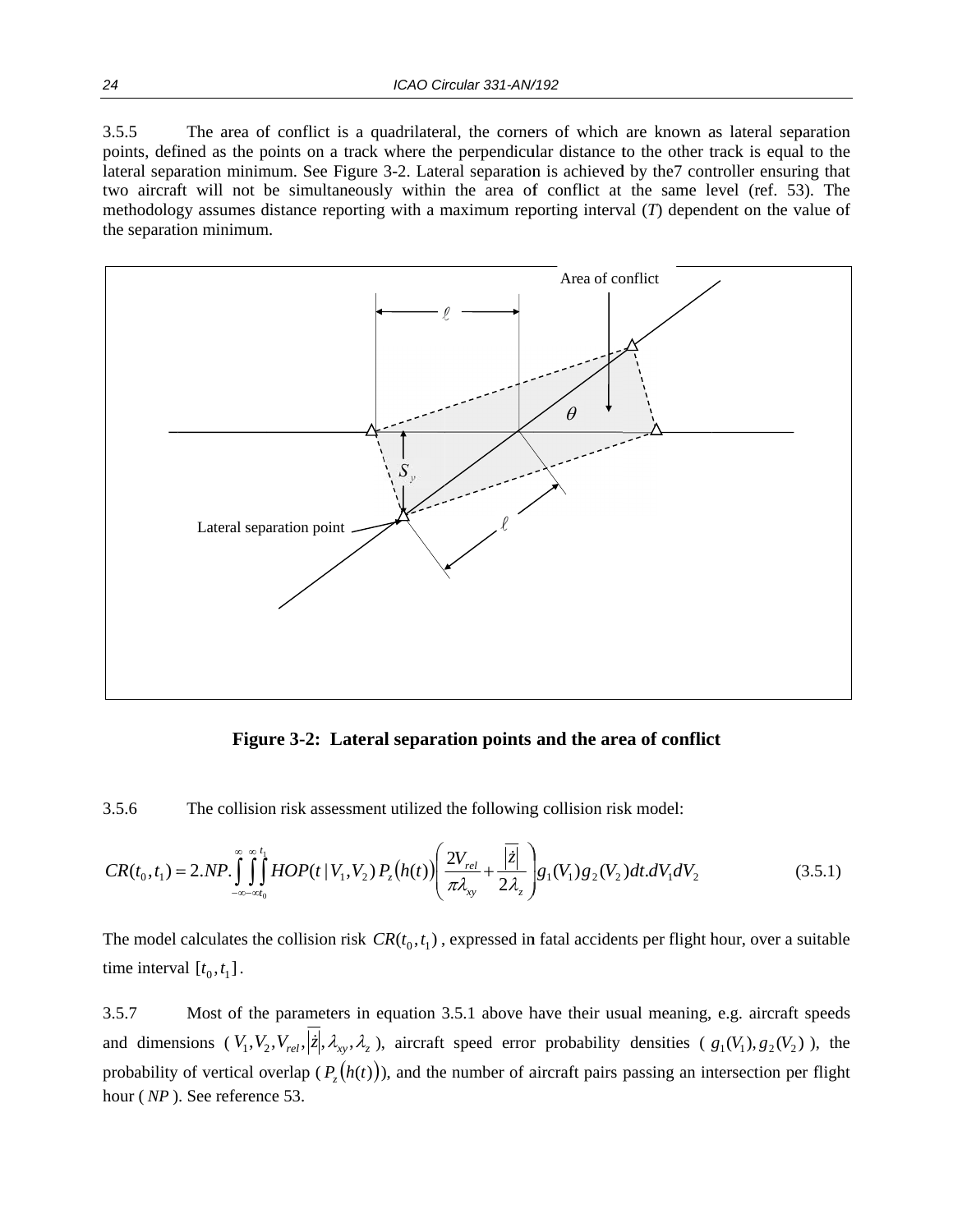3.5.5 The area of conflict is a quadrilateral, the corners of which are known as lateral separation points, defined as the points on a track where the perpendicular distance to the other track is equal to the lateral separation minimum. See Figure 3-2. Lateral separation is achieved by the7 controller ensuring that two aircraft will not be simultaneously within the area of conflict at the same level (ref. 53). The methodology assumes distance reporting with a maximum reporting interval (*T*) dependent on the value of the separation minimum.

**Figure 3-2: Lateral separation points and the area of conflict**

3.5.6 The collision risk assessment utilized the following collision risk model:

$$CR(t_0, t_1) = 2.NP. \int_{-\infty}^{\infty} \int_{-\infty}^{\infty} \int_{t_0}^{t_1} HOP(t \mid V_1, V_2)\, P_z\big(h(t)\big) \left( \frac{2V_{rel}}{\pi \lambda_{xy}} + \frac{\overline{|\dot{z}|}}{2\lambda_z} \right) g_1(V_1) g_2(V_2) dt.dV_1 dV_2 \qquad (3.5.1)$$

The model calculates the collision risk $CR(t_0, t_1)$, expressed in fatal accidents per flight hour, over a suitable time interval $[t_0, t_1]$.

3.5.7 Most of the parameters in equation 3.5.1 above have their usual meaning, e.g. aircraft speeds and dimensions ( $V_1, V_2, V_{rel}, \overline{|\dot{z}|}, \lambda_{xy}, \lambda_z$ ), aircraft speed error probability densities ( $g_1(V_1), g_2(V_2)$ ), the probability of vertical overlap ( $P_z\big(h(t)\big)$ ), and the number of aircraft pairs passing an intersection per flight hour ( $NP$ ). See reference 53.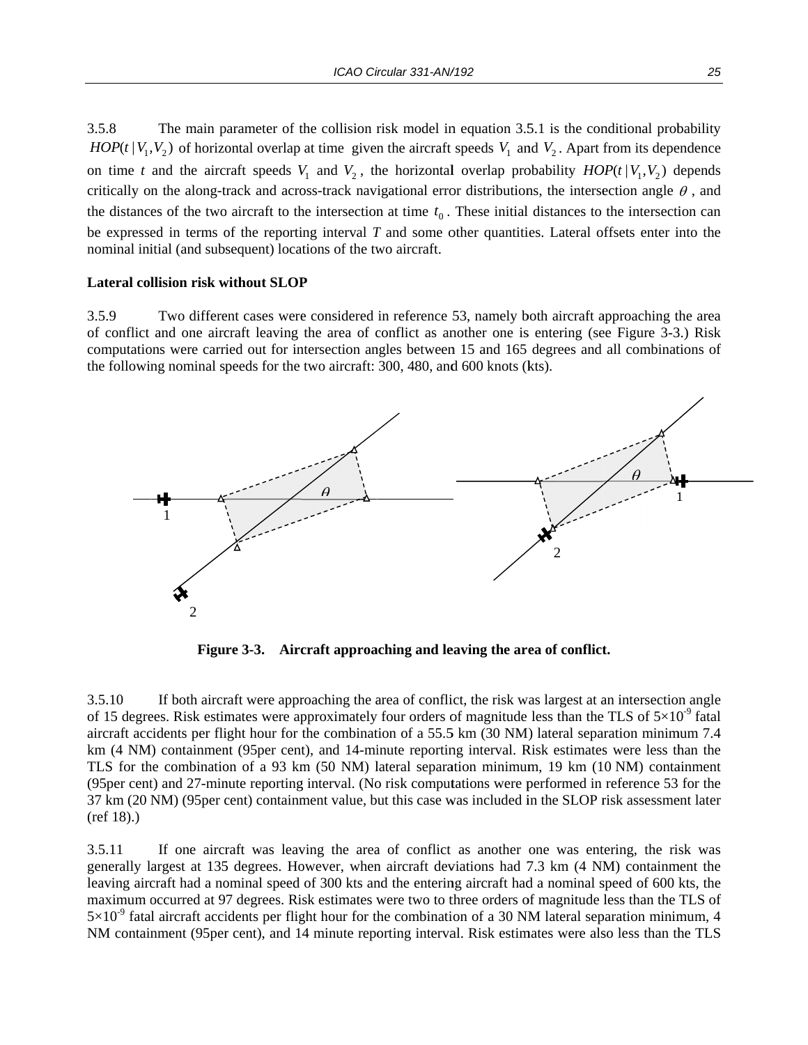3.5.8 The main parameter of the collision risk model in equation 3.5.1 is the conditional probability $HOP(t | V_1, V_2)$ of horizontal overlap at time given the aircraft speeds $V_1$ and $V_2$. Apart from its dependence on time $t$ and the aircraft speeds $V_1$ and $V_2$, the horizontal overlap probability $HOP(t | V_1, V_2)$ depends critically on the along-track and across-track navigational error distributions, the intersection angle $\theta$, and the distances of the two aircraft to the intersection at time $t_0$. These initial distances to the intersection can be expressed in terms of the reporting interval $T$ and some other quantities. Lateral offsets enter into the nominal initial (and subsequent) locations of the two aircraft.

**Lateral collision risk without SLOP**

3.5.9 Two different cases were considered in reference 53, namely both aircraft approaching the area of conflict and one aircraft leaving the area of conflict as another one is entering (see Figure 3-3.) Risk computations were carried out for intersection angles between 15 and 165 degrees and all combinations of the following nominal speeds for the two aircraft: 300, 480, and 600 knots (kts).

**Figure 3-3. Aircraft approaching and leaving the area of conflict.**

3.5.10 If both aircraft were approaching the area of conflict, the risk was largest at an intersection angle of 15 degrees. Risk estimates were approximately four orders of magnitude less than the TLS of $5 \times 10^{-9}$ fatal aircraft accidents per flight hour for the combination of a 55.5 km (30 NM) lateral separation minimum 7.4 km (4 NM) containment (95per cent), and 14-minute reporting interval. Risk estimates were less than the TLS for the combination of a 93 km (50 NM) lateral separation minimum, 19 km (10 NM) containment (95per cent) and 27-minute reporting interval. (No risk computations were performed in reference 53 for the 37 km (20 NM) (95per cent) containment value, but this case was included in the SLOP risk assessment later (ref 18).)

3.5.11 If one aircraft was leaving the area of conflict as another one was entering, the risk was generally largest at 135 degrees. However, when aircraft deviations had 7.3 km (4 NM) containment the leaving aircraft had a nominal speed of 300 kts and the entering aircraft had a nominal speed of 600 kts, the maximum occurred at 97 degrees. Risk estimates were two to three orders of magnitude less than the TLS of $5 \times 10^{-9}$ fatal aircraft accidents per flight hour for the combination of a 30 NM lateral separation minimum, 4 NM containment (95per cent), and 14 minute reporting interval. Risk estimates were also less than the TLS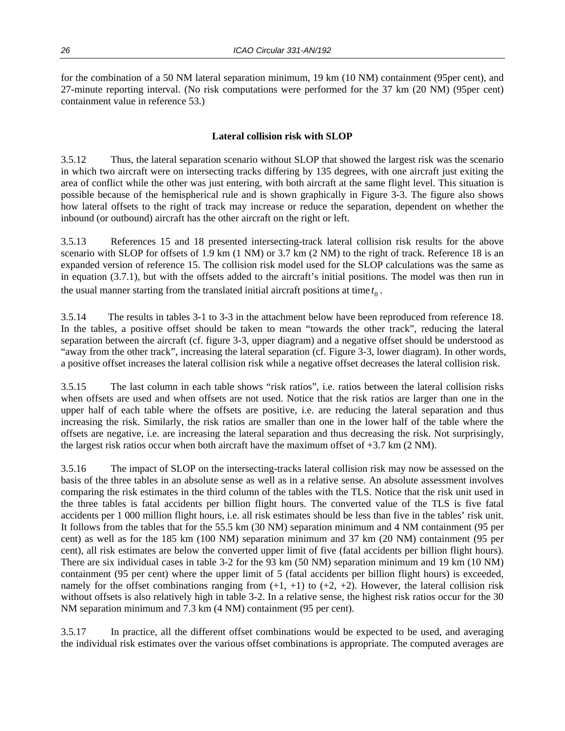for the combination of a 50 NM lateral separation minimum, 19 km (10 NM) containment (95per cent), and 27-minute reporting interval. (No risk computations were performed for the 37 km (20 NM) (95per cent) containment value in reference 53.)

### Lateral collision risk with SLOP

3.5.12 Thus, the lateral separation scenario without SLOP that showed the largest risk was the scenario in which two aircraft were on intersecting tracks differing by 135 degrees, with one aircraft just exiting the area of conflict while the other was just entering, with both aircraft at the same flight level. This situation is possible because of the hemispherical rule and is shown graphically in Figure 3-3. The figure also shows how lateral offsets to the right of track may increase or reduce the separation, dependent on whether the inbound (or outbound) aircraft has the other aircraft on the right or left.

3.5.13 References 15 and 18 presented intersecting-track lateral collision risk results for the above scenario with SLOP for offsets of 1.9 km (1 NM) or 3.7 km (2 NM) to the right of track. Reference 18 is an expanded version of reference 15. The collision risk model used for the SLOP calculations was the same as in equation (3.7.1), but with the offsets added to the aircraft's initial positions. The model was then run in the usual manner starting from the translated initial aircraft positions at time $t_0$.

3.5.14 The results in tables 3-1 to 3-3 in the attachment below have been reproduced from reference 18. In the tables, a positive offset should be taken to mean "towards the other track", reducing the lateral separation between the aircraft (cf. figure 3-3, upper diagram) and a negative offset should be understood as "away from the other track", increasing the lateral separation (cf. Figure 3-3, lower diagram). In other words, a positive offset increases the lateral collision risk while a negative offset decreases the lateral collision risk.

3.5.15 The last column in each table shows "risk ratios", i.e. ratios between the lateral collision risks when offsets are used and when offsets are not used. Notice that the risk ratios are larger than one in the upper half of each table where the offsets are positive, i.e. are reducing the lateral separation and thus increasing the risk. Similarly, the risk ratios are smaller than one in the lower half of the table where the offsets are negative, i.e. are increasing the lateral separation and thus decreasing the risk. Not surprisingly, the largest risk ratios occur when both aircraft have the maximum offset of +3.7 km (2 NM).

3.5.16 The impact of SLOP on the intersecting-tracks lateral collision risk may now be assessed on the basis of the three tables in an absolute sense as well as in a relative sense. An absolute assessment involves comparing the risk estimates in the third column of the tables with the TLS. Notice that the risk unit used in the three tables is fatal accidents per billion flight hours. The converted value of the TLS is five fatal accidents per 1 000 million flight hours, i.e. all risk estimates should be less than five in the tables' risk unit. It follows from the tables that for the 55.5 km (30 NM) separation minimum and 4 NM containment (95 per cent) as well as for the 185 km (100 NM) separation minimum and 37 km (20 NM) containment (95 per cent), all risk estimates are below the converted upper limit of five (fatal accidents per billion flight hours). There are six individual cases in table 3-2 for the 93 km (50 NM) separation minimum and 19 km (10 NM) containment (95 per cent) where the upper limit of 5 (fatal accidents per billion flight hours) is exceeded, namely for the offset combinations ranging from (+1, +1) to (+2, +2). However, the lateral collision risk without offsets is also relatively high in table 3-2. In a relative sense, the highest risk ratios occur for the 30 NM separation minimum and 7.3 km (4 NM) containment (95 per cent).

3.5.17 In practice, all the different offset combinations would be expected to be used, and averaging the individual risk estimates over the various offset combinations is appropriate. The computed averages are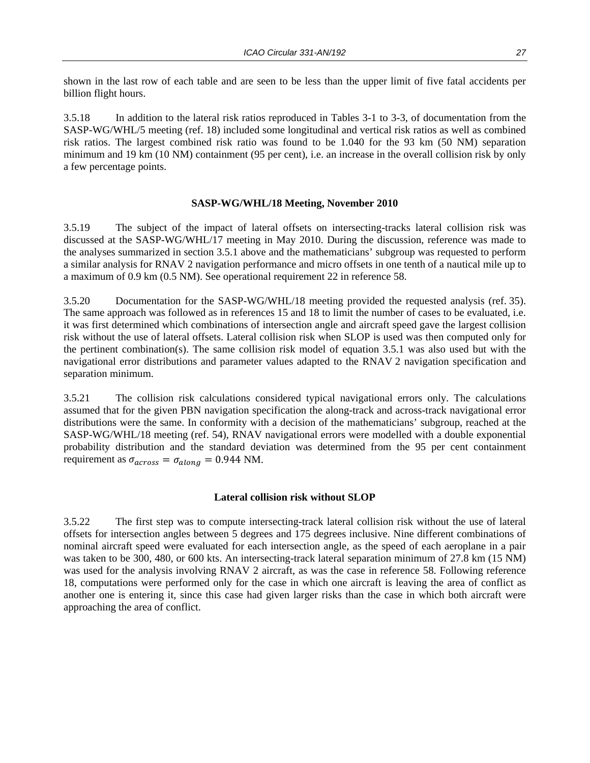shown in the last row of each table and are seen to be less than the upper limit of five fatal accidents per billion flight hours.

3.5.18 In addition to the lateral risk ratios reproduced in Tables 3-1 to 3-3, of documentation from the SASP-WG/WHL/5 meeting (ref. 18) included some longitudinal and vertical risk ratios as well as combined risk ratios. The largest combined risk ratio was found to be 1.040 for the 93 km (50 NM) separation minimum and 19 km (10 NM) containment (95 per cent), i.e. an increase in the overall collision risk by only a few percentage points.

### SASP-WG/WHL/18 Meeting, November 2010

3.5.19 The subject of the impact of lateral offsets on intersecting-tracks lateral collision risk was discussed at the SASP-WG/WHL/17 meeting in May 2010. During the discussion, reference was made to the analyses summarized in section 3.5.1 above and the mathematicians' subgroup was requested to perform a similar analysis for RNAV 2 navigation performance and micro offsets in one tenth of a nautical mile up to a maximum of 0.9 km (0.5 NM). See operational requirement 22 in reference 58.

3.5.20 Documentation for the SASP-WG/WHL/18 meeting provided the requested analysis (ref. 35). The same approach was followed as in references 15 and 18 to limit the number of cases to be evaluated, i.e. it was first determined which combinations of intersection angle and aircraft speed gave the largest collision risk without the use of lateral offsets. Lateral collision risk when SLOP is used was then computed only for the pertinent combination(s). The same collision risk model of equation 3.5.1 was also used but with the navigational error distributions and parameter values adapted to the RNAV 2 navigation specification and separation minimum.

3.5.21 The collision risk calculations considered typical navigational errors only. The calculations assumed that for the given PBN navigation specification the along-track and across-track navigational error distributions were the same. In conformity with a decision of the mathematicians' subgroup, reached at the SASP-WG/WHL/18 meeting (ref. 54), RNAV navigational errors were modelled with a double exponential probability distribution and the standard deviation was determined from the 95 per cent containment requirement as $\sigma_{across} = \sigma_{along} = 0.944$ NM.

### Lateral collision risk without SLOP

3.5.22 The first step was to compute intersecting-track lateral collision risk without the use of lateral offsets for intersection angles between 5 degrees and 175 degrees inclusive. Nine different combinations of nominal aircraft speed were evaluated for each intersection angle, as the speed of each aeroplane in a pair was taken to be 300, 480, or 600 kts. An intersecting-track lateral separation minimum of 27.8 km (15 NM) was used for the analysis involving RNAV 2 aircraft, as was the case in reference 58. Following reference 18, computations were performed only for the case in which one aircraft is leaving the area of conflict as another one is entering it, since this case had given larger risks than the case in which both aircraft were approaching the area of conflict.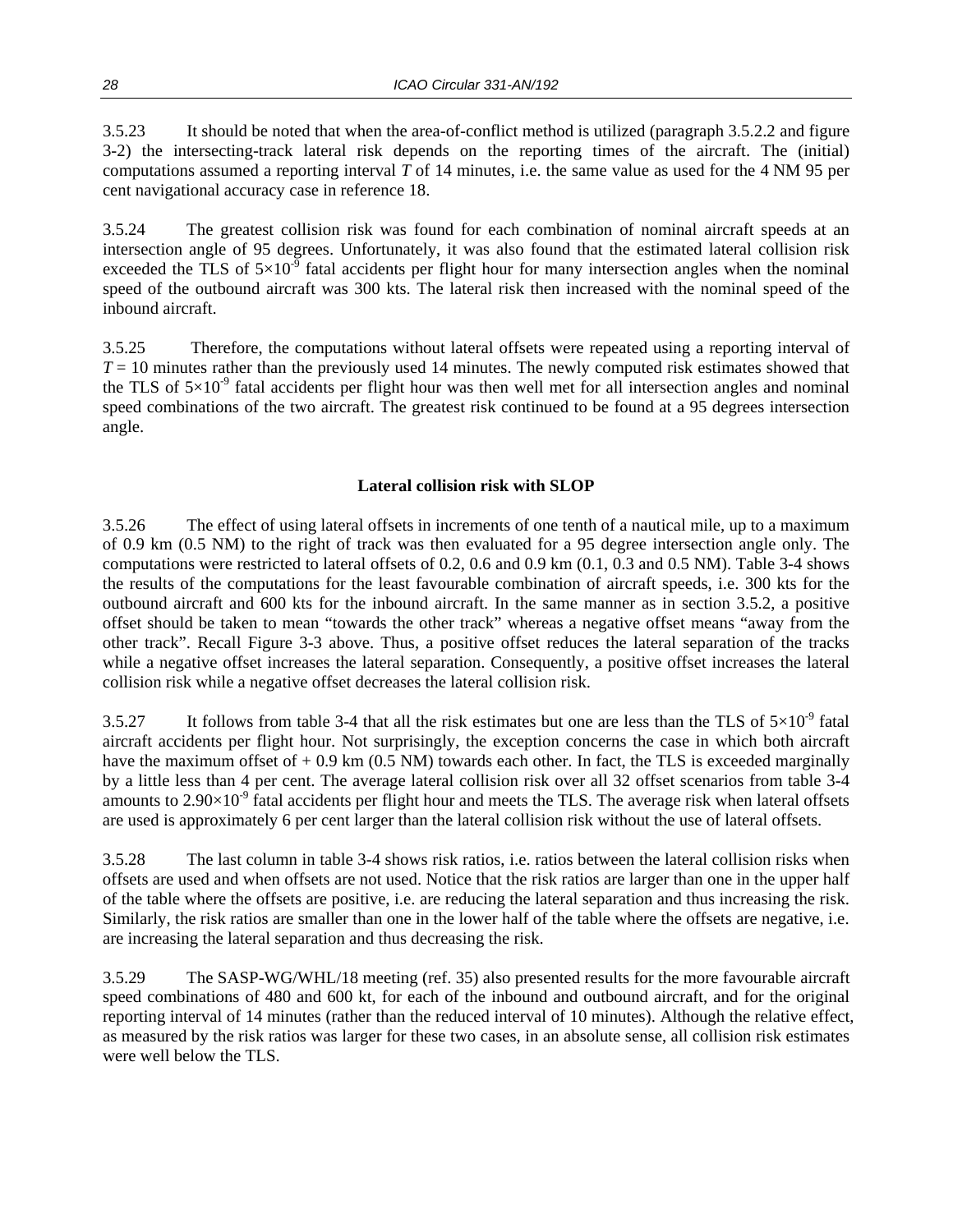3.5.23 It should be noted that when the area-of-conflict method is utilized (paragraph 3.5.2.2 and figure 3-2) the intersecting-track lateral risk depends on the reporting times of the aircraft. The (initial) computations assumed a reporting interval $T$ of 14 minutes, i.e. the same value as used for the 4 NM 95 per cent navigational accuracy case in reference 18.

3.5.24 The greatest collision risk was found for each combination of nominal aircraft speeds at an intersection angle of 95 degrees. Unfortunately, it was also found that the estimated lateral collision risk exceeded the TLS of $5\times10^{-9}$ fatal accidents per flight hour for many intersection angles when the nominal speed of the outbound aircraft was 300 kts. The lateral risk then increased with the nominal speed of the inbound aircraft.

3.5.25 Therefore, the computations without lateral offsets were repeated using a reporting interval of $T = 10$ minutes rather than the previously used 14 minutes. The newly computed risk estimates showed that the TLS of $5\times10^{-9}$ fatal accidents per flight hour was then well met for all intersection angles and nominal speed combinations of the two aircraft. The greatest risk continued to be found at a 95 degrees intersection angle.

**Lateral collision risk with SLOP**

3.5.26 The effect of using lateral offsets in increments of one tenth of a nautical mile, up to a maximum of 0.9 km (0.5 NM) to the right of track was then evaluated for a 95 degree intersection angle only. The computations were restricted to lateral offsets of 0.2, 0.6 and 0.9 km (0.1, 0.3 and 0.5 NM). Table 3-4 shows the results of the computations for the least favourable combination of aircraft speeds, i.e. 300 kts for the outbound aircraft and 600 kts for the inbound aircraft. In the same manner as in section 3.5.2, a positive offset should be taken to mean "towards the other track" whereas a negative offset means "away from the other track". Recall Figure 3-3 above. Thus, a positive offset reduces the lateral separation of the tracks while a negative offset increases the lateral separation. Consequently, a positive offset increases the lateral collision risk while a negative offset decreases the lateral collision risk.

3.5.27 It follows from table 3-4 that all the risk estimates but one are less than the TLS of $5\times10^{-9}$ fatal aircraft accidents per flight hour. Not surprisingly, the exception concerns the case in which both aircraft have the maximum offset of + 0.9 km (0.5 NM) towards each other. In fact, the TLS is exceeded marginally by a little less than 4 per cent. The average lateral collision risk over all 32 offset scenarios from table 3-4 amounts to $2.90\times10^{-9}$ fatal accidents per flight hour and meets the TLS. The average risk when lateral offsets are used is approximately 6 per cent larger than the lateral collision risk without the use of lateral offsets.

3.5.28 The last column in table 3-4 shows risk ratios, i.e. ratios between the lateral collision risks when offsets are used and when offsets are not used. Notice that the risk ratios are larger than one in the upper half of the table where the offsets are positive, i.e. are reducing the lateral separation and thus increasing the risk. Similarly, the risk ratios are smaller than one in the lower half of the table where the offsets are negative, i.e. are increasing the lateral separation and thus decreasing the risk.

3.5.29 The SASP-WG/WHL/18 meeting (ref. 35) also presented results for the more favourable aircraft speed combinations of 480 and 600 kt, for each of the inbound and outbound aircraft, and for the original reporting interval of 14 minutes (rather than the reduced interval of 10 minutes). Although the relative effect, as measured by the risk ratios was larger for these two cases, in an absolute sense, all collision risk estimates were well below the TLS.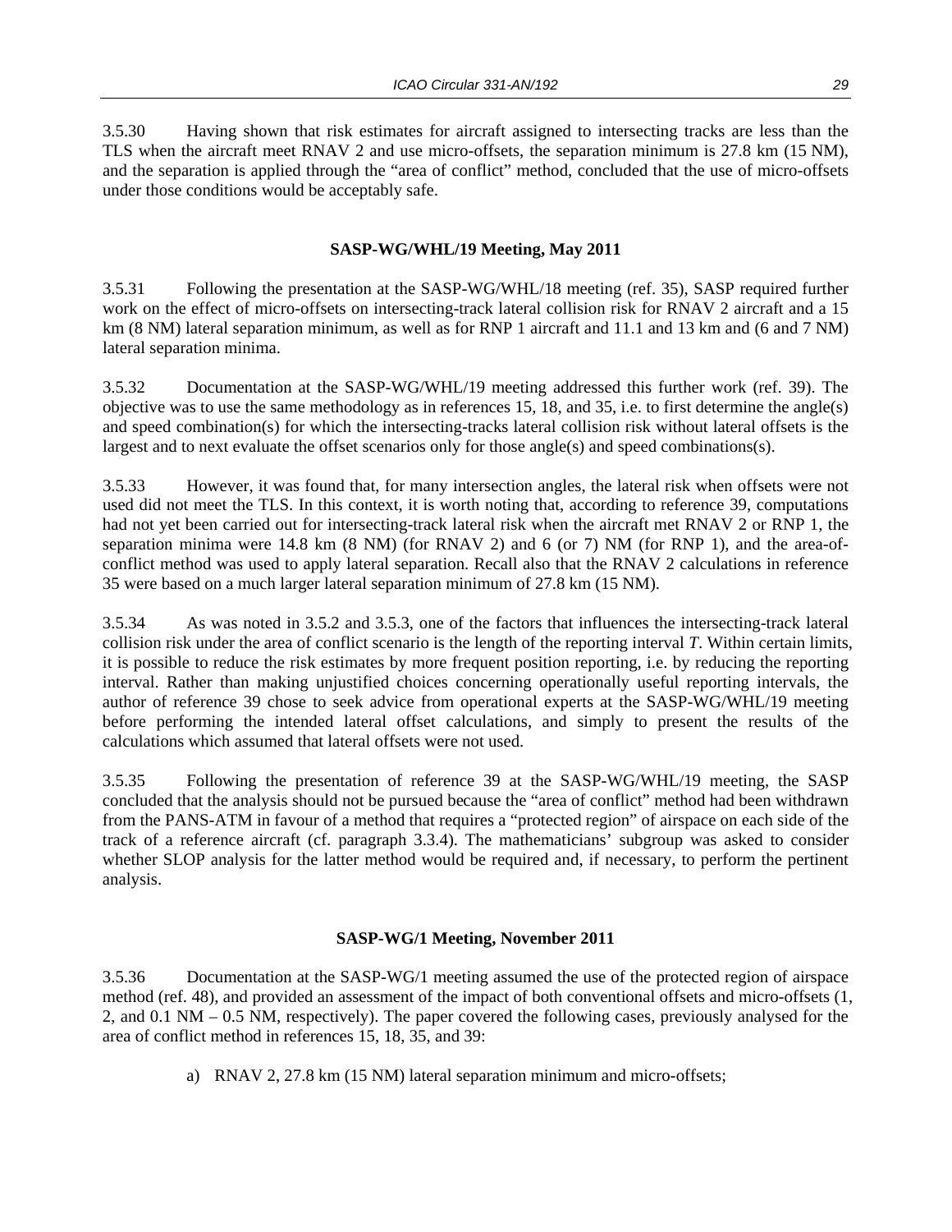3.5.30 Having shown that risk estimates for aircraft assigned to intersecting tracks are less than the TLS when the aircraft meet RNAV 2 and use micro-offsets, the separation minimum is 27.8 km (15 NM), and the separation is applied through the "area of conflict" method, concluded that the use of micro-offsets under those conditions would be acceptably safe.

**SASP-WG/WHL/19 Meeting, May 2011**

3.5.31 Following the presentation at the SASP-WG/WHL/18 meeting (ref. 35), SASP required further work on the effect of micro-offsets on intersecting-track lateral collision risk for RNAV 2 aircraft and a 15 km (8 NM) lateral separation minimum, as well as for RNP 1 aircraft and 11.1 and 13 km and (6 and 7 NM) lateral separation minima.

3.5.32 Documentation at the SASP-WG/WHL/19 meeting addressed this further work (ref. 39). The objective was to use the same methodology as in references 15, 18, and 35, i.e. to first determine the angle(s) and speed combination(s) for which the intersecting-tracks lateral collision risk without lateral offsets is the largest and to next evaluate the offset scenarios only for those angle(s) and speed combinations(s).

3.5.33 However, it was found that, for many intersection angles, the lateral risk when offsets were not used did not meet the TLS. In this context, it is worth noting that, according to reference 39, computations had not yet been carried out for intersecting-track lateral risk when the aircraft met RNAV 2 or RNP 1, the separation minima were 14.8 km (8 NM) (for RNAV 2) and 6 (or 7) NM (for RNP 1), and the area-of-conflict method was used to apply lateral separation. Recall also that the RNAV 2 calculations in reference 35 were based on a much larger lateral separation minimum of 27.8 km (15 NM).

3.5.34 As was noted in 3.5.2 and 3.5.3, one of the factors that influences the intersecting-track lateral collision risk under the area of conflict scenario is the length of the reporting interval *T*. Within certain limits, it is possible to reduce the risk estimates by more frequent position reporting, i.e. by reducing the reporting interval. Rather than making unjustified choices concerning operationally useful reporting intervals, the author of reference 39 chose to seek advice from operational experts at the SASP-WG/WHL/19 meeting before performing the intended lateral offset calculations, and simply to present the results of the calculations which assumed that lateral offsets were not used.

3.5.35 Following the presentation of reference 39 at the SASP-WG/WHL/19 meeting, the SASP concluded that the analysis should not be pursued because the "area of conflict" method had been withdrawn from the PANS-ATM in favour of a method that requires a "protected region" of airspace on each side of the track of a reference aircraft (cf. paragraph 3.3.4). The mathematicians' subgroup was asked to consider whether SLOP analysis for the latter method would be required and, if necessary, to perform the pertinent analysis.

**SASP-WG/1 Meeting, November 2011**

3.5.36 Documentation at the SASP-WG/1 meeting assumed the use of the protected region of airspace method (ref. 48), and provided an assessment of the impact of both conventional offsets and micro-offsets (1, 2, and 0.1 NM – 0.5 NM, respectively). The paper covered the following cases, previously analysed for the area of conflict method in references 15, 18, 35, and 39:

a) RNAV 2, 27.8 km (15 NM) lateral separation minimum and micro-offsets;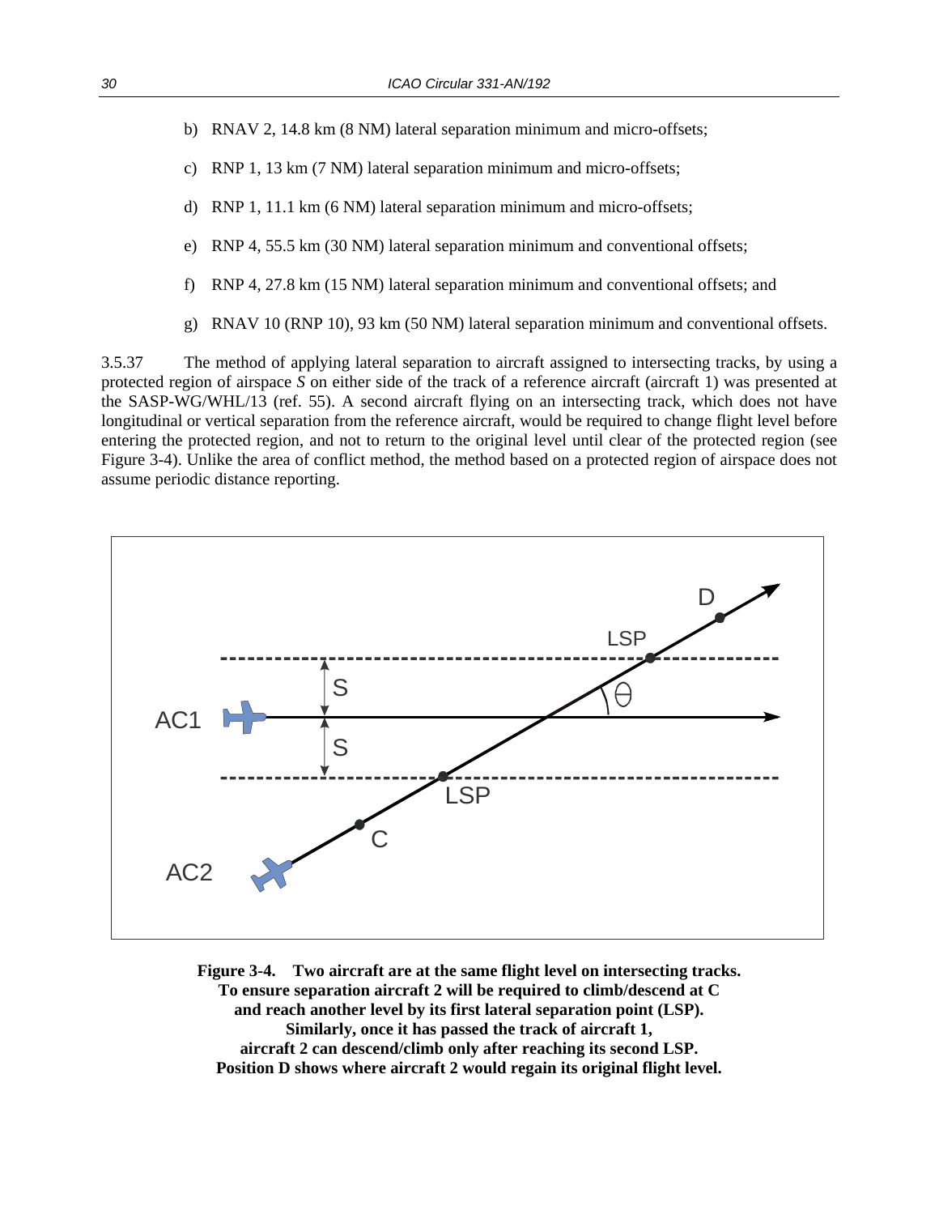b) RNAV 2, 14.8 km (8 NM) lateral separation minimum and micro-offsets;

c) RNP 1, 13 km (7 NM) lateral separation minimum and micro-offsets;

d) RNP 1, 11.1 km (6 NM) lateral separation minimum and micro-offsets;

e) RNP 4, 55.5 km (30 NM) lateral separation minimum and conventional offsets;

f) RNP 4, 27.8 km (15 NM) lateral separation minimum and conventional offsets; and

g) RNAV 10 (RNP 10), 93 km (50 NM) lateral separation minimum and conventional offsets.

3.5.37 The method of applying lateral separation to aircraft assigned to intersecting tracks, by using a protected region of airspace *S* on either side of the track of a reference aircraft (aircraft 1) was presented at the SASP-WG/WHL/13 (ref. 55). A second aircraft flying on an intersecting track, which does not have longitudinal or vertical separation from the reference aircraft, would be required to change flight level before entering the protected region, and not to return to the original level until clear of the protected region (see Figure 3-4). Unlike the area of conflict method, the method based on a protected region of airspace does not assume periodic distance reporting.

**Figure 3-4. Two aircraft are at the same flight level on intersecting tracks. To ensure separation aircraft 2 will be required to climb/descend at C and reach another level by its first lateral separation point (LSP). Similarly, once it has passed the track of aircraft 1, aircraft 2 can descend/climb only after reaching its second LSP. Position D shows where aircraft 2 would regain its original flight level.**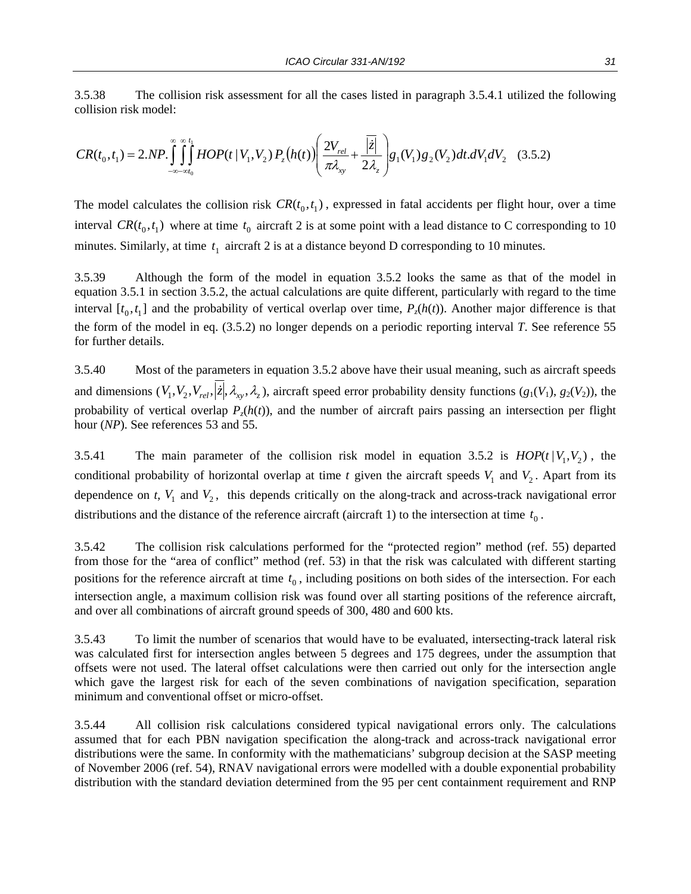3.5.38 The collision risk assessment for all the cases listed in paragraph 3.5.4.1 utilized the following collision risk model:

$$CR(t_0,t_1) = 2.NP.\int_{-\infty}^{\infty}\int_{-\infty}^{\infty}\int_{t_0}^{t_1} HOP(t\,|\,V_1,V_2)\,P_z\big(h(t)\big)\left(\frac{2V_{rel}}{\pi\lambda_{xy}}+\frac{\overline{|\dot{z}|}}{2\lambda_z}\right)g_1(V_1)\,g_2(V_2)\,dt.dV_1dV_2 \quad (3.5.2)$$

The model calculates the collision risk $CR(t_0,t_1)$, expressed in fatal accidents per flight hour, over a time interval $CR(t_0,t_1)$ where at time $t_0$ aircraft 2 is at some point with a lead distance to C corresponding to 10 minutes. Similarly, at time $t_1$ aircraft 2 is at a distance beyond D corresponding to 10 minutes.

3.5.39 Although the form of the model in equation 3.5.2 looks the same as that of the model in equation 3.5.1 in section 3.5.2, the actual calculations are quite different, particularly with regard to the time interval $[t_0,t_1]$ and the probability of vertical overlap over time, $P_z(h(t))$. Another major difference is that the form of the model in eq. (3.5.2) no longer depends on a periodic reporting interval $T$. See reference 55 for further details.

3.5.40 Most of the parameters in equation 3.5.2 above have their usual meaning, such as aircraft speeds and dimensions ($V_1, V_2, V_{rel}, \overline{|\dot{z}|}, \lambda_{xy}, \lambda_z$), aircraft speed error probability density functions ($g_1(V_1)$, $g_2(V_2)$), the probability of vertical overlap $P_z(h(t))$, and the number of aircraft pairs passing an intersection per flight hour ($NP$). See references 53 and 55.

3.5.41 The main parameter of the collision risk model in equation 3.5.2 is $HOP(t\,|\,V_1,V_2)$, the conditional probability of horizontal overlap at time $t$ given the aircraft speeds $V_1$ and $V_2$. Apart from its dependence on $t$, $V_1$ and $V_2$, this depends critically on the along-track and across-track navigational error distributions and the distance of the reference aircraft (aircraft 1) to the intersection at time $t_0$.

3.5.42 The collision risk calculations performed for the "protected region" method (ref. 55) departed from those for the "area of conflict" method (ref. 53) in that the risk was calculated with different starting positions for the reference aircraft at time $t_0$, including positions on both sides of the intersection. For each intersection angle, a maximum collision risk was found over all starting positions of the reference aircraft, and over all combinations of aircraft ground speeds of 300, 480 and 600 kts.

3.5.43 To limit the number of scenarios that would have to be evaluated, intersecting-track lateral risk was calculated first for intersection angles between 5 degrees and 175 degrees, under the assumption that offsets were not used. The lateral offset calculations were then carried out only for the intersection angle which gave the largest risk for each of the seven combinations of navigation specification, separation minimum and conventional offset or micro-offset.

3.5.44 All collision risk calculations considered typical navigational errors only. The calculations assumed that for each PBN navigation specification the along-track and across-track navigational error distributions were the same. In conformity with the mathematicians' subgroup decision at the SASP meeting of November 2006 (ref. 54), RNAV navigational errors were modelled with a double exponential probability distribution with the standard deviation determined from the 95 per cent containment requirement and RNP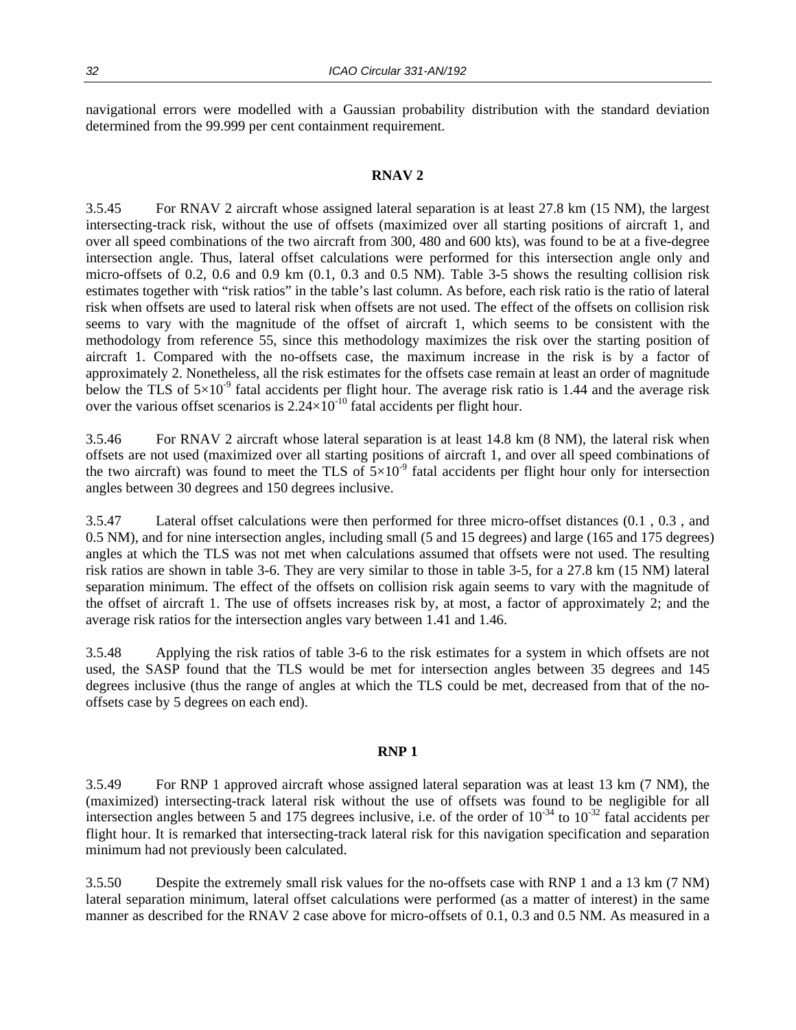navigational errors were modelled with a Gaussian probability distribution with the standard deviation determined from the 99.999 per cent containment requirement.

**RNAV 2**

3.5.45 For RNAV 2 aircraft whose assigned lateral separation is at least 27.8 km (15 NM), the largest intersecting-track risk, without the use of offsets (maximized over all starting positions of aircraft 1, and over all speed combinations of the two aircraft from 300, 480 and 600 kts), was found to be at a five-degree intersection angle. Thus, lateral offset calculations were performed for this intersection angle only and micro-offsets of 0.2, 0.6 and 0.9 km (0.1, 0.3 and 0.5 NM). Table 3-5 shows the resulting collision risk estimates together with "risk ratios" in the table's last column. As before, each risk ratio is the ratio of lateral risk when offsets are used to lateral risk when offsets are not used. The effect of the offsets on collision risk seems to vary with the magnitude of the offset of aircraft 1, which seems to be consistent with the methodology from reference 55, since this methodology maximizes the risk over the starting position of aircraft 1. Compared with the no-offsets case, the maximum increase in the risk is by a factor of approximately 2. Nonetheless, all the risk estimates for the offsets case remain at least an order of magnitude below the TLS of $5\times10^{-9}$ fatal accidents per flight hour. The average risk ratio is 1.44 and the average risk over the various offset scenarios is $2.24\times10^{-10}$ fatal accidents per flight hour.

3.5.46 For RNAV 2 aircraft whose lateral separation is at least 14.8 km (8 NM), the lateral risk when offsets are not used (maximized over all starting positions of aircraft 1, and over all speed combinations of the two aircraft) was found to meet the TLS of $5\times10^{-9}$ fatal accidents per flight hour only for intersection angles between 30 degrees and 150 degrees inclusive.

3.5.47 Lateral offset calculations were then performed for three micro-offset distances (0.1 , 0.3 , and 0.5 NM), and for nine intersection angles, including small (5 and 15 degrees) and large (165 and 175 degrees) angles at which the TLS was not met when calculations assumed that offsets were not used. The resulting risk ratios are shown in table 3-6. They are very similar to those in table 3-5, for a 27.8 km (15 NM) lateral separation minimum. The effect of the offsets on collision risk again seems to vary with the magnitude of the offset of aircraft 1. The use of offsets increases risk by, at most, a factor of approximately 2; and the average risk ratios for the intersection angles vary between 1.41 and 1.46.

3.5.48 Applying the risk ratios of table 3-6 to the risk estimates for a system in which offsets are not used, the SASP found that the TLS would be met for intersection angles between 35 degrees and 145 degrees inclusive (thus the range of angles at which the TLS could be met, decreased from that of the no-offsets case by 5 degrees on each end).

**RNP 1**

3.5.49 For RNP 1 approved aircraft whose assigned lateral separation was at least 13 km (7 NM), the (maximized) intersecting-track lateral risk without the use of offsets was found to be negligible for all intersection angles between 5 and 175 degrees inclusive, i.e. of the order of $10^{-34}$ to $10^{-32}$ fatal accidents per flight hour. It is remarked that intersecting-track lateral risk for this navigation specification and separation minimum had not previously been calculated.

3.5.50 Despite the extremely small risk values for the no-offsets case with RNP 1 and a 13 km (7 NM) lateral separation minimum, lateral offset calculations were performed (as a matter of interest) in the same manner as described for the RNAV 2 case above for micro-offsets of 0.1, 0.3 and 0.5 NM. As measured in a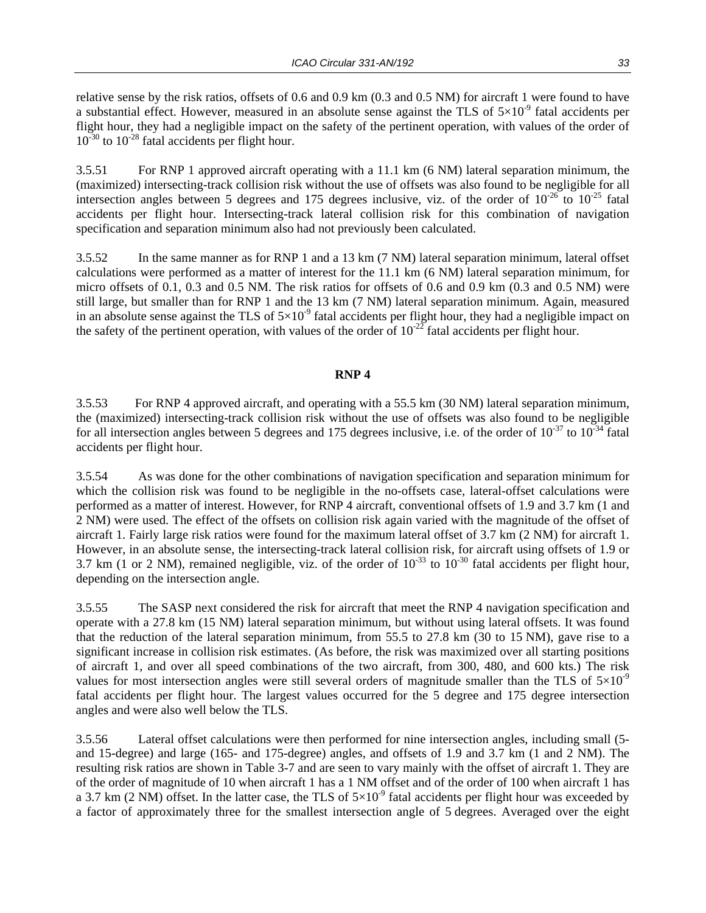relative sense by the risk ratios, offsets of 0.6 and 0.9 km (0.3 and 0.5 NM) for aircraft 1 were found to have a substantial effect. However, measured in an absolute sense against the TLS of $5\times10^{-9}$ fatal accidents per flight hour, they had a negligible impact on the safety of the pertinent operation, with values of the order of $10^{-30}$ to $10^{-28}$ fatal accidents per flight hour.

3.5.51 For RNP 1 approved aircraft operating with a 11.1 km (6 NM) lateral separation minimum, the (maximized) intersecting-track collision risk without the use of offsets was also found to be negligible for all intersection angles between 5 degrees and 175 degrees inclusive, viz. of the order of $10^{-26}$ to $10^{-25}$ fatal accidents per flight hour. Intersecting-track lateral collision risk for this combination of navigation specification and separation minimum also had not previously been calculated.

3.5.52 In the same manner as for RNP 1 and a 13 km (7 NM) lateral separation minimum, lateral offset calculations were performed as a matter of interest for the 11.1 km (6 NM) lateral separation minimum, for micro offsets of 0.1, 0.3 and 0.5 NM. The risk ratios for offsets of 0.6 and 0.9 km (0.3 and 0.5 NM) were still large, but smaller than for RNP 1 and the 13 km (7 NM) lateral separation minimum. Again, measured in an absolute sense against the TLS of $5\times10^{-9}$ fatal accidents per flight hour, they had a negligible impact on the safety of the pertinent operation, with values of the order of $10^{-22}$ fatal accidents per flight hour.

**RNP 4**

3.5.53 For RNP 4 approved aircraft, and operating with a 55.5 km (30 NM) lateral separation minimum, the (maximized) intersecting-track collision risk without the use of offsets was also found to be negligible for all intersection angles between 5 degrees and 175 degrees inclusive, i.e. of the order of $10^{-37}$ to $10^{-34}$ fatal accidents per flight hour.

3.5.54 As was done for the other combinations of navigation specification and separation minimum for which the collision risk was found to be negligible in the no-offsets case, lateral-offset calculations were performed as a matter of interest. However, for RNP 4 aircraft, conventional offsets of 1.9 and 3.7 km (1 and 2 NM) were used. The effect of the offsets on collision risk again varied with the magnitude of the offset of aircraft 1. Fairly large risk ratios were found for the maximum lateral offset of 3.7 km (2 NM) for aircraft 1. However, in an absolute sense, the intersecting-track lateral collision risk, for aircraft using offsets of 1.9 or 3.7 km (1 or 2 NM), remained negligible, viz. of the order of $10^{-33}$ to $10^{-30}$ fatal accidents per flight hour, depending on the intersection angle.

3.5.55 The SASP next considered the risk for aircraft that meet the RNP 4 navigation specification and operate with a 27.8 km (15 NM) lateral separation minimum, but without using lateral offsets. It was found that the reduction of the lateral separation minimum, from 55.5 to 27.8 km (30 to 15 NM), gave rise to a significant increase in collision risk estimates. (As before, the risk was maximized over all starting positions of aircraft 1, and over all speed combinations of the two aircraft, from 300, 480, and 600 kts.) The risk values for most intersection angles were still several orders of magnitude smaller than the TLS of $5\times10^{-9}$ fatal accidents per flight hour. The largest values occurred for the 5 degree and 175 degree intersection angles and were also well below the TLS.

3.5.56 Lateral offset calculations were then performed for nine intersection angles, including small (5- and 15-degree) and large (165- and 175-degree) angles, and offsets of 1.9 and 3.7 km (1 and 2 NM). The resulting risk ratios are shown in Table 3-7 and are seen to vary mainly with the offset of aircraft 1. They are of the order of magnitude of 10 when aircraft 1 has a 1 NM offset and of the order of 100 when aircraft 1 has a 3.7 km (2 NM) offset. In the latter case, the TLS of $5\times10^{-9}$ fatal accidents per flight hour was exceeded by a factor of approximately three for the smallest intersection angle of 5 degrees. Averaged over the eight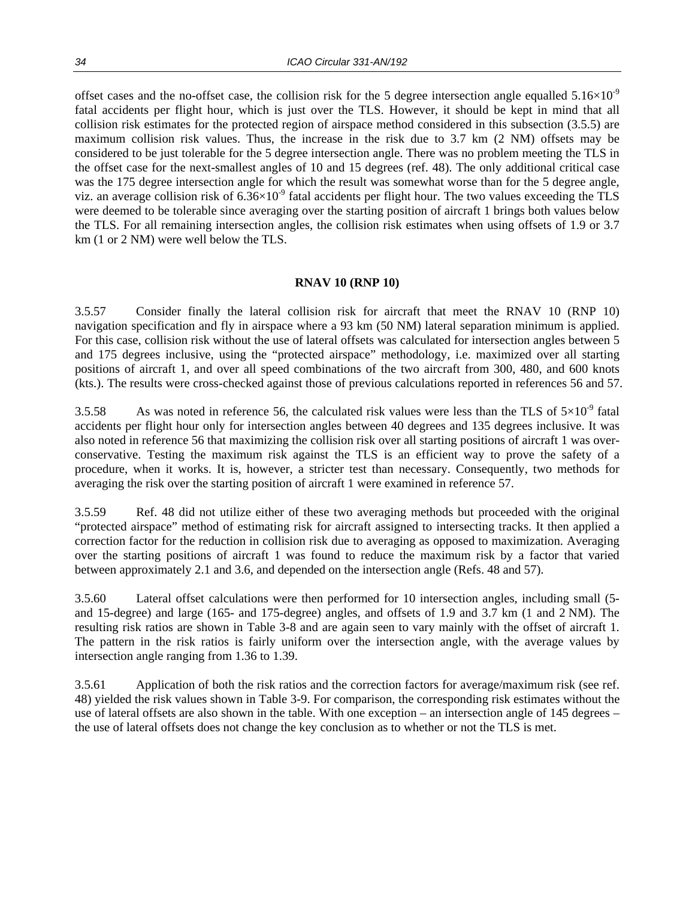offset cases and the no-offset case, the collision risk for the 5 degree intersection angle equalled $5.16 \times 10^{-9}$ fatal accidents per flight hour, which is just over the TLS. However, it should be kept in mind that all collision risk estimates for the protected region of airspace method considered in this subsection (3.5.5) are maximum collision risk values. Thus, the increase in the risk due to 3.7 km (2 NM) offsets may be considered to be just tolerable for the 5 degree intersection angle. There was no problem meeting the TLS in the offset case for the next-smallest angles of 10 and 15 degrees (ref. 48). The only additional critical case was the 175 degree intersection angle for which the result was somewhat worse than for the 5 degree angle, viz. an average collision risk of $6.36 \times 10^{-9}$ fatal accidents per flight hour. The two values exceeding the TLS were deemed to be tolerable since averaging over the starting position of aircraft 1 brings both values below the TLS. For all remaining intersection angles, the collision risk estimates when using offsets of 1.9 or 3.7 km (1 or 2 NM) were well below the TLS.

### RNAV 10 (RNP 10)

3.5.57 Consider finally the lateral collision risk for aircraft that meet the RNAV 10 (RNP 10) navigation specification and fly in airspace where a 93 km (50 NM) lateral separation minimum is applied. For this case, collision risk without the use of lateral offsets was calculated for intersection angles between 5 and 175 degrees inclusive, using the "protected airspace" methodology, i.e. maximized over all starting positions of aircraft 1, and over all speed combinations of the two aircraft from 300, 480, and 600 knots (kts.). The results were cross-checked against those of previous calculations reported in references 56 and 57.

3.5.58 As was noted in reference 56, the calculated risk values were less than the TLS of $5 \times 10^{-9}$ fatal accidents per flight hour only for intersection angles between 40 degrees and 135 degrees inclusive. It was also noted in reference 56 that maximizing the collision risk over all starting positions of aircraft 1 was over-conservative. Testing the maximum risk against the TLS is an efficient way to prove the safety of a procedure, when it works. It is, however, a stricter test than necessary. Consequently, two methods for averaging the risk over the starting position of aircraft 1 were examined in reference 57.

3.5.59 Ref. 48 did not utilize either of these two averaging methods but proceeded with the original "protected airspace" method of estimating risk for aircraft assigned to intersecting tracks. It then applied a correction factor for the reduction in collision risk due to averaging as opposed to maximization. Averaging over the starting positions of aircraft 1 was found to reduce the maximum risk by a factor that varied between approximately 2.1 and 3.6, and depended on the intersection angle (Refs. 48 and 57).

3.5.60 Lateral offset calculations were then performed for 10 intersection angles, including small (5- and 15-degree) and large (165- and 175-degree) angles, and offsets of 1.9 and 3.7 km (1 and 2 NM). The resulting risk ratios are shown in Table 3-8 and are again seen to vary mainly with the offset of aircraft 1. The pattern in the risk ratios is fairly uniform over the intersection angle, with the average values by intersection angle ranging from 1.36 to 1.39.

3.5.61 Application of both the risk ratios and the correction factors for average/maximum risk (see ref. 48) yielded the risk values shown in Table 3-9. For comparison, the corresponding risk estimates without the use of lateral offsets are also shown in the table. With one exception – an intersection angle of 145 degrees – the use of lateral offsets does not change the key conclusion as to whether or not the TLS is met.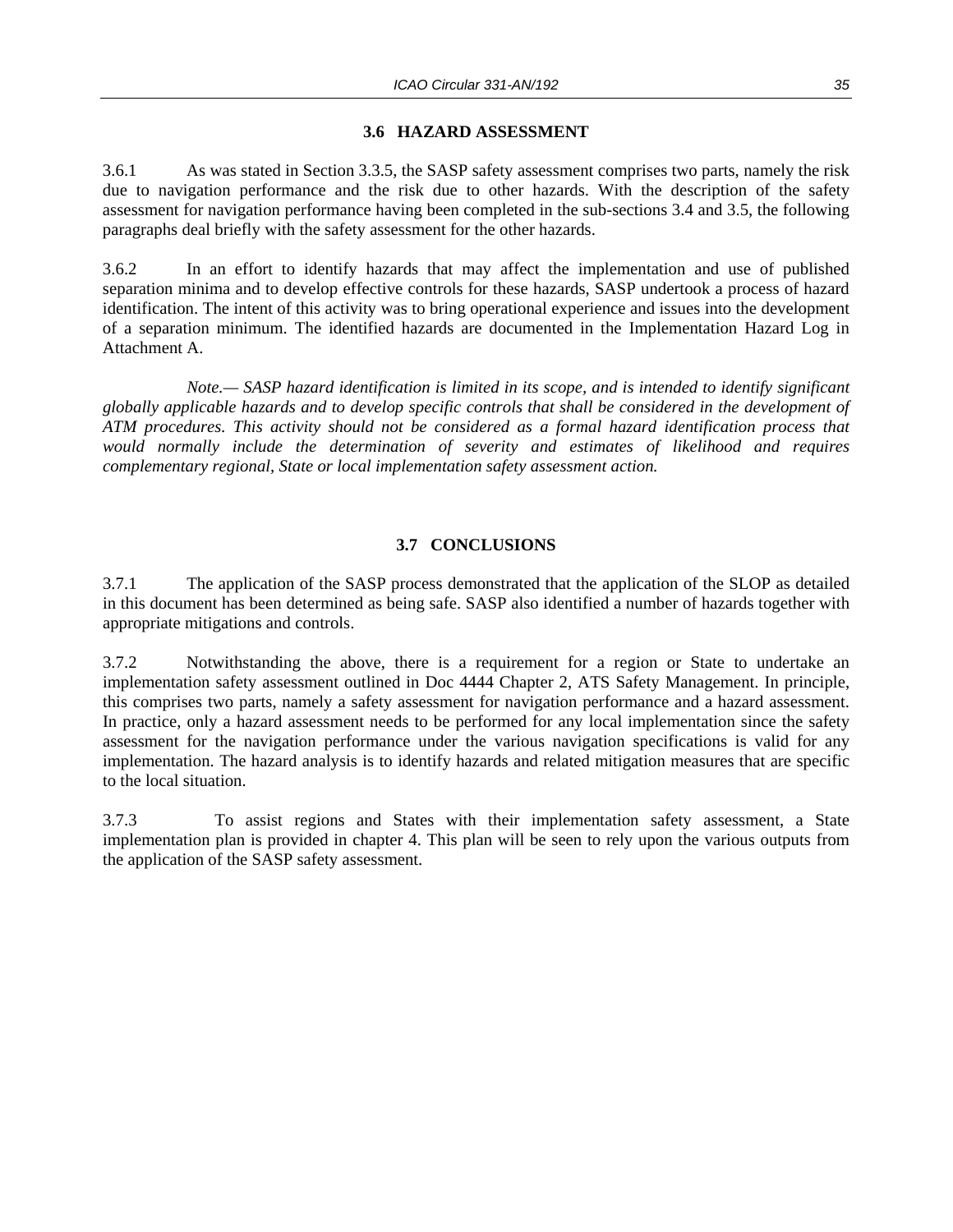## 3.6 HAZARD ASSESSMENT

3.6.1 As was stated in Section 3.3.5, the SASP safety assessment comprises two parts, namely the risk due to navigation performance and the risk due to other hazards. With the description of the safety assessment for navigation performance having been completed in the sub-sections 3.4 and 3.5, the following paragraphs deal briefly with the safety assessment for the other hazards.

3.6.2 In an effort to identify hazards that may affect the implementation and use of published separation minima and to develop effective controls for these hazards, SASP undertook a process of hazard identification. The intent of this activity was to bring operational experience and issues into the development of a separation minimum. The identified hazards are documented in the Implementation Hazard Log in Attachment A.

*Note.— SASP hazard identification is limited in its scope, and is intended to identify significant globally applicable hazards and to develop specific controls that shall be considered in the development of ATM procedures. This activity should not be considered as a formal hazard identification process that would normally include the determination of severity and estimates of likelihood and requires complementary regional, State or local implementation safety assessment action.*

## 3.7 CONCLUSIONS

3.7.1 The application of the SASP process demonstrated that the application of the SLOP as detailed in this document has been determined as being safe. SASP also identified a number of hazards together with appropriate mitigations and controls.

3.7.2 Notwithstanding the above, there is a requirement for a region or State to undertake an implementation safety assessment outlined in Doc 4444 Chapter 2, ATS Safety Management. In principle, this comprises two parts, namely a safety assessment for navigation performance and a hazard assessment. In practice, only a hazard assessment needs to be performed for any local implementation since the safety assessment for the navigation performance under the various navigation specifications is valid for any implementation. The hazard analysis is to identify hazards and related mitigation measures that are specific to the local situation.

3.7.3 To assist regions and States with their implementation safety assessment, a State implementation plan is provided in chapter 4. This plan will be seen to rely upon the various outputs from the application of the SASP safety assessment.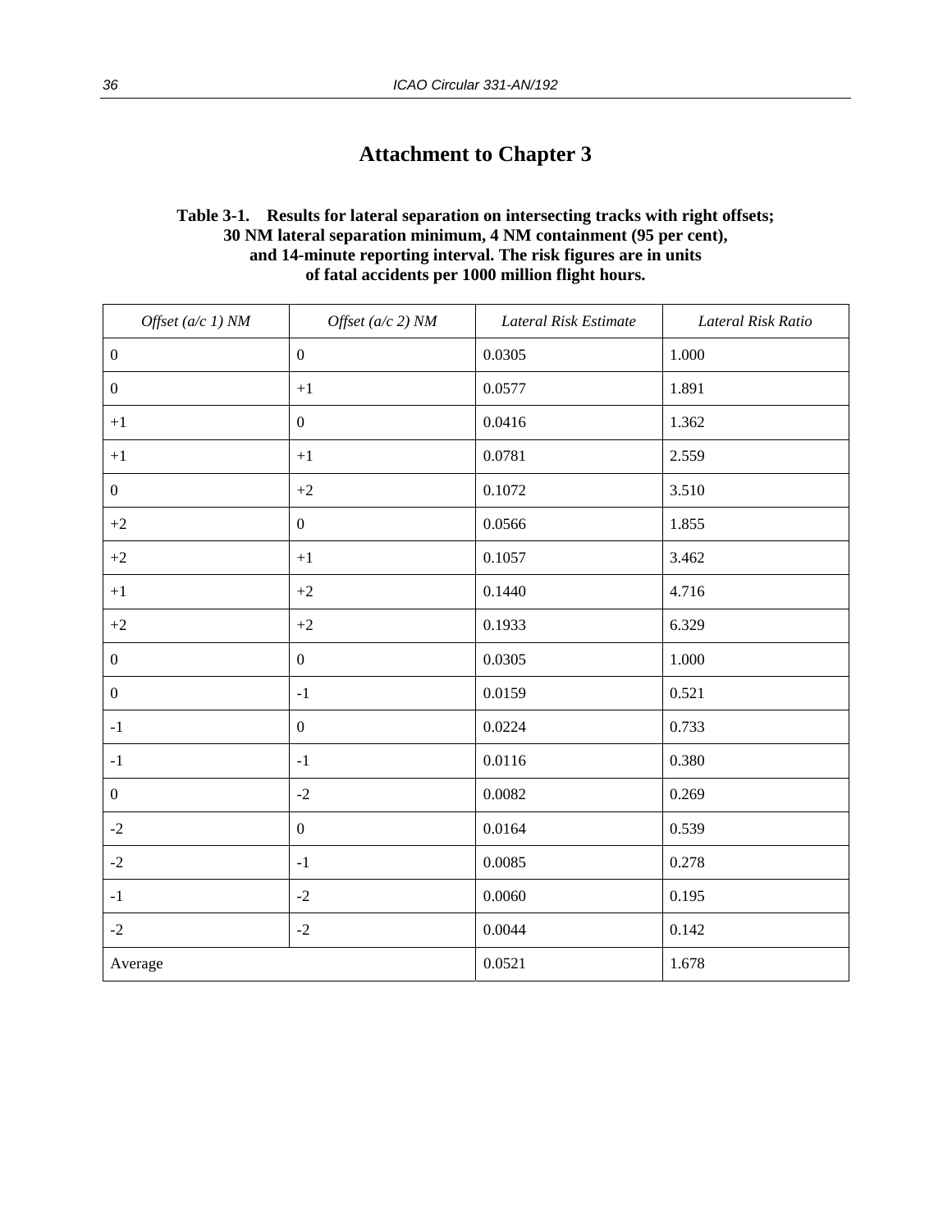# Attachment to Chapter 3

**Table 3-1. Results for lateral separation on intersecting tracks with right offsets; 30 NM lateral separation minimum, 4 NM containment (95 per cent), and 14-minute reporting interval. The risk figures are in units of fatal accidents per 1000 million flight hours.**

| *Offset (a/c 1) NM* | *Offset (a/c 2) NM* | *Lateral Risk Estimate* | *Lateral Risk Ratio* |
|---|---|---|---|
| 0 | 0 | 0.0305 | 1.000 |
| 0 | +1 | 0.0577 | 1.891 |
| +1 | 0 | 0.0416 | 1.362 |
| +1 | +1 | 0.0781 | 2.559 |
| 0 | +2 | 0.1072 | 3.510 |
| +2 | 0 | 0.0566 | 1.855 |
| +2 | +1 | 0.1057 | 3.462 |
| +1 | +2 | 0.1440 | 4.716 |
| +2 | +2 | 0.1933 | 6.329 |
| 0 | 0 | 0.0305 | 1.000 |
| 0 | -1 | 0.0159 | 0.521 |
| -1 | 0 | 0.0224 | 0.733 |
| -1 | -1 | 0.0116 | 0.380 |
| 0 | -2 | 0.0082 | 0.269 |
| -2 | 0 | 0.0164 | 0.539 |
| -2 | -1 | 0.0085 | 0.278 |
| -1 | -2 | 0.0060 | 0.195 |
| -2 | -2 | 0.0044 | 0.142 |
| Average | | 0.0521 | 1.678 |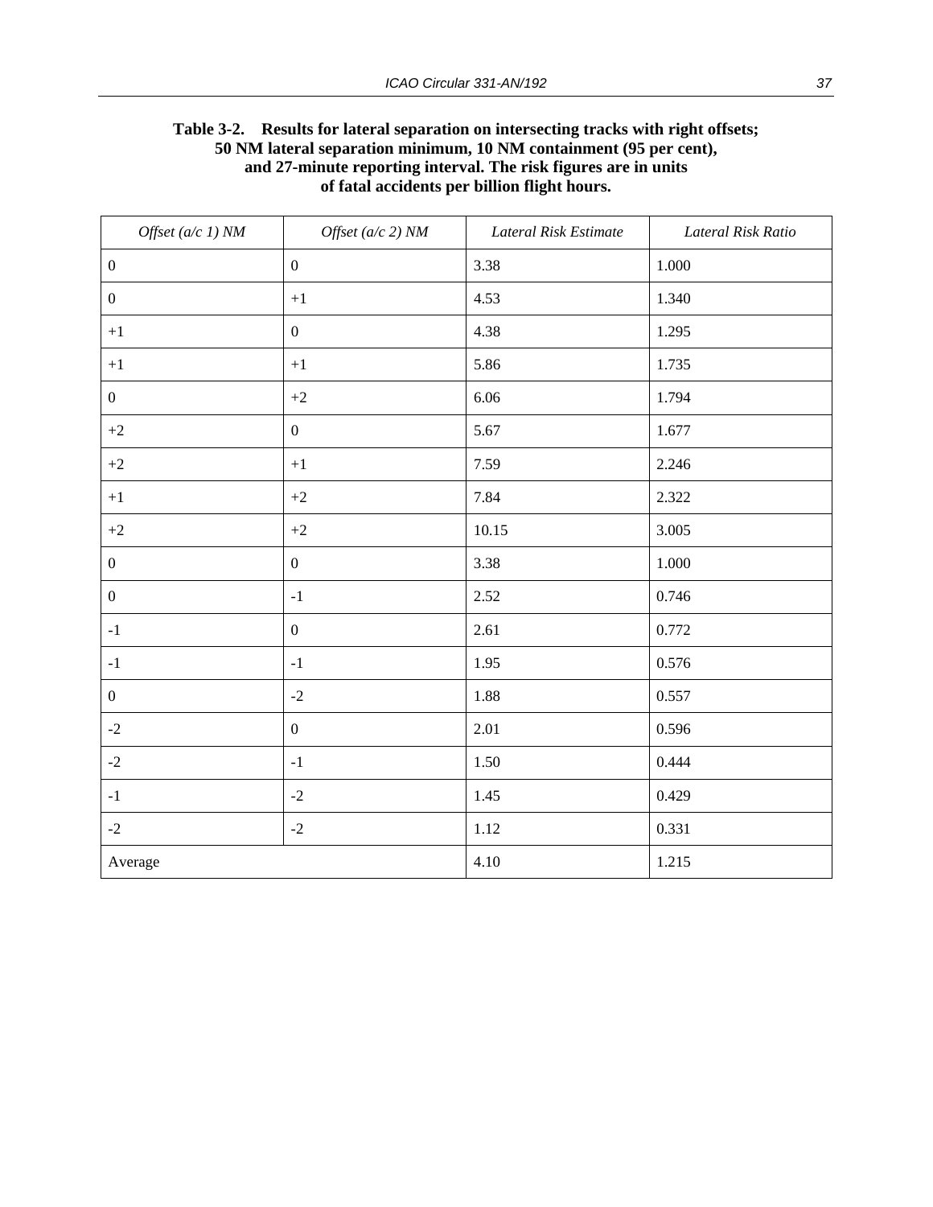**Table 3-2. Results for lateral separation on intersecting tracks with right offsets; 50 NM lateral separation minimum, 10 NM containment (95 per cent), and 27-minute reporting interval. The risk figures are in units of fatal accidents per billion flight hours.**

| *Offset (a/c 1) NM* | *Offset (a/c 2) NM* | *Lateral Risk Estimate* | *Lateral Risk Ratio* |
|---|---|---|---|
| 0 | 0 | 3.38 | 1.000 |
| 0 | +1 | 4.53 | 1.340 |
| +1 | 0 | 4.38 | 1.295 |
| +1 | +1 | 5.86 | 1.735 |
| 0 | +2 | 6.06 | 1.794 |
| +2 | 0 | 5.67 | 1.677 |
| +2 | +1 | 7.59 | 2.246 |
| +1 | +2 | 7.84 | 2.322 |
| +2 | +2 | 10.15 | 3.005 |
| 0 | 0 | 3.38 | 1.000 |
| 0 | -1 | 2.52 | 0.746 |
| -1 | 0 | 2.61 | 0.772 |
| -1 | -1 | 1.95 | 0.576 |
| 0 | -2 | 1.88 | 0.557 |
| -2 | 0 | 2.01 | 0.596 |
| -2 | -1 | 1.50 | 0.444 |
| -1 | -2 | 1.45 | 0.429 |
| -2 | -2 | 1.12 | 0.331 |
| Average | | 4.10 | 1.215 |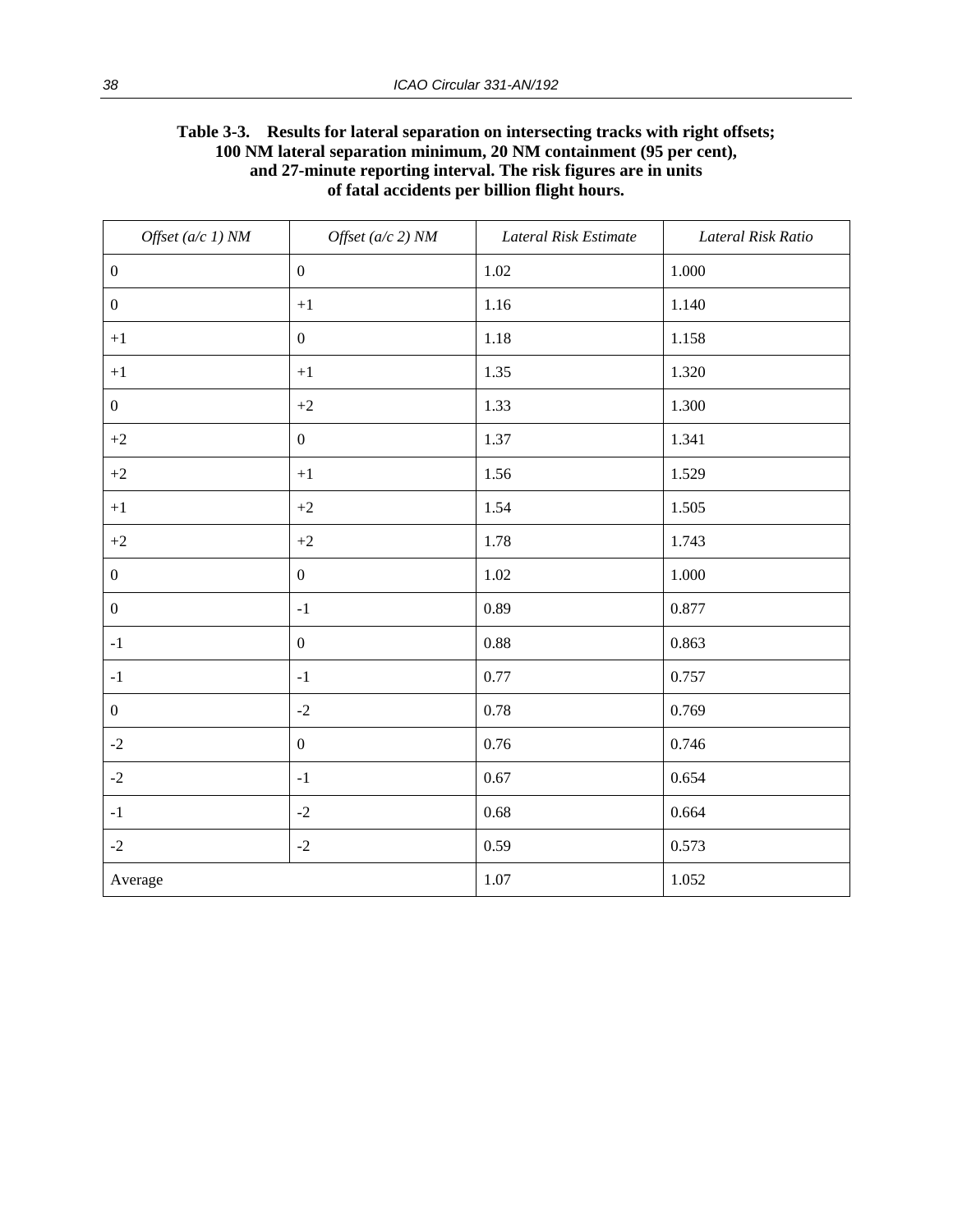**Table 3-3. Results for lateral separation on intersecting tracks with right offsets; 100 NM lateral separation minimum, 20 NM containment (95 per cent), and 27-minute reporting interval. The risk figures are in units of fatal accidents per billion flight hours.**

| *Offset (a/c 1) NM* | *Offset (a/c 2) NM* | *Lateral Risk Estimate* | *Lateral Risk Ratio* |
|---|---|---|---|
| 0 | 0 | 1.02 | 1.000 |
| 0 | +1 | 1.16 | 1.140 |
| +1 | 0 | 1.18 | 1.158 |
| +1 | +1 | 1.35 | 1.320 |
| 0 | +2 | 1.33 | 1.300 |
| +2 | 0 | 1.37 | 1.341 |
| +2 | +1 | 1.56 | 1.529 |
| +1 | +2 | 1.54 | 1.505 |
| +2 | +2 | 1.78 | 1.743 |
| 0 | 0 | 1.02 | 1.000 |
| 0 | -1 | 0.89 | 0.877 |
| -1 | 0 | 0.88 | 0.863 |
| -1 | -1 | 0.77 | 0.757 |
| 0 | -2 | 0.78 | 0.769 |
| -2 | 0 | 0.76 | 0.746 |
| -2 | -1 | 0.67 | 0.654 |
| -1 | -2 | 0.68 | 0.664 |
| -2 | -2 | 0.59 | 0.573 |
| Average | | 1.07 | 1.052 |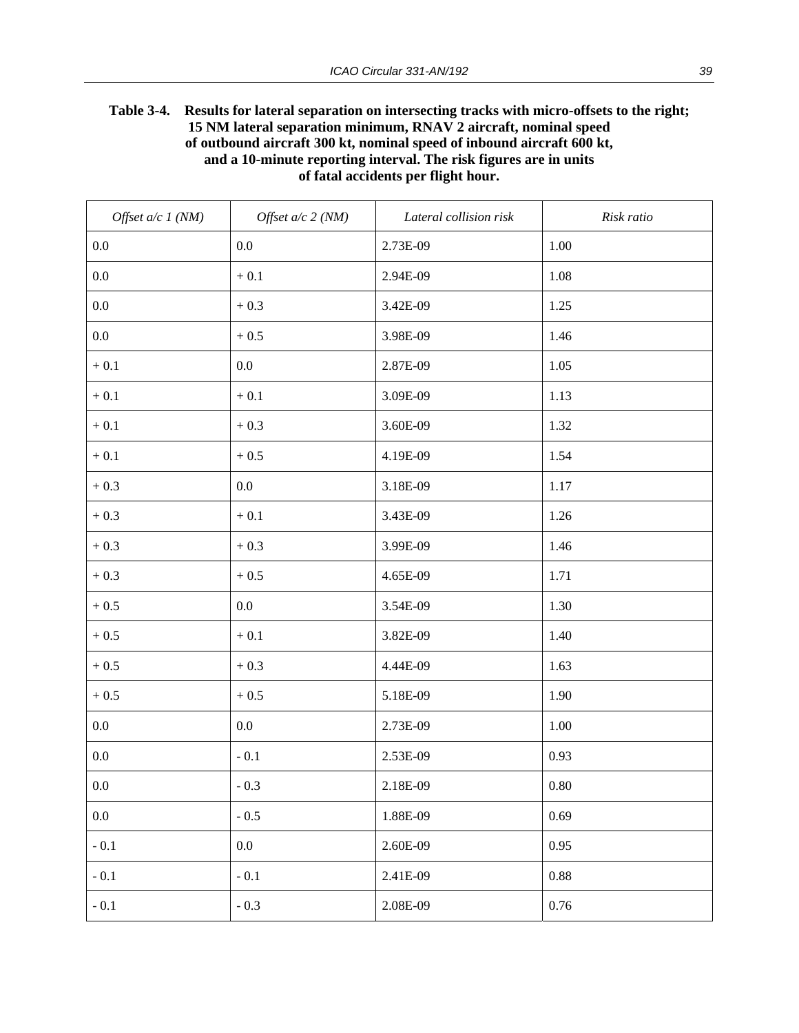**Table 3-4. Results for lateral separation on intersecting tracks with micro-offsets to the right; 15 NM lateral separation minimum, RNAV 2 aircraft, nominal speed of outbound aircraft 300 kt, nominal speed of inbound aircraft 600 kt, and a 10-minute reporting interval. The risk figures are in units of fatal accidents per flight hour.**

| *Offset a/c 1 (NM)* | *Offset a/c 2 (NM)* | *Lateral collision risk* | *Risk ratio* |
|---|---|---|---|
| 0.0 | 0.0 | 2.73E-09 | 1.00 |
| 0.0 | + 0.1 | 2.94E-09 | 1.08 |
| 0.0 | + 0.3 | 3.42E-09 | 1.25 |
| 0.0 | + 0.5 | 3.98E-09 | 1.46 |
| + 0.1 | 0.0 | 2.87E-09 | 1.05 |
| + 0.1 | + 0.1 | 3.09E-09 | 1.13 |
| + 0.1 | + 0.3 | 3.60E-09 | 1.32 |
| + 0.1 | + 0.5 | 4.19E-09 | 1.54 |
| + 0.3 | 0.0 | 3.18E-09 | 1.17 |
| + 0.3 | + 0.1 | 3.43E-09 | 1.26 |
| + 0.3 | + 0.3 | 3.99E-09 | 1.46 |
| + 0.3 | + 0.5 | 4.65E-09 | 1.71 |
| + 0.5 | 0.0 | 3.54E-09 | 1.30 |
| + 0.5 | + 0.1 | 3.82E-09 | 1.40 |
| + 0.5 | + 0.3 | 4.44E-09 | 1.63 |
| + 0.5 | + 0.5 | 5.18E-09 | 1.90 |
| 0.0 | 0.0 | 2.73E-09 | 1.00 |
| 0.0 | - 0.1 | 2.53E-09 | 0.93 |
| 0.0 | - 0.3 | 2.18E-09 | 0.80 |
| 0.0 | - 0.5 | 1.88E-09 | 0.69 |
| - 0.1 | 0.0 | 2.60E-09 | 0.95 |
| - 0.1 | - 0.1 | 2.41E-09 | 0.88 |
| - 0.1 | - 0.3 | 2.08E-09 | 0.76 |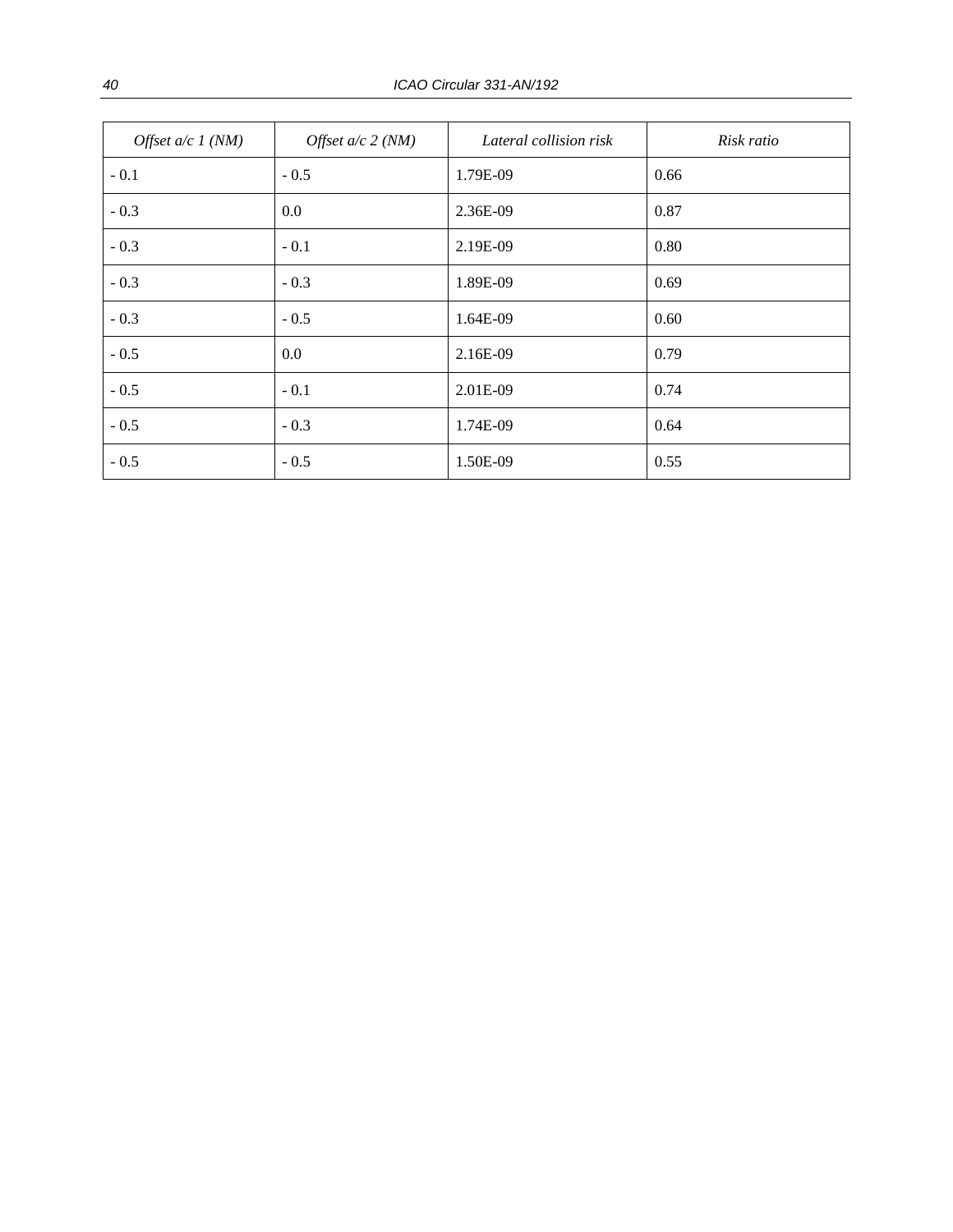| *Offset a/c 1 (NM)* | *Offset a/c 2 (NM)* | *Lateral collision risk* | *Risk ratio* |
|---|---|---|---|
| - 0.1 | - 0.5 | 1.79E-09 | 0.66 |
| - 0.3 | 0.0 | 2.36E-09 | 0.87 |
| - 0.3 | - 0.1 | 2.19E-09 | 0.80 |
| - 0.3 | - 0.3 | 1.89E-09 | 0.69 |
| - 0.3 | - 0.5 | 1.64E-09 | 0.60 |
| - 0.5 | 0.0 | 2.16E-09 | 0.79 |
| - 0.5 | - 0.1 | 2.01E-09 | 0.74 |
| - 0.5 | - 0.3 | 1.74E-09 | 0.64 |
| - 0.5 | - 0.5 | 1.50E-09 | 0.55 |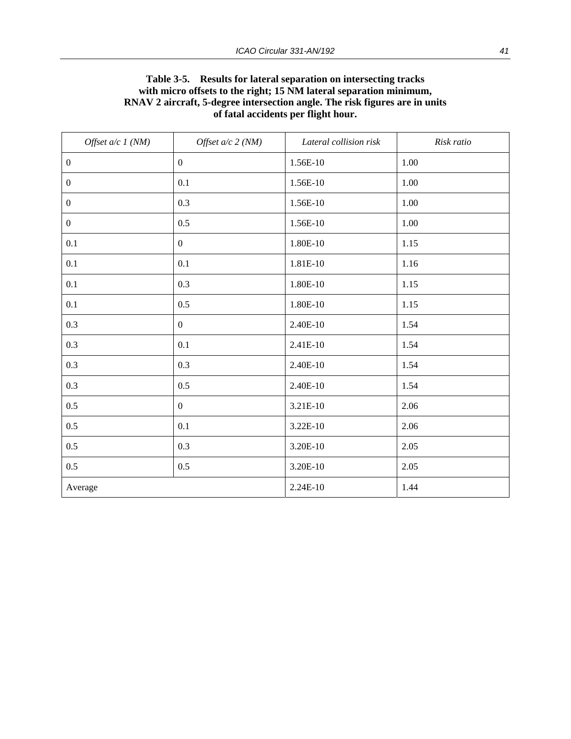**Table 3-5. Results for lateral separation on intersecting tracks with micro offsets to the right; 15 NM lateral separation minimum, RNAV 2 aircraft, 5-degree intersection angle. The risk figures are in units of fatal accidents per flight hour.**

| *Offset a/c 1 (NM)* | *Offset a/c 2 (NM)* | *Lateral collision risk* | *Risk ratio* |
|---|---|---|---|
| 0 | 0 | 1.56E-10 | 1.00 |
| 0 | 0.1 | 1.56E-10 | 1.00 |
| 0 | 0.3 | 1.56E-10 | 1.00 |
| 0 | 0.5 | 1.56E-10 | 1.00 |
| 0.1 | 0 | 1.80E-10 | 1.15 |
| 0.1 | 0.1 | 1.81E-10 | 1.16 |
| 0.1 | 0.3 | 1.80E-10 | 1.15 |
| 0.1 | 0.5 | 1.80E-10 | 1.15 |
| 0.3 | 0 | 2.40E-10 | 1.54 |
| 0.3 | 0.1 | 2.41E-10 | 1.54 |
| 0.3 | 0.3 | 2.40E-10 | 1.54 |
| 0.3 | 0.5 | 2.40E-10 | 1.54 |
| 0.5 | 0 | 3.21E-10 | 2.06 |
| 0.5 | 0.1 | 3.22E-10 | 2.06 |
| 0.5 | 0.3 | 3.20E-10 | 2.05 |
| 0.5 | 0.5 | 3.20E-10 | 2.05 |
| Average | | 2.24E-10 | 1.44 |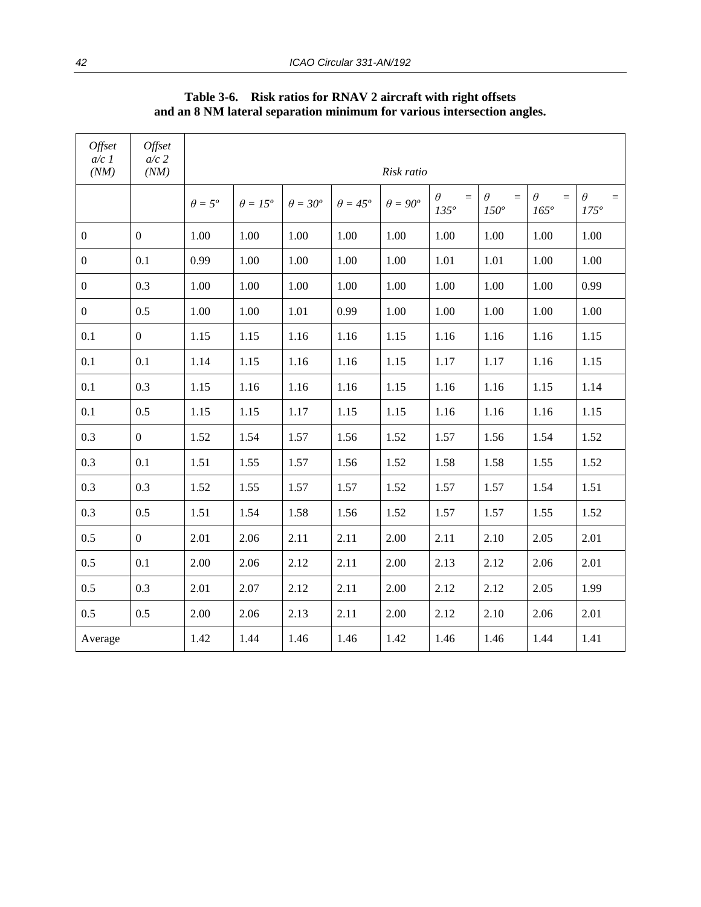**Table 3-6. Risk ratios for RNAV 2 aircraft with right offsets and an 8 NM lateral separation minimum for various intersection angles.**

| *Offset a/c 1 (NM)* | *Offset a/c 2 (NM)* | *Risk ratio* | | | | | | | | |
|---|---|---|---|---|---|---|---|---|---|---|
| | | $\theta = 5^o$ | $\theta = 15^o$ | $\theta = 30^o$ | $\theta = 45^o$ | $\theta = 90^o$ | $\theta = 135^o$ | $\theta = 150^o$ | $\theta = 165^o$ | $\theta = 175^o$ |
| 0 | 0 | 1.00 | 1.00 | 1.00 | 1.00 | 1.00 | 1.00 | 1.00 | 1.00 | 1.00 |
| 0 | 0.1 | 0.99 | 1.00 | 1.00 | 1.00 | 1.00 | 1.01 | 1.01 | 1.00 | 1.00 |
| 0 | 0.3 | 1.00 | 1.00 | 1.00 | 1.00 | 1.00 | 1.00 | 1.00 | 1.00 | 0.99 |
| 0 | 0.5 | 1.00 | 1.00 | 1.01 | 0.99 | 1.00 | 1.00 | 1.00 | 1.00 | 1.00 |
| 0.1 | 0 | 1.15 | 1.15 | 1.16 | 1.16 | 1.15 | 1.16 | 1.16 | 1.16 | 1.15 |
| 0.1 | 0.1 | 1.14 | 1.15 | 1.16 | 1.16 | 1.15 | 1.17 | 1.17 | 1.16 | 1.15 |
| 0.1 | 0.3 | 1.15 | 1.16 | 1.16 | 1.16 | 1.15 | 1.16 | 1.16 | 1.15 | 1.14 |
| 0.1 | 0.5 | 1.15 | 1.15 | 1.17 | 1.15 | 1.15 | 1.16 | 1.16 | 1.16 | 1.15 |
| 0.3 | 0 | 1.52 | 1.54 | 1.57 | 1.56 | 1.52 | 1.57 | 1.56 | 1.54 | 1.52 |
| 0.3 | 0.1 | 1.51 | 1.55 | 1.57 | 1.56 | 1.52 | 1.58 | 1.58 | 1.55 | 1.52 |
| 0.3 | 0.3 | 1.52 | 1.55 | 1.57 | 1.57 | 1.52 | 1.57 | 1.57 | 1.54 | 1.51 |
| 0.3 | 0.5 | 1.51 | 1.54 | 1.58 | 1.56 | 1.52 | 1.57 | 1.57 | 1.55 | 1.52 |
| 0.5 | 0 | 2.01 | 2.06 | 2.11 | 2.11 | 2.00 | 2.11 | 2.10 | 2.05 | 2.01 |
| 0.5 | 0.1 | 2.00 | 2.06 | 2.12 | 2.11 | 2.00 | 2.13 | 2.12 | 2.06 | 2.01 |
| 0.5 | 0.3 | 2.01 | 2.07 | 2.12 | 2.11 | 2.00 | 2.12 | 2.12 | 2.05 | 1.99 |
| 0.5 | 0.5 | 2.00 | 2.06 | 2.13 | 2.11 | 2.00 | 2.12 | 2.10 | 2.06 | 2.01 |
| Average | | 1.42 | 1.44 | 1.46 | 1.46 | 1.42 | 1.46 | 1.46 | 1.44 | 1.41 |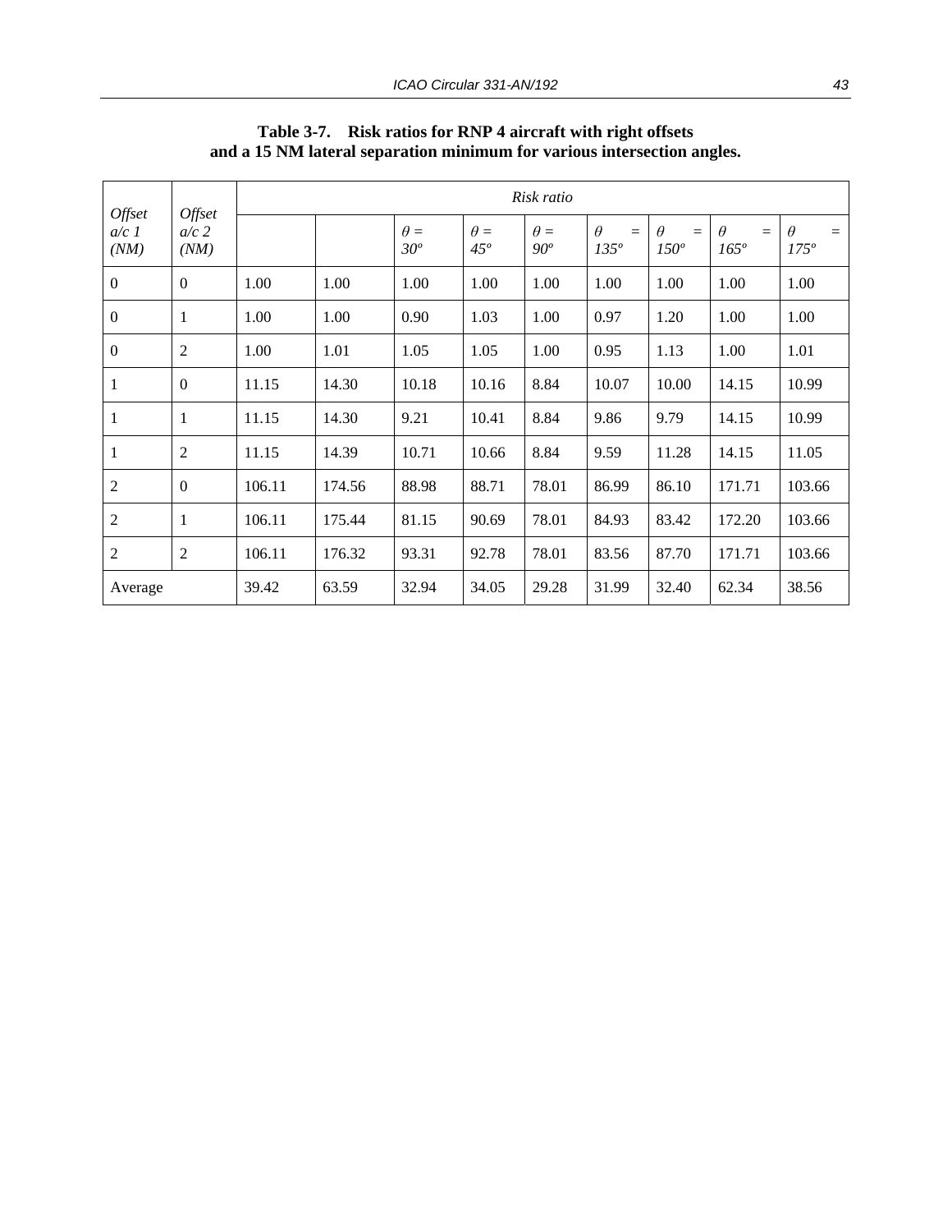**Table 3-7. Risk ratios for RNP 4 aircraft with right offsets and a 15 NM lateral separation minimum for various intersection angles.**

| *Offset a/c 1 (NM)* | *Offset a/c 2 (NM)* | *Risk ratio* | | | | | | | | |
|---|---|---|---|---|---|---|---|---|---|---|
| | | | | *$\theta = 30^o$* | *$\theta = 45^o$* | *$\theta = 90^o$* | *$\theta = 135^o$* | *$\theta = 150^o$* | *$\theta = 165^o$* | *$\theta = 175^o$* |
| 0 | 0 | 1.00 | 1.00 | 1.00 | 1.00 | 1.00 | 1.00 | 1.00 | 1.00 | 1.00 |
| 0 | 1 | 1.00 | 1.00 | 0.90 | 1.03 | 1.00 | 0.97 | 1.20 | 1.00 | 1.00 |
| 0 | 2 | 1.00 | 1.01 | 1.05 | 1.05 | 1.00 | 0.95 | 1.13 | 1.00 | 1.01 |
| 1 | 0 | 11.15 | 14.30 | 10.18 | 10.16 | 8.84 | 10.07 | 10.00 | 14.15 | 10.99 |
| 1 | 1 | 11.15 | 14.30 | 9.21 | 10.41 | 8.84 | 9.86 | 9.79 | 14.15 | 10.99 |
| 1 | 2 | 11.15 | 14.39 | 10.71 | 10.66 | 8.84 | 9.59 | 11.28 | 14.15 | 11.05 |
| 2 | 0 | 106.11 | 174.56 | 88.98 | 88.71 | 78.01 | 86.99 | 86.10 | 171.71 | 103.66 |
| 2 | 1 | 106.11 | 175.44 | 81.15 | 90.69 | 78.01 | 84.93 | 83.42 | 172.20 | 103.66 |
| 2 | 2 | 106.11 | 176.32 | 93.31 | 92.78 | 78.01 | 83.56 | 87.70 | 171.71 | 103.66 |
| Average | | 39.42 | 63.59 | 32.94 | 34.05 | 29.28 | 31.99 | 32.40 | 62.34 | 38.56 |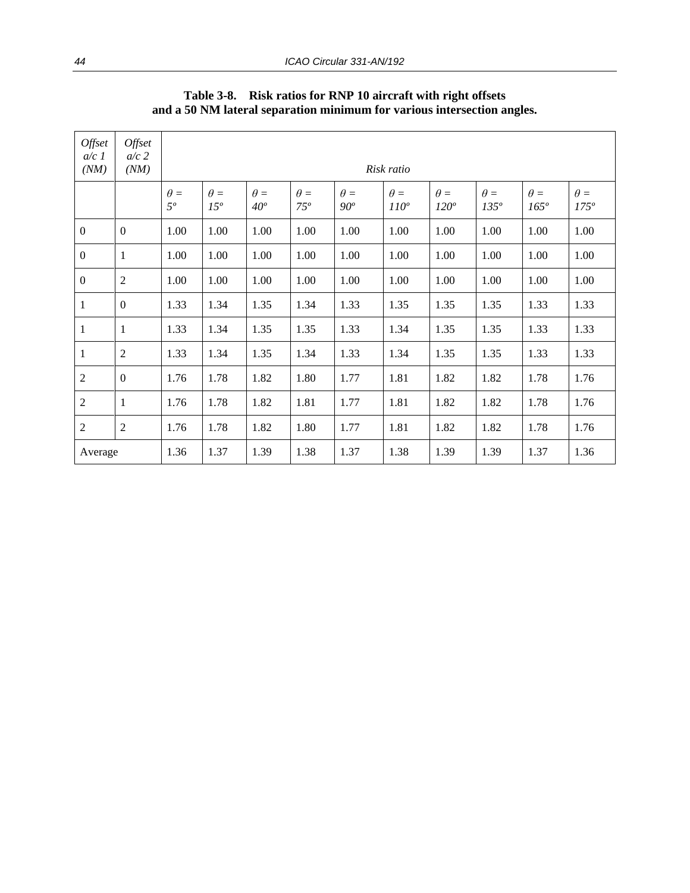**Table 3-8. Risk ratios for RNP 10 aircraft with right offsets and a 50 NM lateral separation minimum for various intersection angles.**

| *Offset a/c 1 (NM)* | *Offset a/c 2 (NM)* | *Risk ratio* | | | | | | | | | |
|---|---|---|---|---|---|---|---|---|---|---|---|
| | | $\theta = 5^o$ | $\theta = 15^o$ | $\theta = 40^o$ | $\theta = 75^o$ | $\theta = 90^o$ | $\theta = 110^o$ | $\theta = 120^o$ | $\theta = 135^o$ | $\theta = 165^o$ | $\theta = 175^o$ |
| 0 | 0 | 1.00 | 1.00 | 1.00 | 1.00 | 1.00 | 1.00 | 1.00 | 1.00 | 1.00 | 1.00 |
| 0 | 1 | 1.00 | 1.00 | 1.00 | 1.00 | 1.00 | 1.00 | 1.00 | 1.00 | 1.00 | 1.00 |
| 0 | 2 | 1.00 | 1.00 | 1.00 | 1.00 | 1.00 | 1.00 | 1.00 | 1.00 | 1.00 | 1.00 |
| 1 | 0 | 1.33 | 1.34 | 1.35 | 1.34 | 1.33 | 1.35 | 1.35 | 1.35 | 1.33 | 1.33 |
| 1 | 1 | 1.33 | 1.34 | 1.35 | 1.35 | 1.33 | 1.34 | 1.35 | 1.35 | 1.33 | 1.33 |
| 1 | 2 | 1.33 | 1.34 | 1.35 | 1.34 | 1.33 | 1.34 | 1.35 | 1.35 | 1.33 | 1.33 |
| 2 | 0 | 1.76 | 1.78 | 1.82 | 1.80 | 1.77 | 1.81 | 1.82 | 1.82 | 1.78 | 1.76 |
| 2 | 1 | 1.76 | 1.78 | 1.82 | 1.81 | 1.77 | 1.81 | 1.82 | 1.82 | 1.78 | 1.76 |
| 2 | 2 | 1.76 | 1.78 | 1.82 | 1.80 | 1.77 | 1.81 | 1.82 | 1.82 | 1.78 | 1.76 |
| Average | | 1.36 | 1.37 | 1.39 | 1.38 | 1.37 | 1.38 | 1.39 | 1.39 | 1.37 | 1.36 |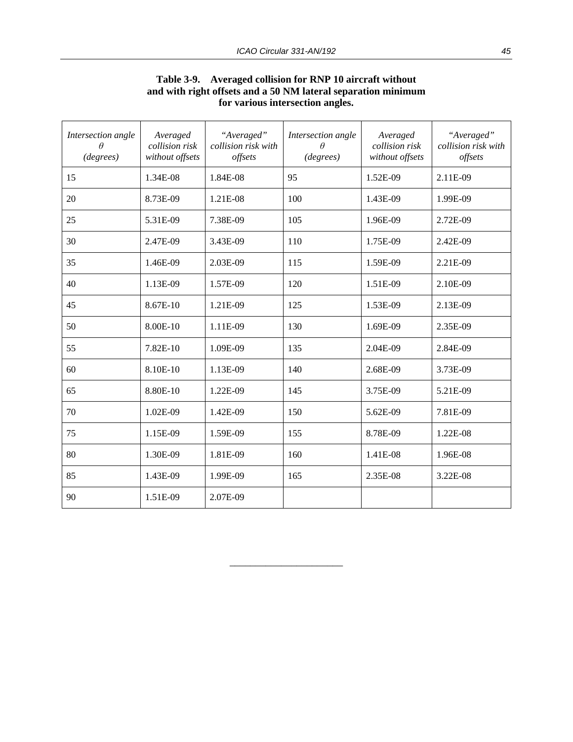**Table 3-9. Averaged collision for RNP 10 aircraft without and with right offsets and a 50 NM lateral separation minimum for various intersection angles.**

| *Intersection angle* $\theta$ *(degrees)* | *Averaged collision risk without offsets* | *"Averaged" collision risk with offsets* | *Intersection angle* $\theta$ *(degrees)* | *Averaged collision risk without offsets* | *"Averaged" collision risk with offsets* |
|---|---|---|---|---|---|
| 15 | 1.34E-08 | 1.84E-08 | 95 | 1.52E-09 | 2.11E-09 |
| 20 | 8.73E-09 | 1.21E-08 | 100 | 1.43E-09 | 1.99E-09 |
| 25 | 5.31E-09 | 7.38E-09 | 105 | 1.96E-09 | 2.72E-09 |
| 30 | 2.47E-09 | 3.43E-09 | 110 | 1.75E-09 | 2.42E-09 |
| 35 | 1.46E-09 | 2.03E-09 | 115 | 1.59E-09 | 2.21E-09 |
| 40 | 1.13E-09 | 1.57E-09 | 120 | 1.51E-09 | 2.10E-09 |
| 45 | 8.67E-10 | 1.21E-09 | 125 | 1.53E-09 | 2.13E-09 |
| 50 | 8.00E-10 | 1.11E-09 | 130 | 1.69E-09 | 2.35E-09 |
| 55 | 7.82E-10 | 1.09E-09 | 135 | 2.04E-09 | 2.84E-09 |
| 60 | 8.10E-10 | 1.13E-09 | 140 | 2.68E-09 | 3.73E-09 |
| 65 | 8.80E-10 | 1.22E-09 | 145 | 3.75E-09 | 5.21E-09 |
| 70 | 1.02E-09 | 1.42E-09 | 150 | 5.62E-09 | 7.81E-09 |
| 75 | 1.15E-09 | 1.59E-09 | 155 | 8.78E-09 | 1.22E-08 |
| 80 | 1.30E-09 | 1.81E-09 | 160 | 1.41E-08 | 1.96E-08 |
| 85 | 1.43E-09 | 1.99E-09 | 165 | 2.35E-08 | 3.22E-08 |
| 90 | 1.51E-09 | 2.07E-09 | | | |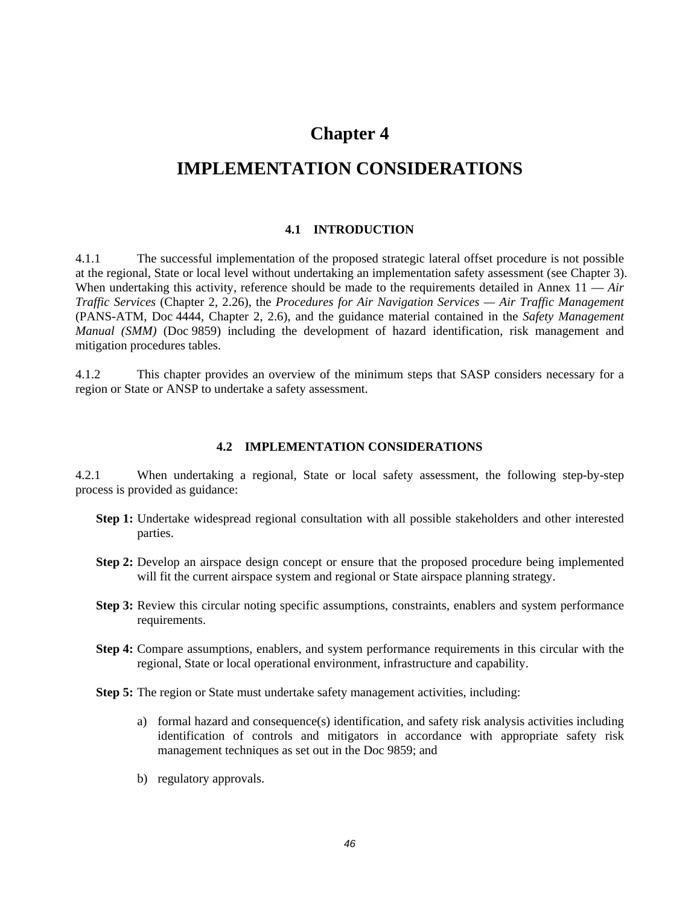# Chapter 4

# IMPLEMENTATION CONSIDERATIONS

## 4.1 INTRODUCTION

4.1.1 The successful implementation of the proposed strategic lateral offset procedure is not possible at the regional, State or local level without undertaking an implementation safety assessment (see Chapter 3). When undertaking this activity, reference should be made to the requirements detailed in Annex 11 — *Air Traffic Services* (Chapter 2, 2.26), the *Procedures for Air Navigation Services — Air Traffic Management* (PANS-ATM, Doc 4444, Chapter 2, 2.6), and the guidance material contained in the *Safety Management Manual (SMM)* (Doc 9859) including the development of hazard identification, risk management and mitigation procedures tables.

4.1.2 This chapter provides an overview of the minimum steps that SASP considers necessary for a region or State or ANSP to undertake a safety assessment.

## 4.2 IMPLEMENTATION CONSIDERATIONS

4.2.1 When undertaking a regional, State or local safety assessment, the following step-by-step process is provided as guidance:

**Step 1:** Undertake widespread regional consultation with all possible stakeholders and other interested parties.

**Step 2:** Develop an airspace design concept or ensure that the proposed procedure being implemented will fit the current airspace system and regional or State airspace planning strategy.

**Step 3:** Review this circular noting specific assumptions, constraints, enablers and system performance requirements.

**Step 4:** Compare assumptions, enablers, and system performance requirements in this circular with the regional, State or local operational environment, infrastructure and capability.

**Step 5:** The region or State must undertake safety management activities, including:

a) formal hazard and consequence(s) identification, and safety risk analysis activities including identification of controls and mitigators in accordance with appropriate safety risk management techniques as set out in the Doc 9859; and

b) regulatory approvals.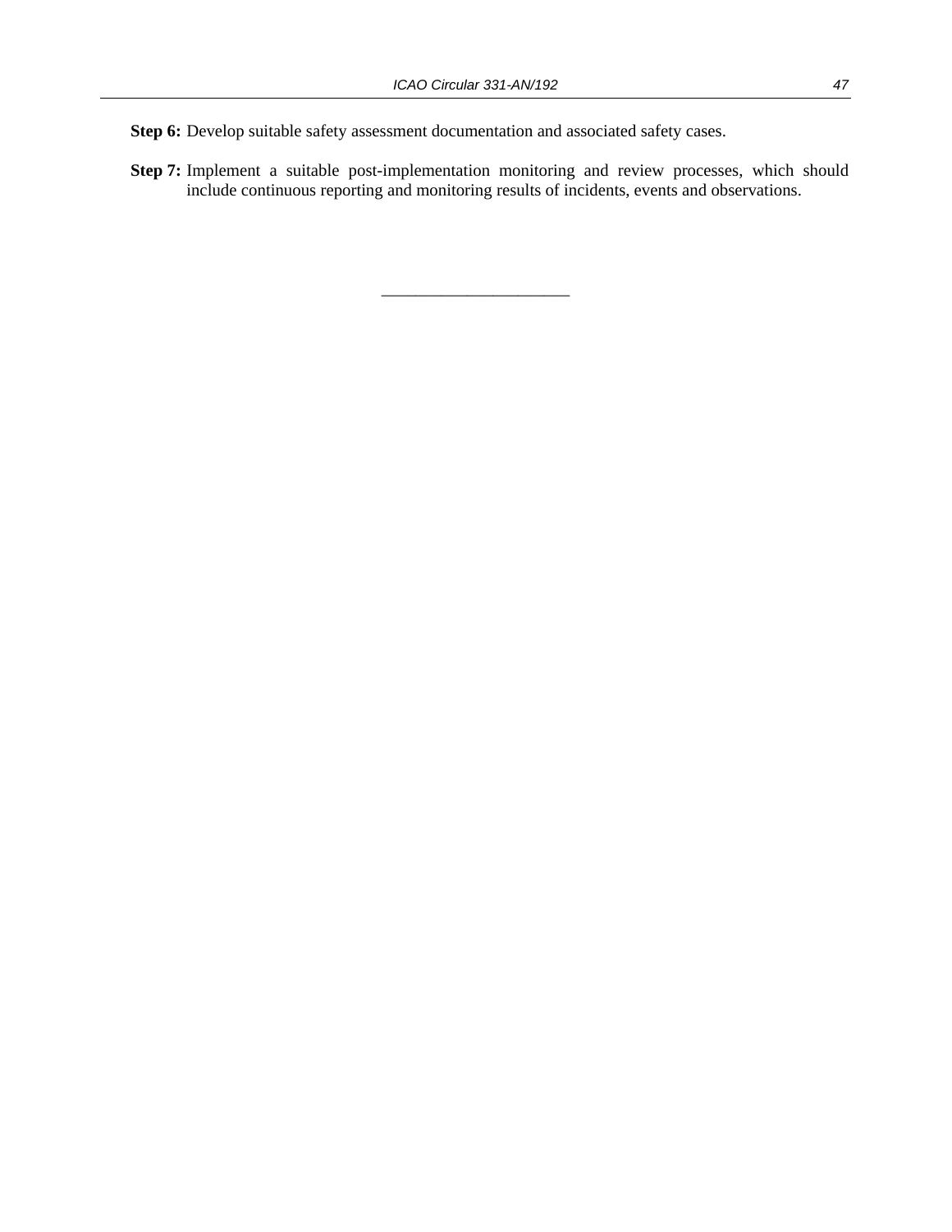**Step 6:** Develop suitable safety assessment documentation and associated safety cases.

**Step 7:** Implement a suitable post-implementation monitoring and review processes, which should include continuous reporting and monitoring results of incidents, events and observations.

---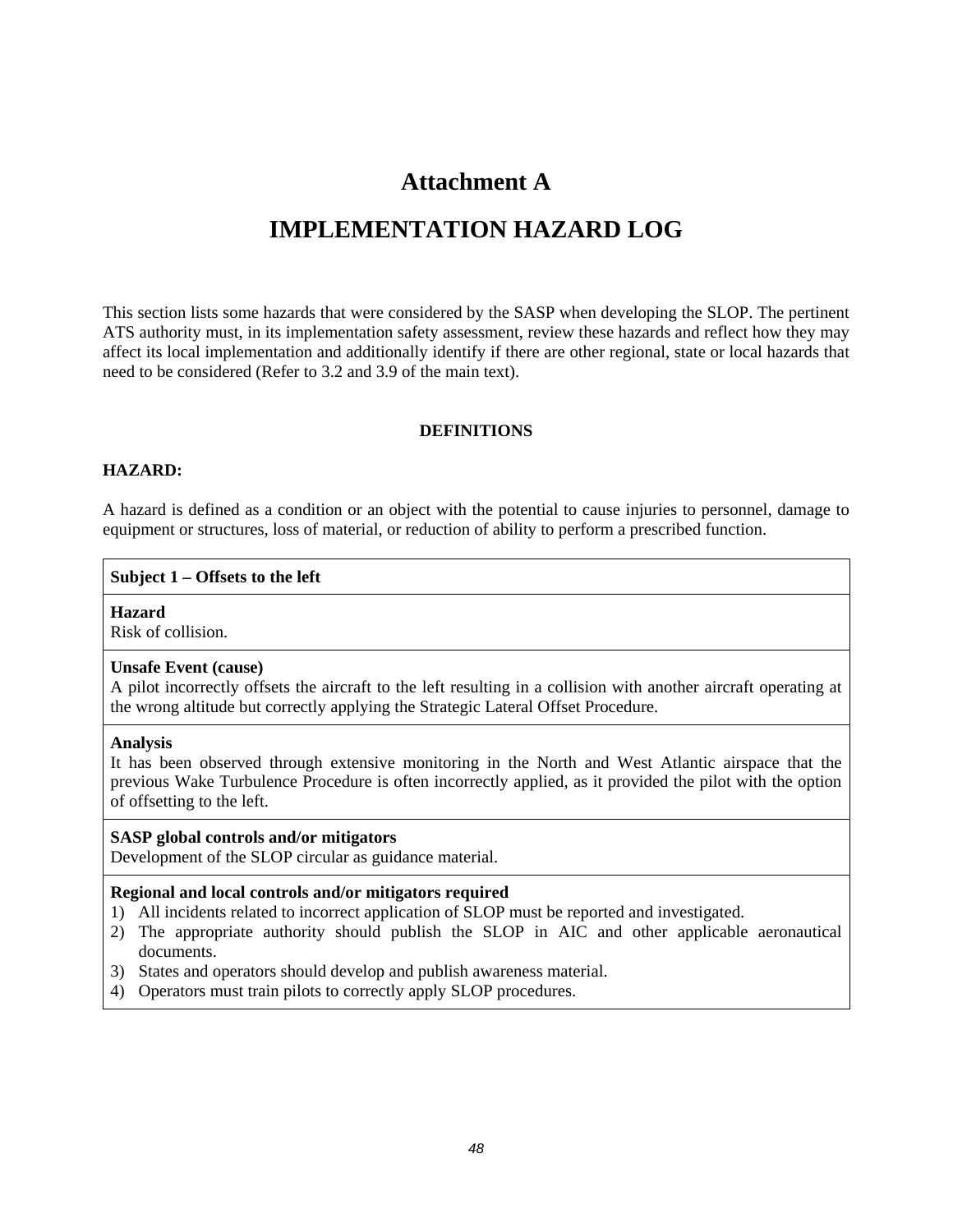# Attachment A

# IMPLEMENTATION HAZARD LOG

This section lists some hazards that were considered by the SASP when developing the SLOP. The pertinent ATS authority must, in its implementation safety assessment, review these hazards and reflect how they may affect its local implementation and additionally identify if there are other regional, state or local hazards that need to be considered (Refer to 3.2 and 3.9 of the main text).

**DEFINITIONS**

**HAZARD:**

A hazard is defined as a condition or an object with the potential to cause injuries to personnel, damage to equipment or structures, loss of material, or reduction of ability to perform a prescribed function.

| **Subject 1 – Offsets to the left** |
|---|
| **Hazard**<br>Risk of collision. |
| **Unsafe Event (cause)**<br>A pilot incorrectly offsets the aircraft to the left resulting in a collision with another aircraft operating at the wrong altitude but correctly applying the Strategic Lateral Offset Procedure. |
| **Analysis**<br>It has been observed through extensive monitoring in the North and West Atlantic airspace that the previous Wake Turbulence Procedure is often incorrectly applied, as it provided the pilot with the option of offsetting to the left. |
| **SASP global controls and/or mitigators**<br>Development of the SLOP circular as guidance material. |
| **Regional and local controls and/or mitigators required**<br>1) All incidents related to incorrect application of SLOP must be reported and investigated.<br>2) The appropriate authority should publish the SLOP in AIC and other applicable aeronautical documents.<br>3) States and operators should develop and publish awareness material.<br>4) Operators must train pilots to correctly apply SLOP procedures. |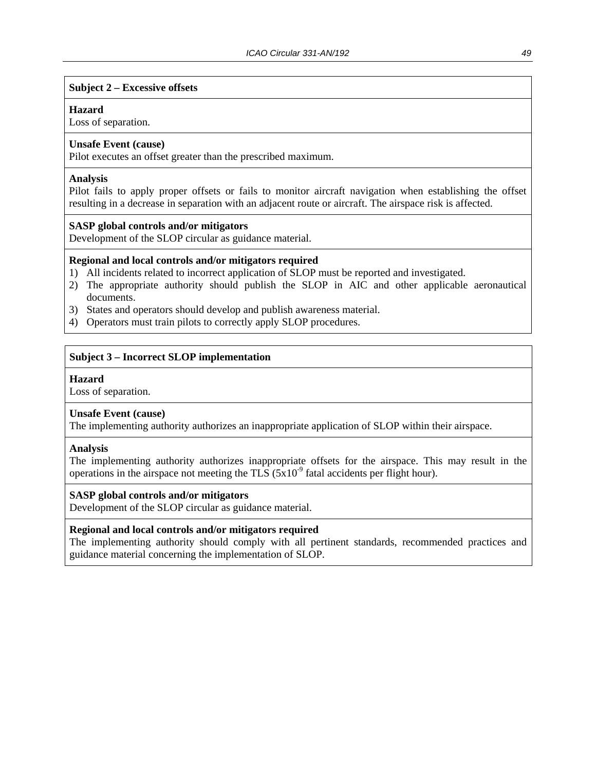**Subject 2 – Excessive offsets**

**Hazard**
Loss of separation.

**Unsafe Event (cause)**
Pilot executes an offset greater than the prescribed maximum.

**Analysis**
Pilot fails to apply proper offsets or fails to monitor aircraft navigation when establishing the offset resulting in a decrease in separation with an adjacent route or aircraft. The airspace risk is affected.

**SASP global controls and/or mitigators**
Development of the SLOP circular as guidance material.

**Regional and local controls and/or mitigators required**

1) All incidents related to incorrect application of SLOP must be reported and investigated.
2) The appropriate authority should publish the SLOP in AIC and other applicable aeronautical documents.
3) States and operators should develop and publish awareness material.
4) Operators must train pilots to correctly apply SLOP procedures.

**Subject 3 – Incorrect SLOP implementation**

**Hazard**
Loss of separation.

**Unsafe Event (cause)**
The implementing authority authorizes an inappropriate application of SLOP within their airspace.

**Analysis**
The implementing authority authorizes inappropriate offsets for the airspace. This may result in the operations in the airspace not meeting the TLS ($5 \times 10^{-9}$ fatal accidents per flight hour).

**SASP global controls and/or mitigators**
Development of the SLOP circular as guidance material.

**Regional and local controls and/or mitigators required**
The implementing authority should comply with all pertinent standards, recommended practices and guidance material concerning the implementation of SLOP.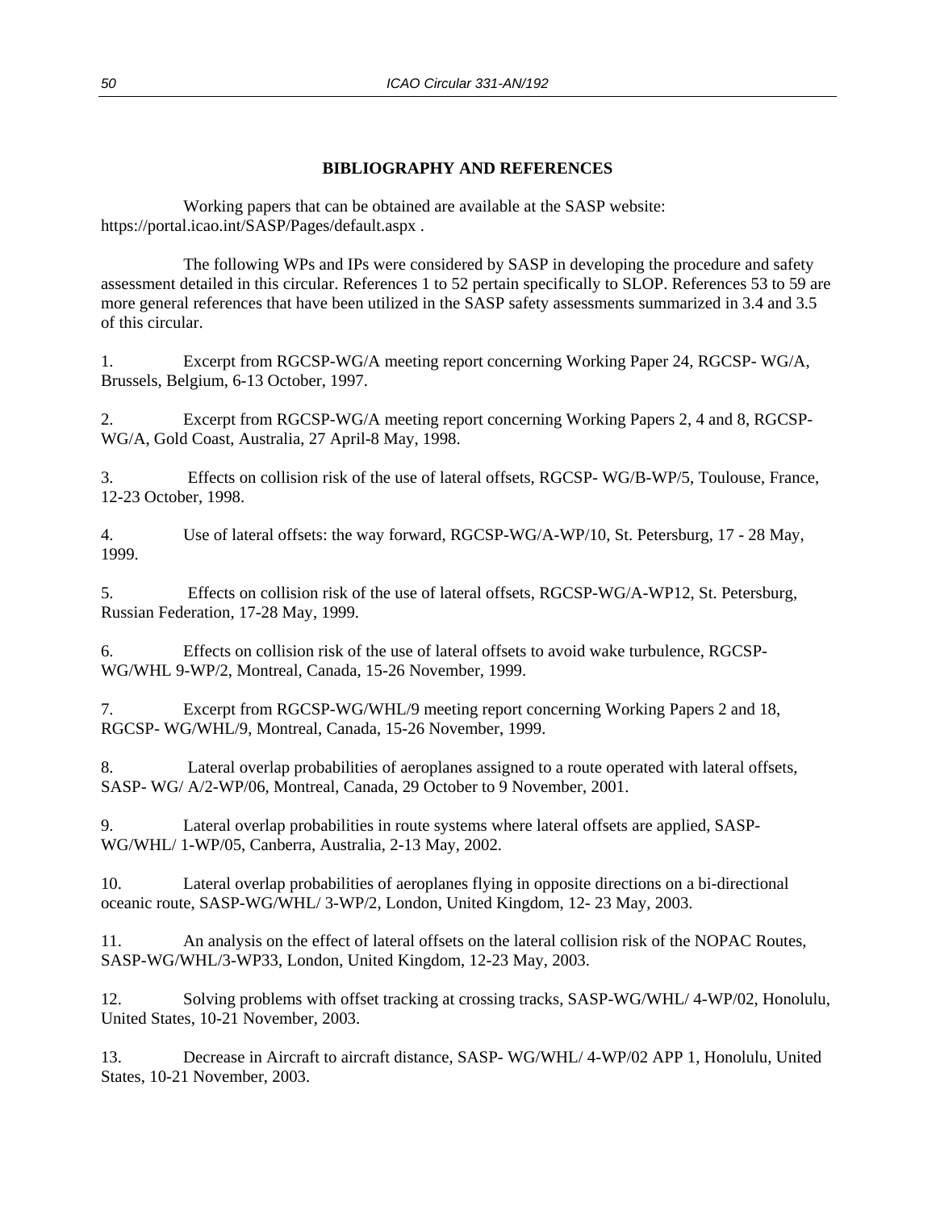## BIBLIOGRAPHY AND REFERENCES

Working papers that can be obtained are available at the SASP website: https://portal.icao.int/SASP/Pages/default.aspx .

The following WPs and IPs were considered by SASP in developing the procedure and safety assessment detailed in this circular. References 1 to 52 pertain specifically to SLOP. References 53 to 59 are more general references that have been utilized in the SASP safety assessments summarized in 3.4 and 3.5 of this circular.

1. Excerpt from RGCSP-WG/A meeting report concerning Working Paper 24, RGCSP- WG/A, Brussels, Belgium, 6-13 October, 1997.

2. Excerpt from RGCSP-WG/A meeting report concerning Working Papers 2, 4 and 8, RGCSP-WG/A, Gold Coast, Australia, 27 April-8 May, 1998.

3. Effects on collision risk of the use of lateral offsets, RGCSP- WG/B-WP/5, Toulouse, France, 12-23 October, 1998.

4. Use of lateral offsets: the way forward, RGCSP-WG/A-WP/10, St. Petersburg, 17 - 28 May, 1999.

5. Effects on collision risk of the use of lateral offsets, RGCSP-WG/A-WP12, St. Petersburg, Russian Federation, 17-28 May, 1999.

6. Effects on collision risk of the use of lateral offsets to avoid wake turbulence, RGCSP-WG/WHL 9-WP/2, Montreal, Canada, 15-26 November, 1999.

7. Excerpt from RGCSP-WG/WHL/9 meeting report concerning Working Papers 2 and 18, RGCSP- WG/WHL/9, Montreal, Canada, 15-26 November, 1999.

8. Lateral overlap probabilities of aeroplanes assigned to a route operated with lateral offsets, SASP- WG/ A/2-WP/06, Montreal, Canada, 29 October to 9 November, 2001.

9. Lateral overlap probabilities in route systems where lateral offsets are applied, SASP-WG/WHL/ 1-WP/05, Canberra, Australia, 2-13 May, 2002.

10. Lateral overlap probabilities of aeroplanes flying in opposite directions on a bi-directional oceanic route, SASP-WG/WHL/ 3-WP/2, London, United Kingdom, 12- 23 May, 2003.

11. An analysis on the effect of lateral offsets on the lateral collision risk of the NOPAC Routes, SASP-WG/WHL/3-WP33, London, United Kingdom, 12-23 May, 2003.

12. Solving problems with offset tracking at crossing tracks, SASP-WG/WHL/ 4-WP/02, Honolulu, United States, 10-21 November, 2003.

13. Decrease in Aircraft to aircraft distance, SASP- WG/WHL/ 4-WP/02 APP 1, Honolulu, United States, 10-21 November, 2003.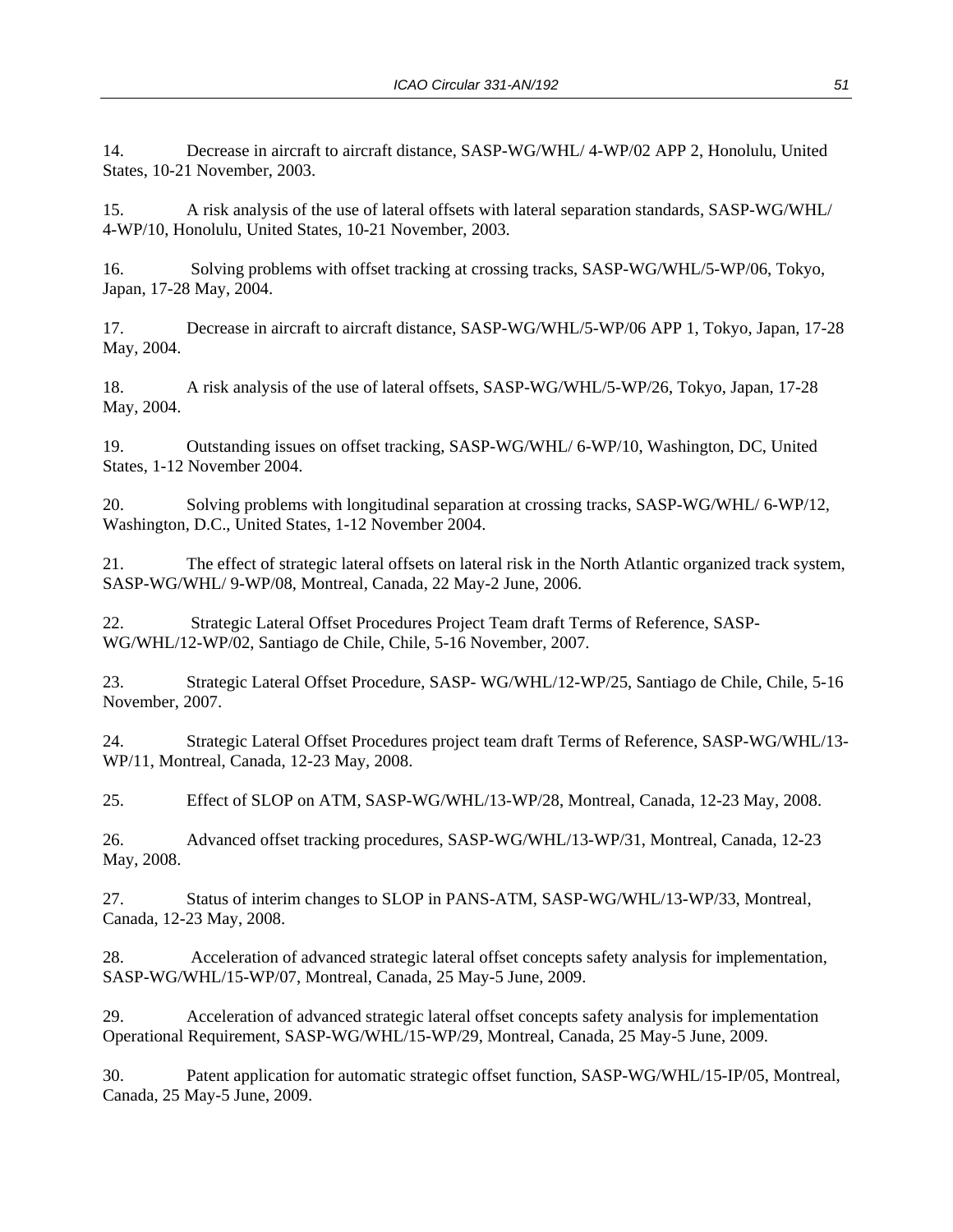14. Decrease in aircraft to aircraft distance, SASP-WG/WHL/ 4-WP/02 APP 2, Honolulu, United States, 10-21 November, 2003.

15. A risk analysis of the use of lateral offsets with lateral separation standards, SASP-WG/WHL/ 4-WP/10, Honolulu, United States, 10-21 November, 2003.

16. Solving problems with offset tracking at crossing tracks, SASP-WG/WHL/5-WP/06, Tokyo, Japan, 17-28 May, 2004.

17. Decrease in aircraft to aircraft distance, SASP-WG/WHL/5-WP/06 APP 1, Tokyo, Japan, 17-28 May, 2004.

18. A risk analysis of the use of lateral offsets, SASP-WG/WHL/5-WP/26, Tokyo, Japan, 17-28 May, 2004.

19. Outstanding issues on offset tracking, SASP-WG/WHL/ 6-WP/10, Washington, DC, United States, 1-12 November 2004.

20. Solving problems with longitudinal separation at crossing tracks, SASP-WG/WHL/ 6-WP/12, Washington, D.C., United States, 1-12 November 2004.

21. The effect of strategic lateral offsets on lateral risk in the North Atlantic organized track system, SASP-WG/WHL/ 9-WP/08, Montreal, Canada, 22 May-2 June, 2006.

22. Strategic Lateral Offset Procedures Project Team draft Terms of Reference, SASP-WG/WHL/12-WP/02, Santiago de Chile, Chile, 5-16 November, 2007.

23. Strategic Lateral Offset Procedure, SASP- WG/WHL/12-WP/25, Santiago de Chile, Chile, 5-16 November, 2007.

24. Strategic Lateral Offset Procedures project team draft Terms of Reference, SASP-WG/WHL/13-WP/11, Montreal, Canada, 12-23 May, 2008.

25. Effect of SLOP on ATM, SASP-WG/WHL/13-WP/28, Montreal, Canada, 12-23 May, 2008.

26. Advanced offset tracking procedures, SASP-WG/WHL/13-WP/31, Montreal, Canada, 12-23 May, 2008.

27. Status of interim changes to SLOP in PANS-ATM, SASP-WG/WHL/13-WP/33, Montreal, Canada, 12-23 May, 2008.

28. Acceleration of advanced strategic lateral offset concepts safety analysis for implementation, SASP-WG/WHL/15-WP/07, Montreal, Canada, 25 May-5 June, 2009.

29. Acceleration of advanced strategic lateral offset concepts safety analysis for implementation Operational Requirement, SASP-WG/WHL/15-WP/29, Montreal, Canada, 25 May-5 June, 2009.

30. Patent application for automatic strategic offset function, SASP-WG/WHL/15-IP/05, Montreal, Canada, 25 May-5 June, 2009.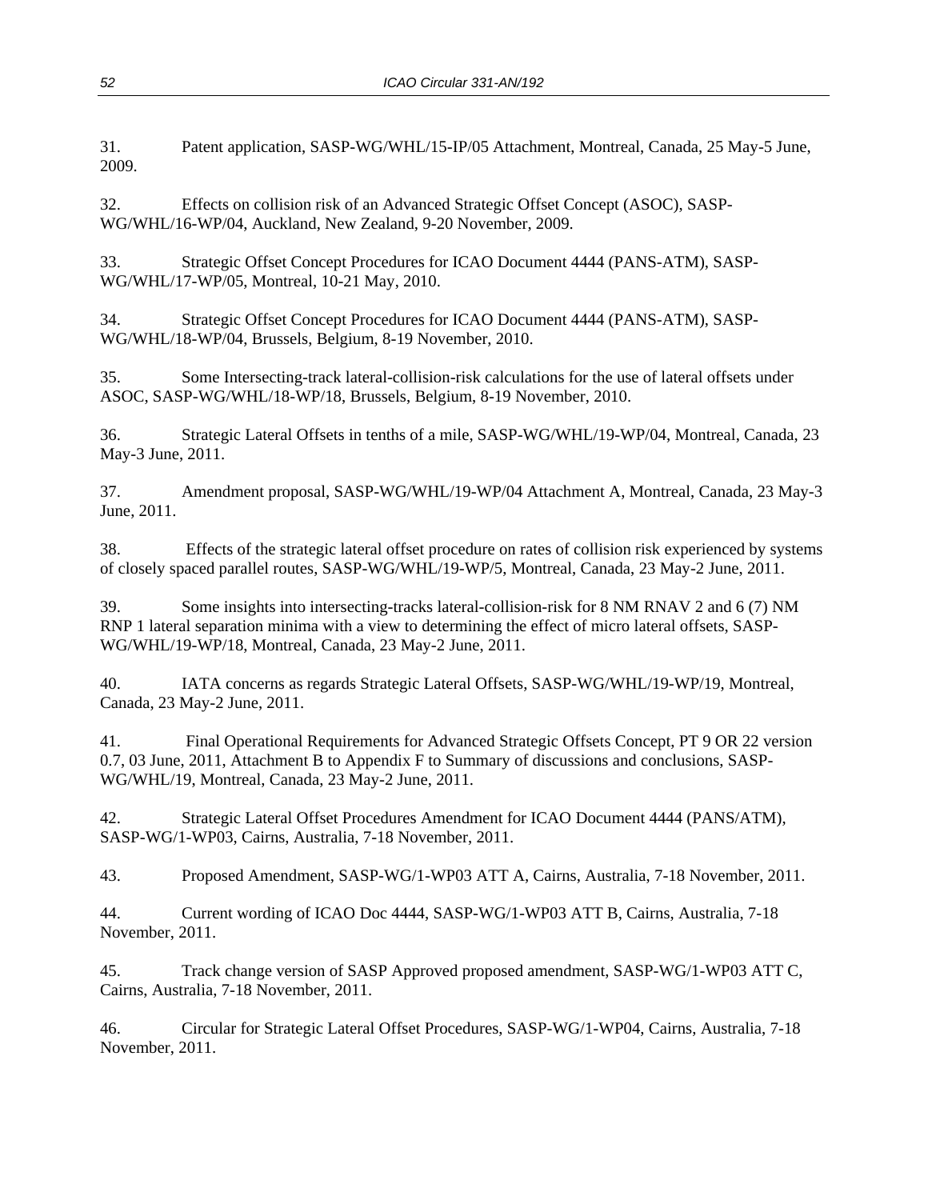31. Patent application, SASP-WG/WHL/15-IP/05 Attachment, Montreal, Canada, 25 May-5 June, 2009.

32. Effects on collision risk of an Advanced Strategic Offset Concept (ASOC), SASP-WG/WHL/16-WP/04, Auckland, New Zealand, 9-20 November, 2009.

33. Strategic Offset Concept Procedures for ICAO Document 4444 (PANS-ATM), SASP-WG/WHL/17-WP/05, Montreal, 10-21 May, 2010.

34. Strategic Offset Concept Procedures for ICAO Document 4444 (PANS-ATM), SASP-WG/WHL/18-WP/04, Brussels, Belgium, 8-19 November, 2010.

35. Some Intersecting-track lateral-collision-risk calculations for the use of lateral offsets under ASOC, SASP-WG/WHL/18-WP/18, Brussels, Belgium, 8-19 November, 2010.

36. Strategic Lateral Offsets in tenths of a mile, SASP-WG/WHL/19-WP/04, Montreal, Canada, 23 May-3 June, 2011.

37. Amendment proposal, SASP-WG/WHL/19-WP/04 Attachment A, Montreal, Canada, 23 May-3 June, 2011.

38. Effects of the strategic lateral offset procedure on rates of collision risk experienced by systems of closely spaced parallel routes, SASP-WG/WHL/19-WP/5, Montreal, Canada, 23 May-2 June, 2011.

39. Some insights into intersecting-tracks lateral-collision-risk for 8 NM RNAV 2 and 6 (7) NM RNP 1 lateral separation minima with a view to determining the effect of micro lateral offsets, SASP-WG/WHL/19-WP/18, Montreal, Canada, 23 May-2 June, 2011.

40. IATA concerns as regards Strategic Lateral Offsets, SASP-WG/WHL/19-WP/19, Montreal, Canada, 23 May-2 June, 2011.

41. Final Operational Requirements for Advanced Strategic Offsets Concept, PT 9 OR 22 version 0.7, 03 June, 2011, Attachment B to Appendix F to Summary of discussions and conclusions, SASP-WG/WHL/19, Montreal, Canada, 23 May-2 June, 2011.

42. Strategic Lateral Offset Procedures Amendment for ICAO Document 4444 (PANS/ATM), SASP-WG/1-WP03, Cairns, Australia, 7-18 November, 2011.

43. Proposed Amendment, SASP-WG/1-WP03 ATT A, Cairns, Australia, 7-18 November, 2011.

44. Current wording of ICAO Doc 4444, SASP-WG/1-WP03 ATT B, Cairns, Australia, 7-18 November, 2011.

45. Track change version of SASP Approved proposed amendment, SASP-WG/1-WP03 ATT C, Cairns, Australia, 7-18 November, 2011.

46. Circular for Strategic Lateral Offset Procedures, SASP-WG/1-WP04, Cairns, Australia, 7-18 November, 2011.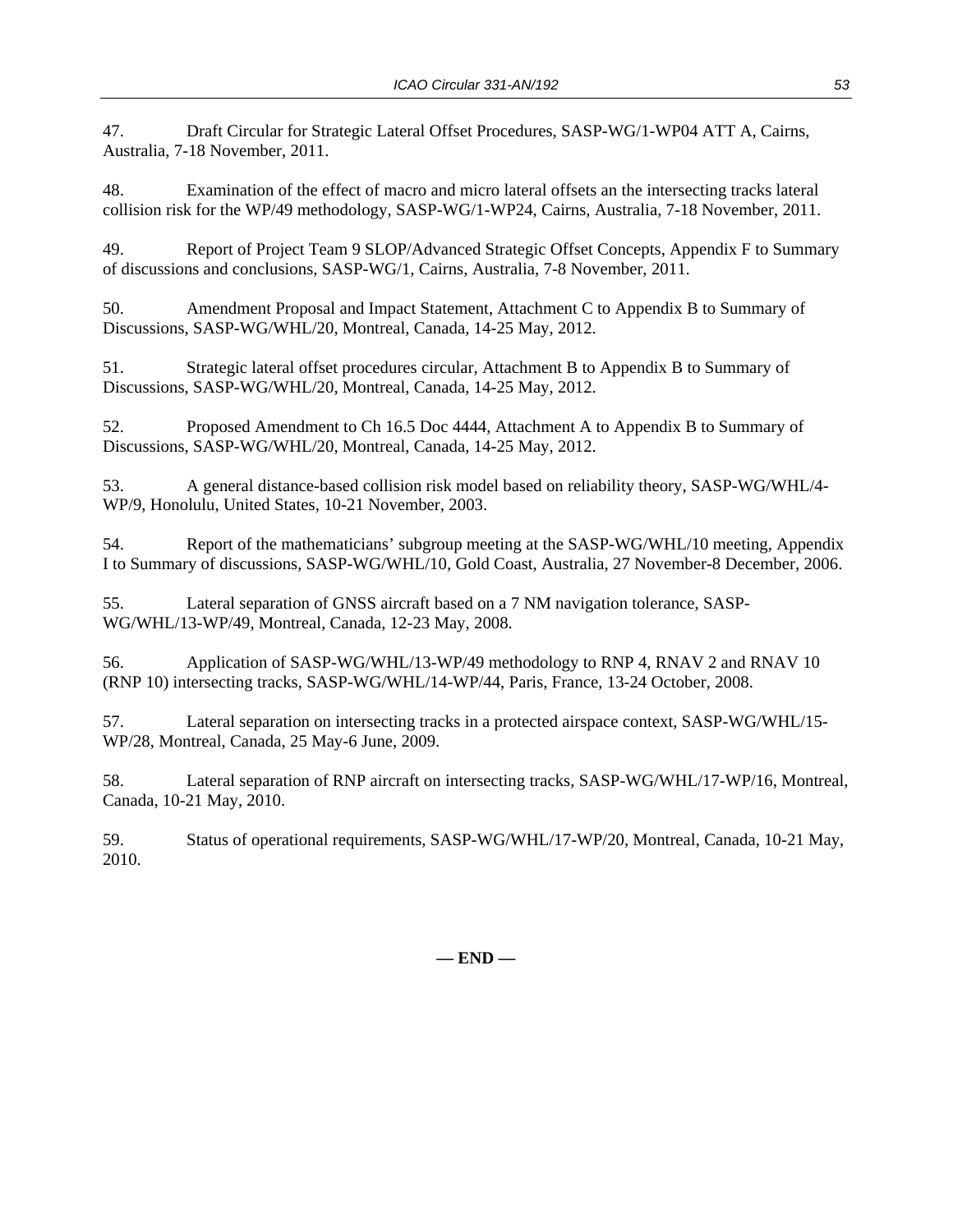47. Draft Circular for Strategic Lateral Offset Procedures, SASP-WG/1-WP04 ATT A, Cairns, Australia, 7-18 November, 2011.

48. Examination of the effect of macro and micro lateral offsets an the intersecting tracks lateral collision risk for the WP/49 methodology, SASP-WG/1-WP24, Cairns, Australia, 7-18 November, 2011.

49. Report of Project Team 9 SLOP/Advanced Strategic Offset Concepts, Appendix F to Summary of discussions and conclusions, SASP-WG/1, Cairns, Australia, 7-8 November, 2011.

50. Amendment Proposal and Impact Statement, Attachment C to Appendix B to Summary of Discussions, SASP-WG/WHL/20, Montreal, Canada, 14-25 May, 2012.

51. Strategic lateral offset procedures circular, Attachment B to Appendix B to Summary of Discussions, SASP-WG/WHL/20, Montreal, Canada, 14-25 May, 2012.

52. Proposed Amendment to Ch 16.5 Doc 4444, Attachment A to Appendix B to Summary of Discussions, SASP-WG/WHL/20, Montreal, Canada, 14-25 May, 2012.

53. A general distance-based collision risk model based on reliability theory, SASP-WG/WHL/4-WP/9, Honolulu, United States, 10-21 November, 2003.

54. Report of the mathematicians' subgroup meeting at the SASP-WG/WHL/10 meeting, Appendix I to Summary of discussions, SASP-WG/WHL/10, Gold Coast, Australia, 27 November-8 December, 2006.

55. Lateral separation of GNSS aircraft based on a 7 NM navigation tolerance, SASP-WG/WHL/13-WP/49, Montreal, Canada, 12-23 May, 2008.

56. Application of SASP-WG/WHL/13-WP/49 methodology to RNP 4, RNAV 2 and RNAV 10 (RNP 10) intersecting tracks, SASP-WG/WHL/14-WP/44, Paris, France, 13-24 October, 2008.

57. Lateral separation on intersecting tracks in a protected airspace context, SASP-WG/WHL/15-WP/28, Montreal, Canada, 25 May-6 June, 2009.

58. Lateral separation of RNP aircraft on intersecting tracks, SASP-WG/WHL/17-WP/16, Montreal, Canada, 10-21 May, 2010.

59. Status of operational requirements, SASP-WG/WHL/17-WP/20, Montreal, Canada, 10-21 May, 2010.

**— END —**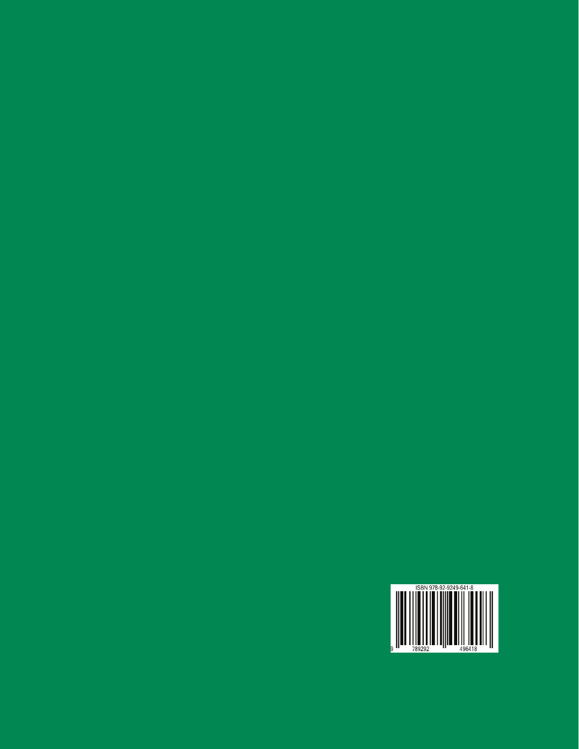ISBN 978-92-9249-641-8

9 789292 496418